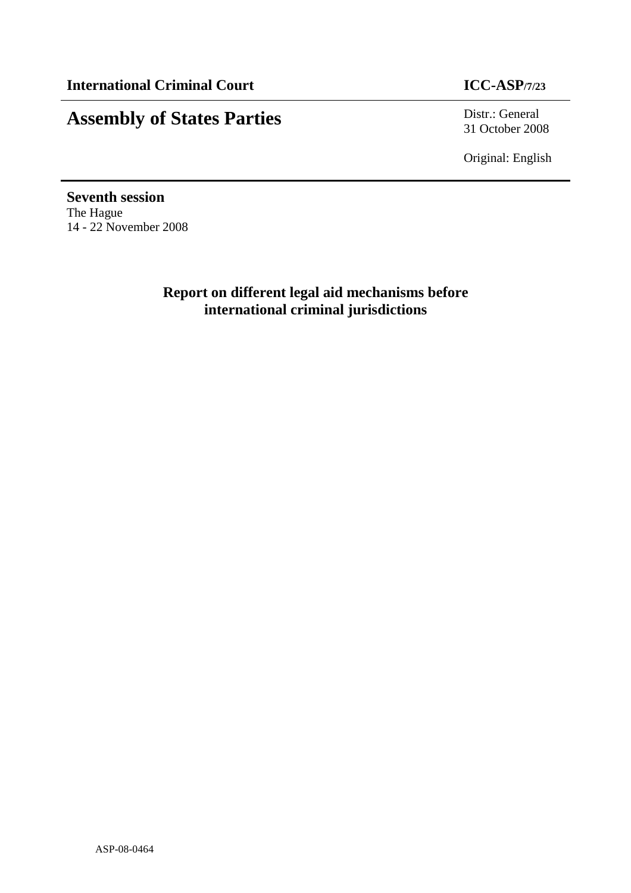**International Criminal Court** **ICC-ASP/7/23**

# Assembly of States Parties

Distr.: General
31 October 2008

Original: English

**Seventh session**
The Hague
14 - 22 November 2008

## Report on different legal aid mechanisms before international criminal jurisdictions

ASP-08-0464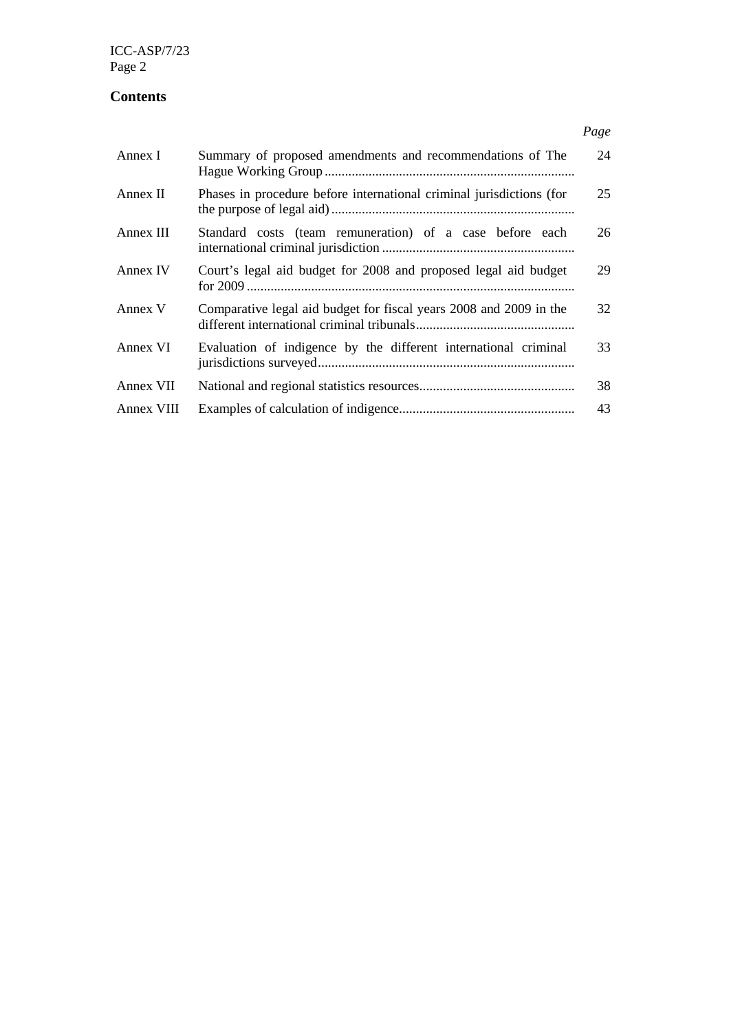## Contents

| | | *Page* |
|---|---|---|
| Annex I | Summary of proposed amendments and recommendations of The Hague Working Group | 24 |
| Annex II | Phases in procedure before international criminal jurisdictions (for the purpose of legal aid) | 25 |
| Annex III | Standard costs (team remuneration) of a case before each international criminal jurisdiction | 26 |
| Annex IV | Court's legal aid budget for 2008 and proposed legal aid budget for 2009 | 29 |
| Annex V | Comparative legal aid budget for fiscal years 2008 and 2009 in the different international criminal tribunals | 32 |
| Annex VI | Evaluation of indigence by the different international criminal jurisdictions surveyed | 33 |
| Annex VII | National and regional statistics resources | 38 |
| Annex VIII | Examples of calculation of indigence | 43 |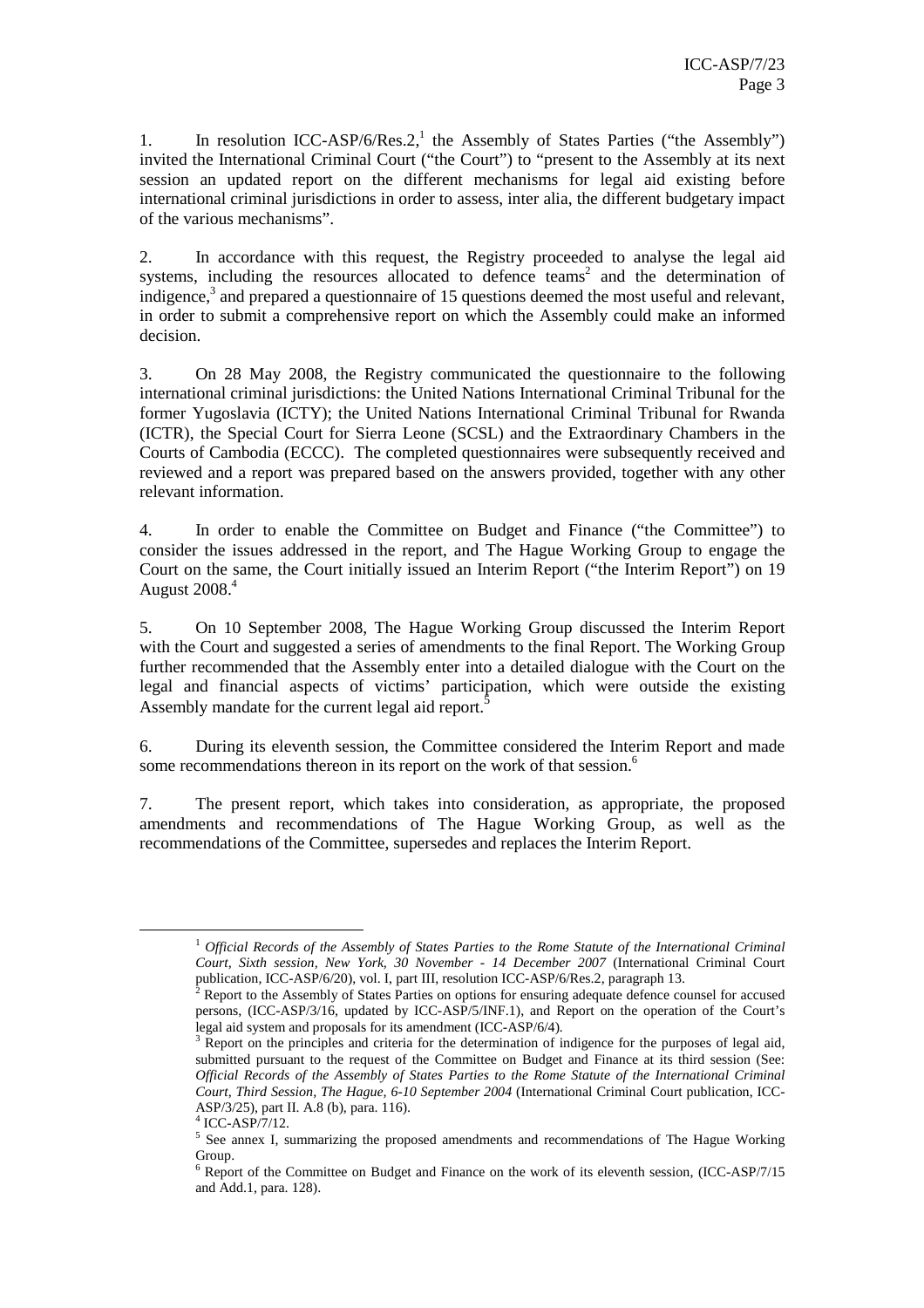1. In resolution ICC-ASP/6/Res.2,[1] the Assembly of States Parties ("the Assembly") invited the International Criminal Court ("the Court") to "present to the Assembly at its next session an updated report on the different mechanisms for legal aid existing before international criminal jurisdictions in order to assess, inter alia, the different budgetary impact of the various mechanisms".

2. In accordance with this request, the Registry proceeded to analyse the legal aid systems, including the resources allocated to defence teams[2] and the determination of indigence,[3] and prepared a questionnaire of 15 questions deemed the most useful and relevant, in order to submit a comprehensive report on which the Assembly could make an informed decision.

3. On 28 May 2008, the Registry communicated the questionnaire to the following international criminal jurisdictions: the United Nations International Criminal Tribunal for the former Yugoslavia (ICTY); the United Nations International Criminal Tribunal for Rwanda (ICTR), the Special Court for Sierra Leone (SCSL) and the Extraordinary Chambers in the Courts of Cambodia (ECCC). The completed questionnaires were subsequently received and reviewed and a report was prepared based on the answers provided, together with any other relevant information.

4. In order to enable the Committee on Budget and Finance ("the Committee") to consider the issues addressed in the report, and The Hague Working Group to engage the Court on the same, the Court initially issued an Interim Report ("the Interim Report") on 19 August 2008.[4]

5. On 10 September 2008, The Hague Working Group discussed the Interim Report with the Court and suggested a series of amendments to the final Report. The Working Group further recommended that the Assembly enter into a detailed dialogue with the Court on the legal and financial aspects of victims' participation, which were outside the existing Assembly mandate for the current legal aid report.[5]

6. During its eleventh session, the Committee considered the Interim Report and made some recommendations thereon in its report on the work of that session.[6]

7. The present report, which takes into consideration, as appropriate, the proposed amendments and recommendations of The Hague Working Group, as well as the recommendations of the Committee, supersedes and replaces the Interim Report.

---

[1] *Official Records of the Assembly of States Parties to the Rome Statute of the International Criminal Court, Sixth session, New York, 30 November - 14 December 2007* (International Criminal Court publication, ICC-ASP/6/20), vol. I, part III, resolution ICC-ASP/6/Res.2, paragraph 13.

[2] Report to the Assembly of States Parties on options for ensuring adequate defence counsel for accused persons, (ICC-ASP/3/16, updated by ICC-ASP/5/INF.1), and Report on the operation of the Court's legal aid system and proposals for its amendment (ICC-ASP/6/4).

[3] Report on the principles and criteria for the determination of indigence for the purposes of legal aid, submitted pursuant to the request of the Committee on Budget and Finance at its third session (See: *Official Records of the Assembly of States Parties to the Rome Statute of the International Criminal Court, Third Session, The Hague, 6-10 September 2004* (International Criminal Court publication, ICC-ASP/3/25), part II. A.8 (b), para. 116).

[4] ICC-ASP/7/12.

[5] See annex I, summarizing the proposed amendments and recommendations of The Hague Working Group.

[6] Report of the Committee on Budget and Finance on the work of its eleventh session, (ICC-ASP/7/15 and Add.1, para. 128).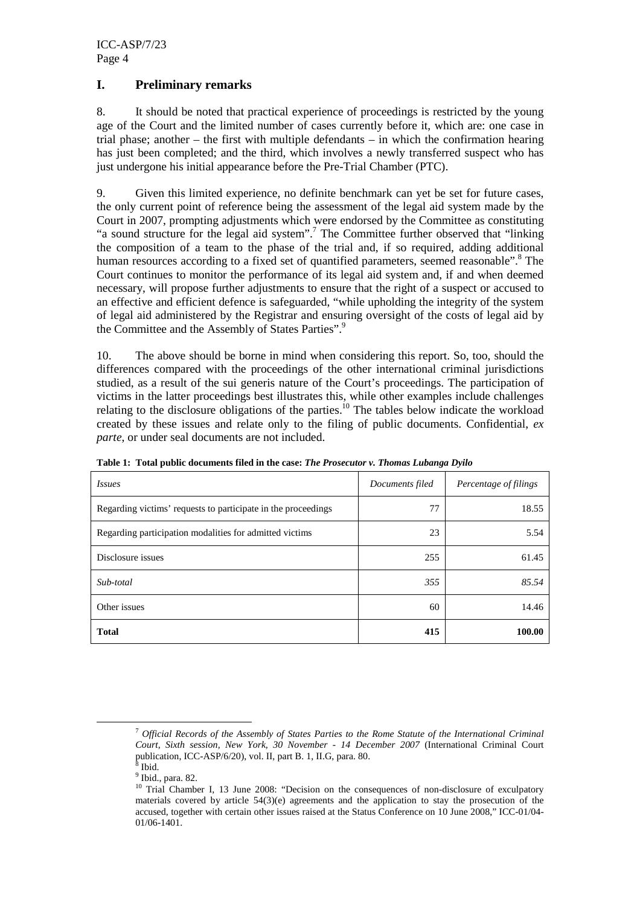## I. Preliminary remarks

8. It should be noted that practical experience of proceedings is restricted by the young age of the Court and the limited number of cases currently before it, which are: one case in trial phase; another – the first with multiple defendants – in which the confirmation hearing has just been completed; and the third, which involves a newly transferred suspect who has just undergone his initial appearance before the Pre-Trial Chamber (PTC).

9. Given this limited experience, no definite benchmark can yet be set for future cases, the only current point of reference being the assessment of the legal aid system made by the Court in 2007, prompting adjustments which were endorsed by the Committee as constituting "a sound structure for the legal aid system".[7] The Committee further observed that "linking the composition of a team to the phase of the trial and, if so required, adding additional human resources according to a fixed set of quantified parameters, seemed reasonable".[8] The Court continues to monitor the performance of its legal aid system and, if and when deemed necessary, will propose further adjustments to ensure that the right of a suspect or accused to an effective and efficient defence is safeguarded, "while upholding the integrity of the system of legal aid administered by the Registrar and ensuring oversight of the costs of legal aid by the Committee and the Assembly of States Parties".[9]

10. The above should be borne in mind when considering this report. So, too, should the differences compared with the proceedings of the other international criminal jurisdictions studied, as a result of the sui generis nature of the Court's proceedings. The participation of victims in the latter proceedings best illustrates this, while other examples include challenges relating to the disclosure obligations of the parties.[10] The tables below indicate the workload created by these issues and relate only to the filing of public documents. Confidential, *ex parte*, or under seal documents are not included.

**Table 1: Total public documents filed in the case: *The Prosecutor v. Thomas Lubanga Dyilo***

| *Issues* | *Documents filed* | *Percentage of filings* |
|---|---|---|
| Regarding victims' requests to participate in the proceedings | 77 | 18.55 |
| Regarding participation modalities for admitted victims | 23 | 5.54 |
| Disclosure issues | 255 | 61.45 |
| *Sub-total* | *355* | *85.54* |
| Other issues | 60 | 14.46 |
| **Total** | **415** | **100.00** |

---

[7] *Official Records of the Assembly of States Parties to the Rome Statute of the International Criminal Court, Sixth session, New York, 30 November - 14 December 2007* (International Criminal Court publication, ICC-ASP/6/20), vol. II, part B. 1, II.G, para. 80.

[8] Ibid.

[9] Ibid., para. 82.

[10] Trial Chamber I, 13 June 2008: "Decision on the consequences of non-disclosure of exculpatory materials covered by article 54(3)(e) agreements and the application to stay the prosecution of the accused, together with certain other issues raised at the Status Conference on 10 June 2008," ICC-01/04-01/06-1401.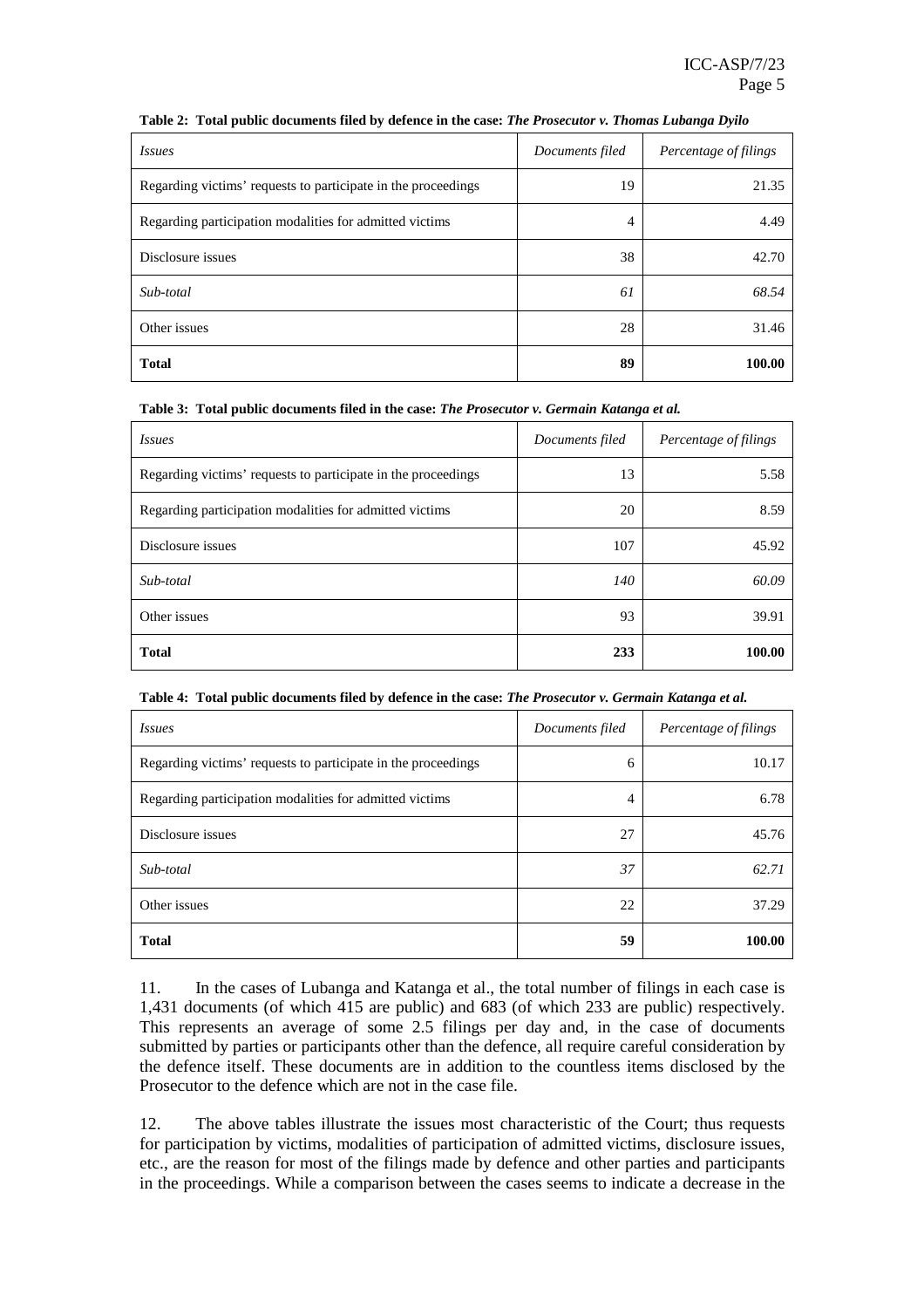**Table 2: Total public documents filed by defence in the case: *The Prosecutor v. Thomas Lubanga Dyilo***

| *Issues* | *Documents filed* | *Percentage of filings* |
|---|---|---|
| Regarding victims' requests to participate in the proceedings | 19 | 21.35 |
| Regarding participation modalities for admitted victims | 4 | 4.49 |
| Disclosure issues | 38 | 42.70 |
| *Sub-total* | *61* | *68.54* |
| Other issues | 28 | 31.46 |
| **Total** | **89** | **100.00** |

**Table 3: Total public documents filed in the case: *The Prosecutor v. Germain Katanga et al.***

| *Issues* | *Documents filed* | *Percentage of filings* |
|---|---|---|
| Regarding victims' requests to participate in the proceedings | 13 | 5.58 |
| Regarding participation modalities for admitted victims | 20 | 8.59 |
| Disclosure issues | 107 | 45.92 |
| *Sub-total* | *140* | *60.09* |
| Other issues | 93 | 39.91 |
| **Total** | **233** | **100.00** |

**Table 4: Total public documents filed by defence in the case: *The Prosecutor v. Germain Katanga et al.***

| *Issues* | *Documents filed* | *Percentage of filings* |
|---|---|---|
| Regarding victims' requests to participate in the proceedings | 6 | 10.17 |
| Regarding participation modalities for admitted victims | 4 | 6.78 |
| Disclosure issues | 27 | 45.76 |
| *Sub-total* | *37* | *62.71* |
| Other issues | 22 | 37.29 |
| **Total** | **59** | **100.00** |

11. In the cases of Lubanga and Katanga et al., the total number of filings in each case is 1,431 documents (of which 415 are public) and 683 (of which 233 are public) respectively. This represents an average of some 2.5 filings per day and, in the case of documents submitted by parties or participants other than the defence, all require careful consideration by the defence itself. These documents are in addition to the countless items disclosed by the Prosecutor to the defence which are not in the case file.

12. The above tables illustrate the issues most characteristic of the Court; thus requests for participation by victims, modalities of participation of admitted victims, disclosure issues, etc., are the reason for most of the filings made by defence and other parties and participants in the proceedings. While a comparison between the cases seems to indicate a decrease in the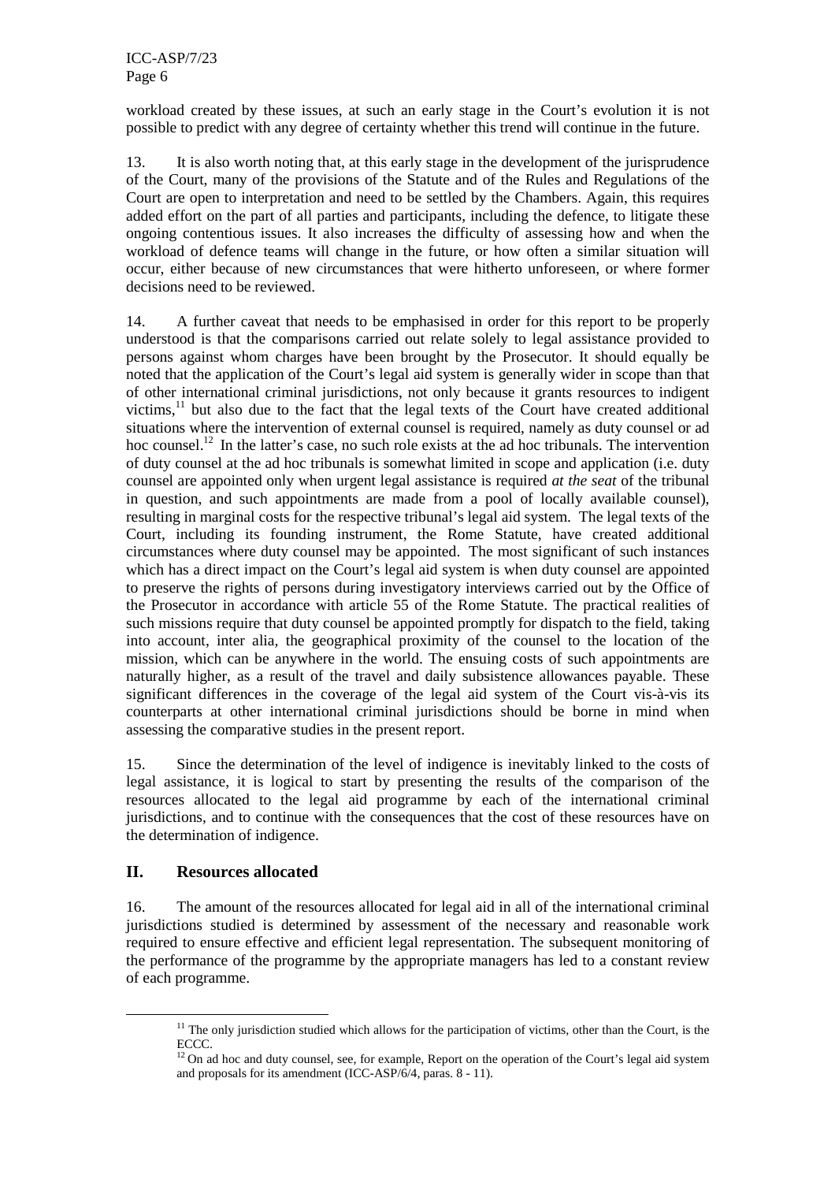workload created by these issues, at such an early stage in the Court's evolution it is not possible to predict with any degree of certainty whether this trend will continue in the future.

13. It is also worth noting that, at this early stage in the development of the jurisprudence of the Court, many of the provisions of the Statute and of the Rules and Regulations of the Court are open to interpretation and need to be settled by the Chambers. Again, this requires added effort on the part of all parties and participants, including the defence, to litigate these ongoing contentious issues. It also increases the difficulty of assessing how and when the workload of defence teams will change in the future, or how often a similar situation will occur, either because of new circumstances that were hitherto unforeseen, or where former decisions need to be reviewed.

14. A further caveat that needs to be emphasised in order for this report to be properly understood is that the comparisons carried out relate solely to legal assistance provided to persons against whom charges have been brought by the Prosecutor. It should equally be noted that the application of the Court's legal aid system is generally wider in scope than that of other international criminal jurisdictions, not only because it grants resources to indigent victims,[11] but also due to the fact that the legal texts of the Court have created additional situations where the intervention of external counsel is required, namely as duty counsel or ad hoc counsel.[12] In the latter's case, no such role exists at the ad hoc tribunals. The intervention of duty counsel at the ad hoc tribunals is somewhat limited in scope and application (i.e. duty counsel are appointed only when urgent legal assistance is required *at the seat* of the tribunal in question, and such appointments are made from a pool of locally available counsel), resulting in marginal costs for the respective tribunal's legal aid system. The legal texts of the Court, including its founding instrument, the Rome Statute, have created additional circumstances where duty counsel may be appointed. The most significant of such instances which has a direct impact on the Court's legal aid system is when duty counsel are appointed to preserve the rights of persons during investigatory interviews carried out by the Office of the Prosecutor in accordance with article 55 of the Rome Statute. The practical realities of such missions require that duty counsel be appointed promptly for dispatch to the field, taking into account, inter alia, the geographical proximity of the counsel to the location of the mission, which can be anywhere in the world. The ensuing costs of such appointments are naturally higher, as a result of the travel and daily subsistence allowances payable. These significant differences in the coverage of the legal aid system of the Court vis-à-vis its counterparts at other international criminal jurisdictions should be borne in mind when assessing the comparative studies in the present report.

15. Since the determination of the level of indigence is inevitably linked to the costs of legal assistance, it is logical to start by presenting the results of the comparison of the resources allocated to the legal aid programme by each of the international criminal jurisdictions, and to continue with the consequences that the cost of these resources have on the determination of indigence.

## II. Resources allocated

16. The amount of the resources allocated for legal aid in all of the international criminal jurisdictions studied is determined by assessment of the necessary and reasonable work required to ensure effective and efficient legal representation. The subsequent monitoring of the performance of the programme by the appropriate managers has led to a constant review of each programme.

---

[11] The only jurisdiction studied which allows for the participation of victims, other than the Court, is the ECCC.

[12] On ad hoc and duty counsel, see, for example, Report on the operation of the Court's legal aid system and proposals for its amendment (ICC-ASP/6/4, paras. 8 - 11).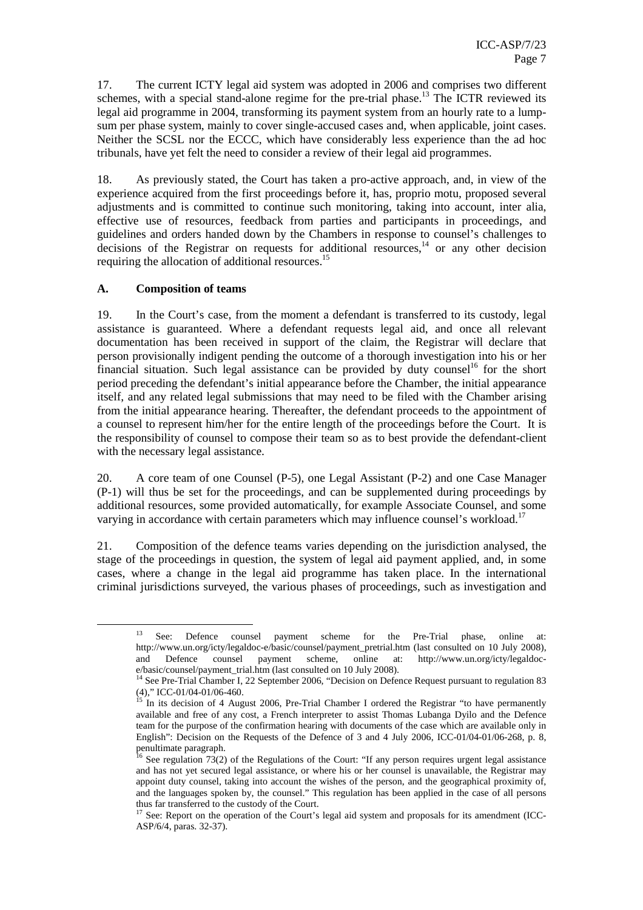17. The current ICTY legal aid system was adopted in 2006 and comprises two different schemes, with a special stand-alone regime for the pre-trial phase.[13] The ICTR reviewed its legal aid programme in 2004, transforming its payment system from an hourly rate to a lump-sum per phase system, mainly to cover single-accused cases and, when applicable, joint cases. Neither the SCSL nor the ECCC, which have considerably less experience than the ad hoc tribunals, have yet felt the need to consider a review of their legal aid programmes.

18. As previously stated, the Court has taken a pro-active approach, and, in view of the experience acquired from the first proceedings before it, has, proprio motu, proposed several adjustments and is committed to continue such monitoring, taking into account, inter alia, effective use of resources, feedback from parties and participants in proceedings, and guidelines and orders handed down by the Chambers in response to counsel's challenges to decisions of the Registrar on requests for additional resources,[14] or any other decision requiring the allocation of additional resources.[15]

## A. Composition of teams

19. In the Court's case, from the moment a defendant is transferred to its custody, legal assistance is guaranteed. Where a defendant requests legal aid, and once all relevant documentation has been received in support of the claim, the Registrar will declare that person provisionally indigent pending the outcome of a thorough investigation into his or her financial situation. Such legal assistance can be provided by duty counsel[16] for the short period preceding the defendant's initial appearance before the Chamber, the initial appearance itself, and any related legal submissions that may need to be filed with the Chamber arising from the initial appearance hearing. Thereafter, the defendant proceeds to the appointment of a counsel to represent him/her for the entire length of the proceedings before the Court. It is the responsibility of counsel to compose their team so as to best provide the defendant-client with the necessary legal assistance.

20. A core team of one Counsel (P-5), one Legal Assistant (P-2) and one Case Manager (P-1) will thus be set for the proceedings, and can be supplemented during proceedings by additional resources, some provided automatically, for example Associate Counsel, and some varying in accordance with certain parameters which may influence counsel's workload.[17]

21. Composition of the defence teams varies depending on the jurisdiction analysed, the stage of the proceedings in question, the system of legal aid payment applied, and, in some cases, where a change in the legal aid programme has taken place. In the international criminal jurisdictions surveyed, the various phases of proceedings, such as investigation and

---

[13] See: Defence counsel payment scheme for the Pre-Trial phase, online at: http://www.un.org/icty/legaldoc-e/basic/counsel/payment_pretrial.htm (last consulted on 10 July 2008), and Defence counsel payment scheme, online at: http://www.un.org/icty/legaldoc-e/basic/counsel/payment_trial.htm (last consulted on 10 July 2008).

[14] See Pre-Trial Chamber I, 22 September 2006, "Decision on Defence Request pursuant to regulation 83 (4)," ICC-01/04-01/06-460.

[15] In its decision of 4 August 2006, Pre-Trial Chamber I ordered the Registrar "to have permanently available and free of any cost, a French interpreter to assist Thomas Lubanga Dyilo and the Defence team for the purpose of the confirmation hearing with documents of the case which are available only in English": Decision on the Requests of the Defence of 3 and 4 July 2006, ICC-01/04-01/06-268, p. 8, penultimate paragraph.

[16] See regulation 73(2) of the Regulations of the Court: "If any person requires urgent legal assistance and has not yet secured legal assistance, or where his or her counsel is unavailable, the Registrar may appoint duty counsel, taking into account the wishes of the person, and the geographical proximity of, and the languages spoken by, the counsel." This regulation has been applied in the case of all persons thus far transferred to the custody of the Court.

[17] See: Report on the operation of the Court's legal aid system and proposals for its amendment (ICC-ASP/6/4, paras. 32-37).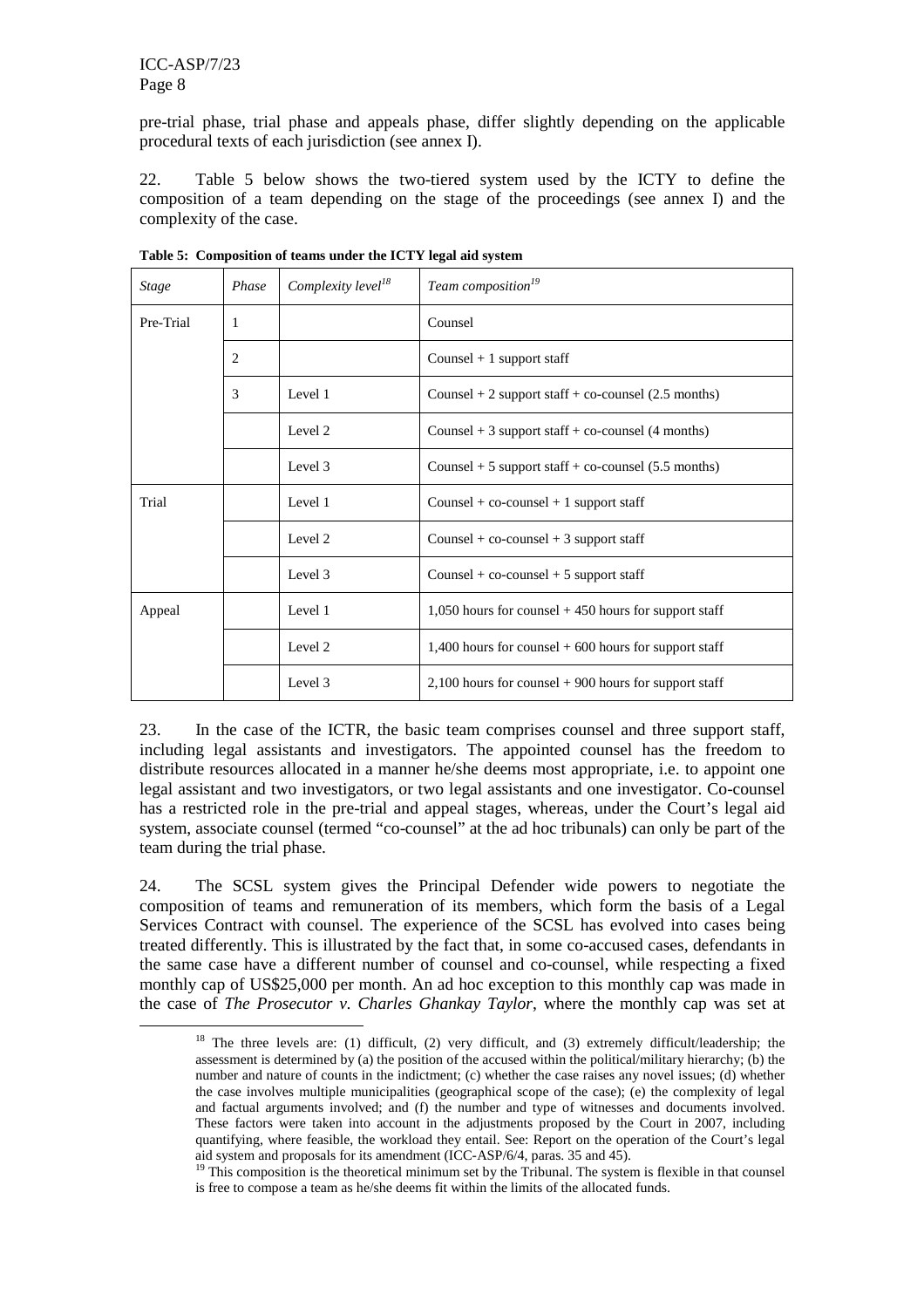pre-trial phase, trial phase and appeals phase, differ slightly depending on the applicable procedural texts of each jurisdiction (see annex I).

22. Table 5 below shows the two-tiered system used by the ICTY to define the composition of a team depending on the stage of the proceedings (see annex I) and the complexity of the case.

**Table 5: Composition of teams under the ICTY legal aid system**

| *Stage* | *Phase* | *Complexity level*[18] | *Team composition*[19] |
|---|---|---|---|
| Pre-Trial | 1 | | Counsel |
| | 2 | | Counsel + 1 support staff |
| | 3 | Level 1 | Counsel + 2 support staff + co-counsel (2.5 months) |
| | | Level 2 | Counsel + 3 support staff + co-counsel (4 months) |
| | | Level 3 | Counsel + 5 support staff + co-counsel (5.5 months) |
| Trial | | Level 1 | Counsel + co-counsel + 1 support staff |
| | | Level 2 | Counsel + co-counsel + 3 support staff |
| | | Level 3 | Counsel + co-counsel + 5 support staff |
| Appeal | | Level 1 | 1,050 hours for counsel + 450 hours for support staff |
| | | Level 2 | 1,400 hours for counsel + 600 hours for support staff |
| | | Level 3 | 2,100 hours for counsel + 900 hours for support staff |

23. In the case of the ICTR, the basic team comprises counsel and three support staff, including legal assistants and investigators. The appointed counsel has the freedom to distribute resources allocated in a manner he/she deems most appropriate, i.e. to appoint one legal assistant and two investigators, or two legal assistants and one investigator. Co-counsel has a restricted role in the pre-trial and appeal stages, whereas, under the Court's legal aid system, associate counsel (termed "co-counsel" at the ad hoc tribunals) can only be part of the team during the trial phase.

24. The SCSL system gives the Principal Defender wide powers to negotiate the composition of teams and remuneration of its members, which form the basis of a Legal Services Contract with counsel. The experience of the SCSL has evolved into cases being treated differently. This is illustrated by the fact that, in some co-accused cases, defendants in the same case have a different number of counsel and co-counsel, while respecting a fixed monthly cap of US$25,000 per month. An ad hoc exception to this monthly cap was made in the case of *The Prosecutor v. Charles Ghankay Taylor*, where the monthly cap was set at

[18] The three levels are: (1) difficult, (2) very difficult, and (3) extremely difficult/leadership; the assessment is determined by (a) the position of the accused within the political/military hierarchy; (b) the number and nature of counts in the indictment; (c) whether the case raises any novel issues; (d) whether the case involves multiple municipalities (geographical scope of the case); (e) the complexity of legal and factual arguments involved; and (f) the number and type of witnesses and documents involved. These factors were taken into account in the adjustments proposed by the Court in 2007, including quantifying, where feasible, the workload they entail. See: Report on the operation of the Court's legal aid system and proposals for its amendment (ICC-ASP/6/4, paras. 35 and 45).

[19] This composition is the theoretical minimum set by the Tribunal. The system is flexible in that counsel is free to compose a team as he/she deems fit within the limits of the allocated funds.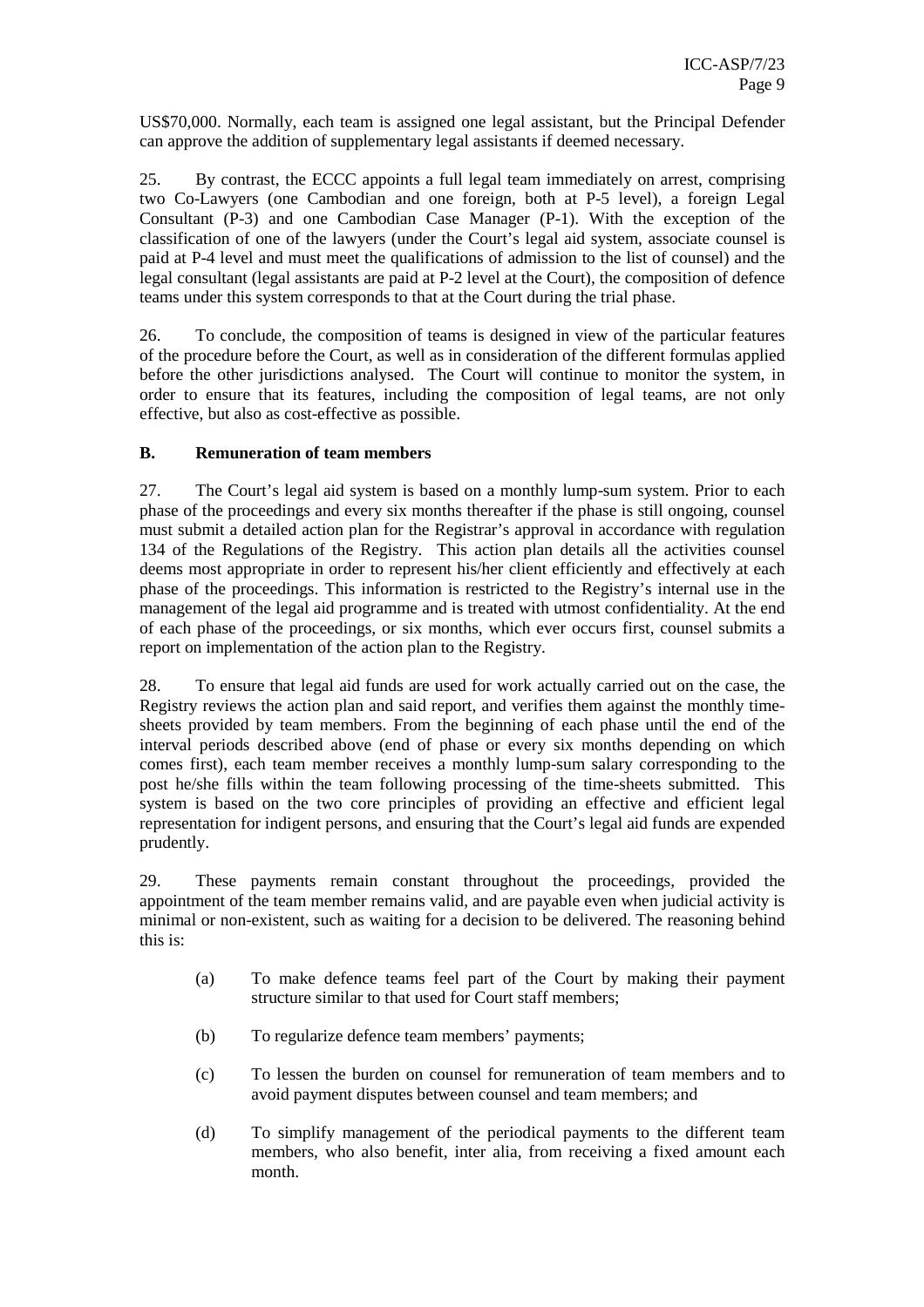US$70,000. Normally, each team is assigned one legal assistant, but the Principal Defender can approve the addition of supplementary legal assistants if deemed necessary.

25. By contrast, the ECCC appoints a full legal team immediately on arrest, comprising two Co-Lawyers (one Cambodian and one foreign, both at P-5 level), a foreign Legal Consultant (P-3) and one Cambodian Case Manager (P-1). With the exception of the classification of one of the lawyers (under the Court's legal aid system, associate counsel is paid at P-4 level and must meet the qualifications of admission to the list of counsel) and the legal consultant (legal assistants are paid at P-2 level at the Court), the composition of defence teams under this system corresponds to that at the Court during the trial phase.

26. To conclude, the composition of teams is designed in view of the particular features of the procedure before the Court, as well as in consideration of the different formulas applied before the other jurisdictions analysed. The Court will continue to monitor the system, in order to ensure that its features, including the composition of legal teams, are not only effective, but also as cost-effective as possible.

### B. Remuneration of team members

27. The Court's legal aid system is based on a monthly lump-sum system. Prior to each phase of the proceedings and every six months thereafter if the phase is still ongoing, counsel must submit a detailed action plan for the Registrar's approval in accordance with regulation 134 of the Regulations of the Registry. This action plan details all the activities counsel deems most appropriate in order to represent his/her client efficiently and effectively at each phase of the proceedings. This information is restricted to the Registry's internal use in the management of the legal aid programme and is treated with utmost confidentiality. At the end of each phase of the proceedings, or six months, which ever occurs first, counsel submits a report on implementation of the action plan to the Registry.

28. To ensure that legal aid funds are used for work actually carried out on the case, the Registry reviews the action plan and said report, and verifies them against the monthly time-sheets provided by team members. From the beginning of each phase until the end of the interval periods described above (end of phase or every six months depending on which comes first), each team member receives a monthly lump-sum salary corresponding to the post he/she fills within the team following processing of the time-sheets submitted. This system is based on the two core principles of providing an effective and efficient legal representation for indigent persons, and ensuring that the Court's legal aid funds are expended prudently.

29. These payments remain constant throughout the proceedings, provided the appointment of the team member remains valid, and are payable even when judicial activity is minimal or non-existent, such as waiting for a decision to be delivered. The reasoning behind this is:

(a) To make defence teams feel part of the Court by making their payment structure similar to that used for Court staff members;

(b) To regularize defence team members' payments;

(c) To lessen the burden on counsel for remuneration of team members and to avoid payment disputes between counsel and team members; and

(d) To simplify management of the periodical payments to the different team members, who also benefit, inter alia, from receiving a fixed amount each month.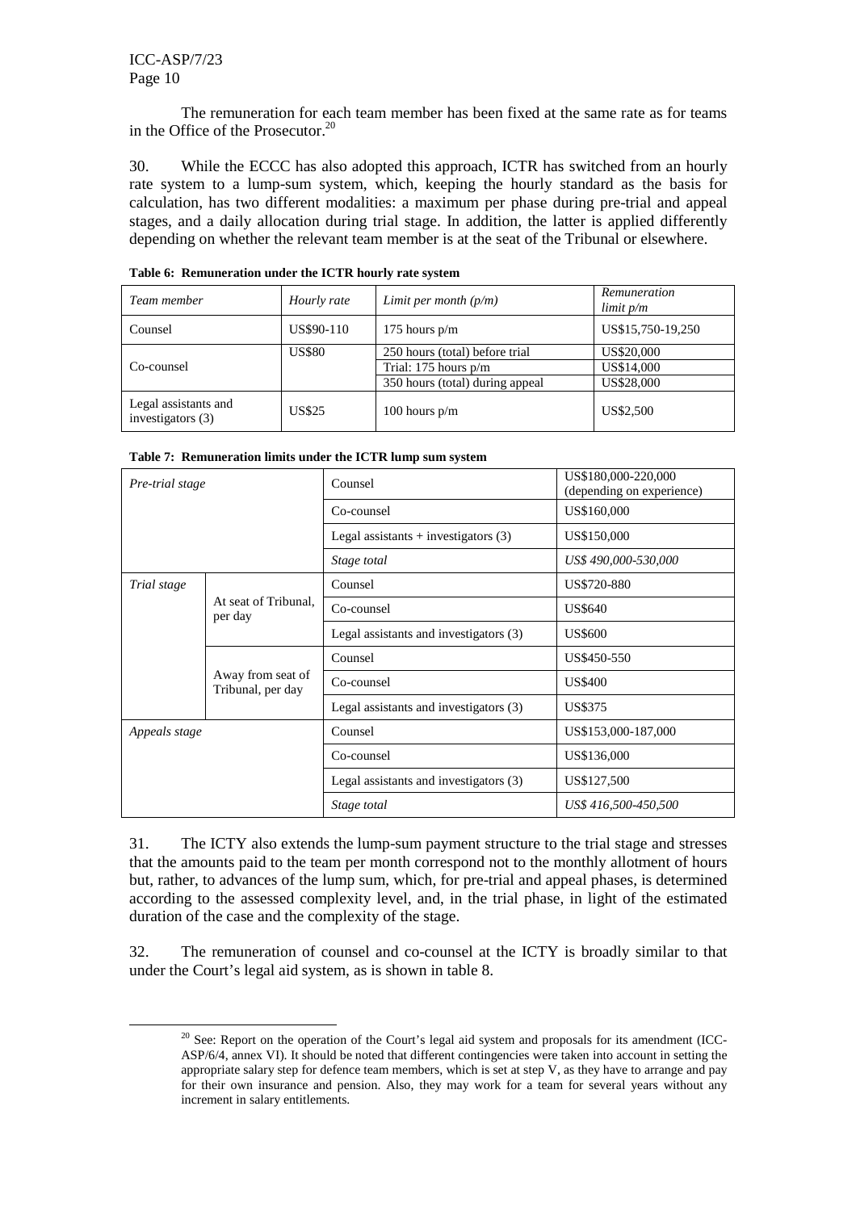The remuneration for each team member has been fixed at the same rate as for teams in the Office of the Prosecutor.[20]

30. While the ECCC has also adopted this approach, ICTR has switched from an hourly rate system to a lump-sum system, which, keeping the hourly standard as the basis for calculation, has two different modalities: a maximum per phase during pre-trial and appeal stages, and a daily allocation during trial stage. In addition, the latter is applied differently depending on whether the relevant team member is at the seat of the Tribunal or elsewhere.

**Table 6: Remuneration under the ICTR hourly rate system**

| *Team member* | *Hourly rate* | *Limit per month (p/m)* | *Remuneration limit p/m* |
|---|---|---|---|
| Counsel | US$90-110 | 175 hours p/m | US$15,750-19,250 |
| Co-counsel | US$80 | 250 hours (total) before trial | US$20,000 |
| | | Trial: 175 hours p/m | US$14,000 |
| | | 350 hours (total) during appeal | US$28,000 |
| Legal assistants and investigators (3) | US$25 | 100 hours p/m | US$2,500 |

**Table 7: Remuneration limits under the ICTR lump sum system**

| | | | |
|---|---|---|---|
| *Pre-trial stage* | | Counsel | US$180,000-220,000 (depending on experience) |
| | | Co-counsel | US$160,000 |
| | | Legal assistants + investigators (3) | US$150,000 |
| | | *Stage total* | *US$ 490,000-530,000* |
| *Trial stage* | At seat of Tribunal, per day | Counsel | US$720-880 |
| | | Co-counsel | US$640 |
| | | Legal assistants and investigators (3) | US$600 |
| | Away from seat of Tribunal, per day | Counsel | US$450-550 |
| | | Co-counsel | US$400 |
| | | Legal assistants and investigators (3) | US$375 |
| *Appeals stage* | | Counsel | US$153,000-187,000 |
| | | Co-counsel | US$136,000 |
| | | Legal assistants and investigators (3) | US$127,500 |
| | | *Stage total* | *US$ 416,500-450,500* |

31. The ICTY also extends the lump-sum payment structure to the trial stage and stresses that the amounts paid to the team per month correspond not to the monthly allotment of hours but, rather, to advances of the lump sum, which, for pre-trial and appeal phases, is determined according to the assessed complexity level, and, in the trial phase, in light of the estimated duration of the case and the complexity of the stage.

32. The remuneration of counsel and co-counsel at the ICTY is broadly similar to that under the Court's legal aid system, as is shown in table 8.

[20] See: Report on the operation of the Court's legal aid system and proposals for its amendment (ICC-ASP/6/4, annex VI). It should be noted that different contingencies were taken into account in setting the appropriate salary step for defence team members, which is set at step V, as they have to arrange and pay for their own insurance and pension. Also, they may work for a team for several years without any increment in salary entitlements.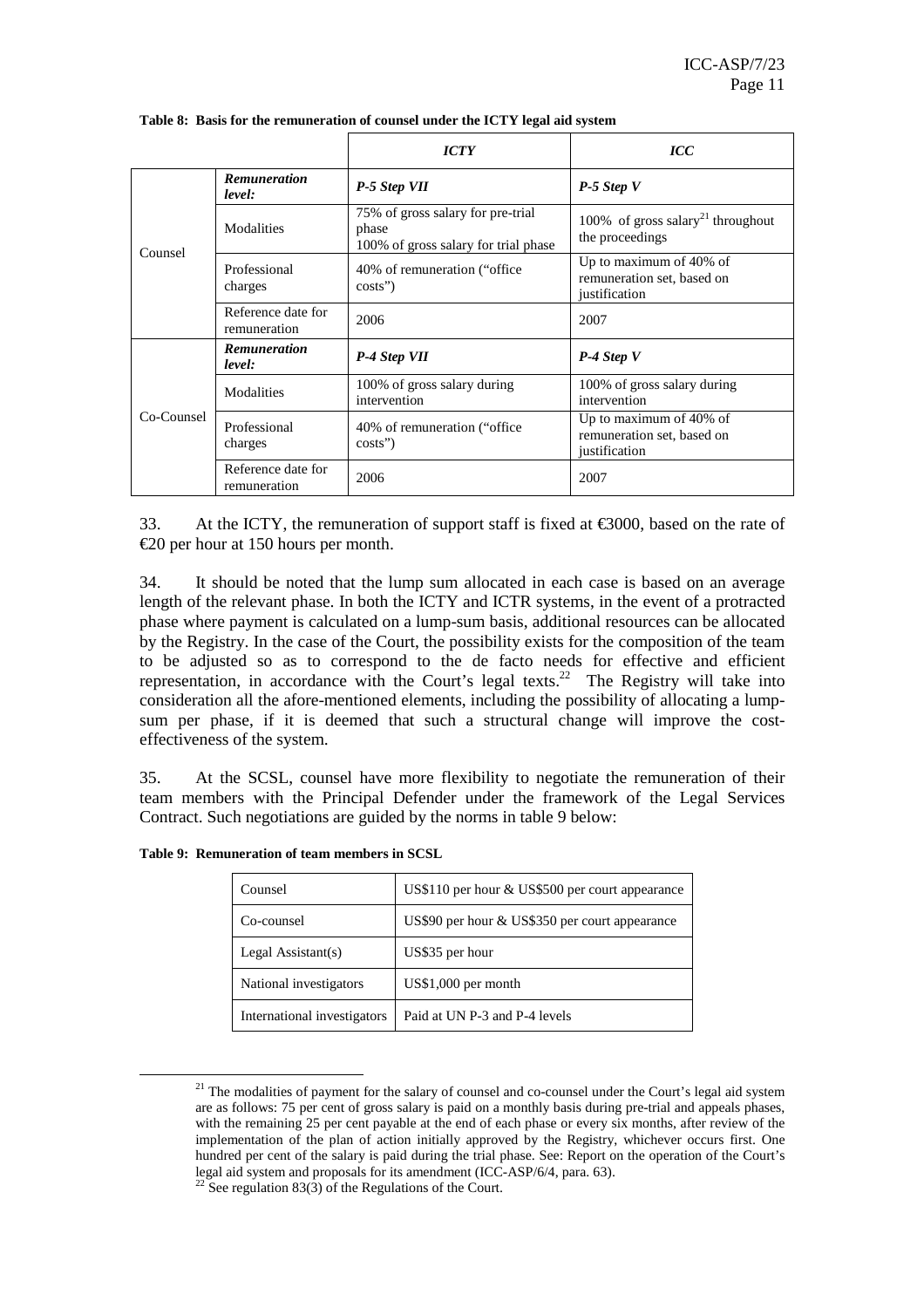**Table 8: Basis for the remuneration of counsel under the ICTY legal aid system**

| | | *ICTY* | *ICC* |
|---|---|---|---|
| Counsel | ***Remuneration level:*** | ***P-5 Step VII*** | ***P-5 Step V*** |
| | Modalities | 75% of gross salary for pre-trial phase<br>100% of gross salary for trial phase | 100% of gross salary[21] throughout the proceedings |
| | Professional charges | 40% of remuneration ("office costs") | Up to maximum of 40% of remuneration set, based on justification |
| | Reference date for remuneration | 2006 | 2007 |
| Co-Counsel | ***Remuneration level:*** | ***P-4 Step VII*** | ***P-4 Step V*** |
| | Modalities | 100% of gross salary during intervention | 100% of gross salary during intervention |
| | Professional charges | 40% of remuneration ("office costs") | Up to maximum of 40% of remuneration set, based on justification |
| | Reference date for remuneration | 2006 | 2007 |

33. At the ICTY, the remuneration of support staff is fixed at €3000, based on the rate of €20 per hour at 150 hours per month.

34. It should be noted that the lump sum allocated in each case is based on an average length of the relevant phase. In both the ICTY and ICTR systems, in the event of a protracted phase where payment is calculated on a lump-sum basis, additional resources can be allocated by the Registry. In the case of the Court, the possibility exists for the composition of the team to be adjusted so as to correspond to the de facto needs for effective and efficient representation, in accordance with the Court's legal texts.[22] The Registry will take into consideration all the afore-mentioned elements, including the possibility of allocating a lump-sum per phase, if it is deemed that such a structural change will improve the cost-effectiveness of the system.

35. At the SCSL, counsel have more flexibility to negotiate the remuneration of their team members with the Principal Defender under the framework of the Legal Services Contract. Such negotiations are guided by the norms in table 9 below:

**Table 9: Remuneration of team members in SCSL**

| | |
|---|---|
| Counsel | US$110 per hour & US$500 per court appearance |
| Co-counsel | US$90 per hour & US$350 per court appearance |
| Legal Assistant(s) | US$35 per hour |
| National investigators | US$1,000 per month |
| International investigators | Paid at UN P-3 and P-4 levels |

[21] The modalities of payment for the salary of counsel and co-counsel under the Court's legal aid system are as follows: 75 per cent of gross salary is paid on a monthly basis during pre-trial and appeals phases, with the remaining 25 per cent payable at the end of each phase or every six months, after review of the implementation of the plan of action initially approved by the Registry, whichever occurs first. One hundred per cent of the salary is paid during the trial phase. See: Report on the operation of the Court's legal aid system and proposals for its amendment (ICC-ASP/6/4, para. 63).

[22] See regulation 83(3) of the Regulations of the Court.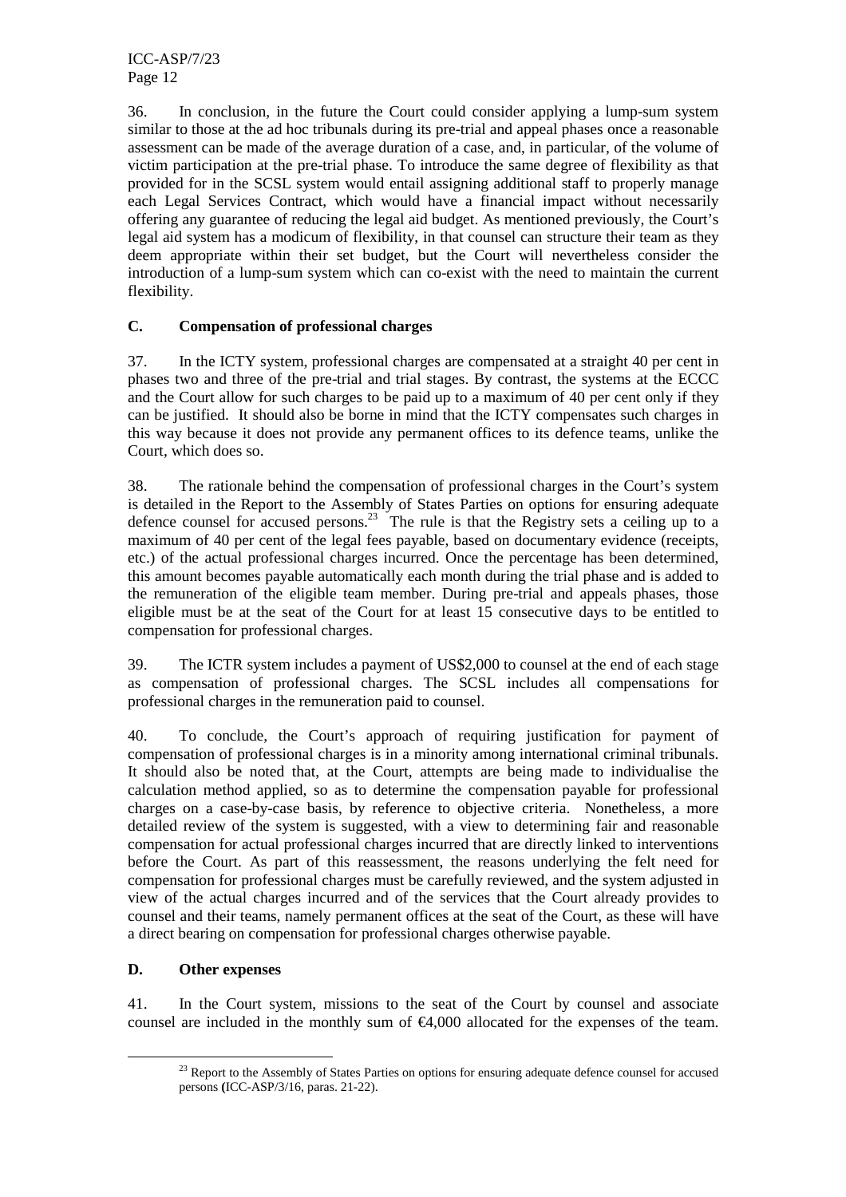36. In conclusion, in the future the Court could consider applying a lump-sum system similar to those at the ad hoc tribunals during its pre-trial and appeal phases once a reasonable assessment can be made of the average duration of a case, and, in particular, of the volume of victim participation at the pre-trial phase. To introduce the same degree of flexibility as that provided for in the SCSL system would entail assigning additional staff to properly manage each Legal Services Contract, which would have a financial impact without necessarily offering any guarantee of reducing the legal aid budget. As mentioned previously, the Court's legal aid system has a modicum of flexibility, in that counsel can structure their team as they deem appropriate within their set budget, but the Court will nevertheless consider the introduction of a lump-sum system which can co-exist with the need to maintain the current flexibility.

### C. Compensation of professional charges

37. In the ICTY system, professional charges are compensated at a straight 40 per cent in phases two and three of the pre-trial and trial stages. By contrast, the systems at the ECCC and the Court allow for such charges to be paid up to a maximum of 40 per cent only if they can be justified. It should also be borne in mind that the ICTY compensates such charges in this way because it does not provide any permanent offices to its defence teams, unlike the Court, which does so.

38. The rationale behind the compensation of professional charges in the Court's system is detailed in the Report to the Assembly of States Parties on options for ensuring adequate defence counsel for accused persons.[23] The rule is that the Registry sets a ceiling up to a maximum of 40 per cent of the legal fees payable, based on documentary evidence (receipts, etc.) of the actual professional charges incurred. Once the percentage has been determined, this amount becomes payable automatically each month during the trial phase and is added to the remuneration of the eligible team member. During pre-trial and appeals phases, those eligible must be at the seat of the Court for at least 15 consecutive days to be entitled to compensation for professional charges.

39. The ICTR system includes a payment of US$2,000 to counsel at the end of each stage as compensation of professional charges. The SCSL includes all compensations for professional charges in the remuneration paid to counsel.

40. To conclude, the Court's approach of requiring justification for payment of compensation of professional charges is in a minority among international criminal tribunals. It should also be noted that, at the Court, attempts are being made to individualise the calculation method applied, so as to determine the compensation payable for professional charges on a case-by-case basis, by reference to objective criteria. Nonetheless, a more detailed review of the system is suggested, with a view to determining fair and reasonable compensation for actual professional charges incurred that are directly linked to interventions before the Court. As part of this reassessment, the reasons underlying the felt need for compensation for professional charges must be carefully reviewed, and the system adjusted in view of the actual charges incurred and of the services that the Court already provides to counsel and their teams, namely permanent offices at the seat of the Court, as these will have a direct bearing on compensation for professional charges otherwise payable.

### D. Other expenses

41. In the Court system, missions to the seat of the Court by counsel and associate counsel are included in the monthly sum of €4,000 allocated for the expenses of the team.

[23] Report to the Assembly of States Parties on options for ensuring adequate defence counsel for accused persons (ICC-ASP/3/16, paras. 21-22).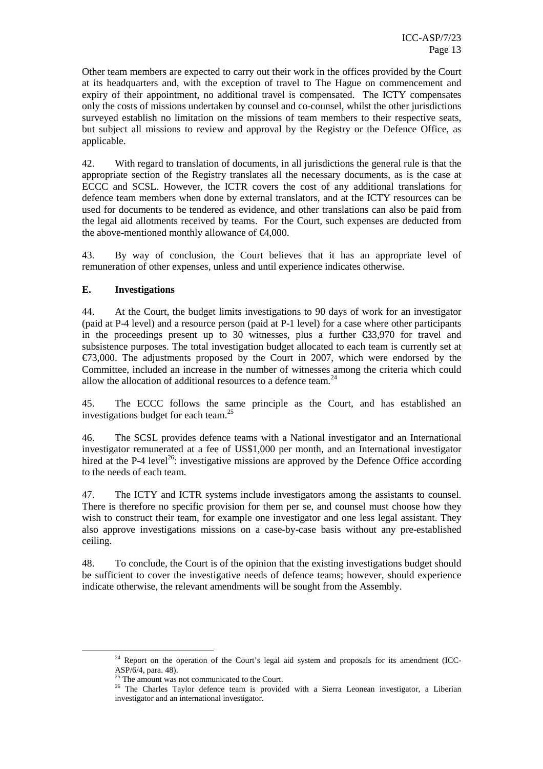Other team members are expected to carry out their work in the offices provided by the Court at its headquarters and, with the exception of travel to The Hague on commencement and expiry of their appointment, no additional travel is compensated. The ICTY compensates only the costs of missions undertaken by counsel and co-counsel, whilst the other jurisdictions surveyed establish no limitation on the missions of team members to their respective seats, but subject all missions to review and approval by the Registry or the Defence Office, as applicable.

42. With regard to translation of documents, in all jurisdictions the general rule is that the appropriate section of the Registry translates all the necessary documents, as is the case at ECCC and SCSL. However, the ICTR covers the cost of any additional translations for defence team members when done by external translators, and at the ICTY resources can be used for documents to be tendered as evidence, and other translations can also be paid from the legal aid allotments received by teams. For the Court, such expenses are deducted from the above-mentioned monthly allowance of €4,000.

43. By way of conclusion, the Court believes that it has an appropriate level of remuneration of other expenses, unless and until experience indicates otherwise.

### E. Investigations

44. At the Court, the budget limits investigations to 90 days of work for an investigator (paid at P-4 level) and a resource person (paid at P-1 level) for a case where other participants in the proceedings present up to 30 witnesses, plus a further €33,970 for travel and subsistence purposes. The total investigation budget allocated to each team is currently set at €73,000. The adjustments proposed by the Court in 2007, which were endorsed by the Committee, included an increase in the number of witnesses among the criteria which could allow the allocation of additional resources to a defence team.[24]

45. The ECCC follows the same principle as the Court, and has established an investigations budget for each team.[25]

46. The SCSL provides defence teams with a National investigator and an International investigator remunerated at a fee of US$1,000 per month, and an International investigator hired at the P-4 level[26]: investigative missions are approved by the Defence Office according to the needs of each team.

47. The ICTY and ICTR systems include investigators among the assistants to counsel. There is therefore no specific provision for them per se, and counsel must choose how they wish to construct their team, for example one investigator and one less legal assistant. They also approve investigations missions on a case-by-case basis without any pre-established ceiling.

48. To conclude, the Court is of the opinion that the existing investigations budget should be sufficient to cover the investigative needs of defence teams; however, should experience indicate otherwise, the relevant amendments will be sought from the Assembly.

---

[24] Report on the operation of the Court's legal aid system and proposals for its amendment (ICC-ASP/6/4, para. 48).

[25] The amount was not communicated to the Court.

[26] The Charles Taylor defence team is provided with a Sierra Leonean investigator, a Liberian investigator and an international investigator.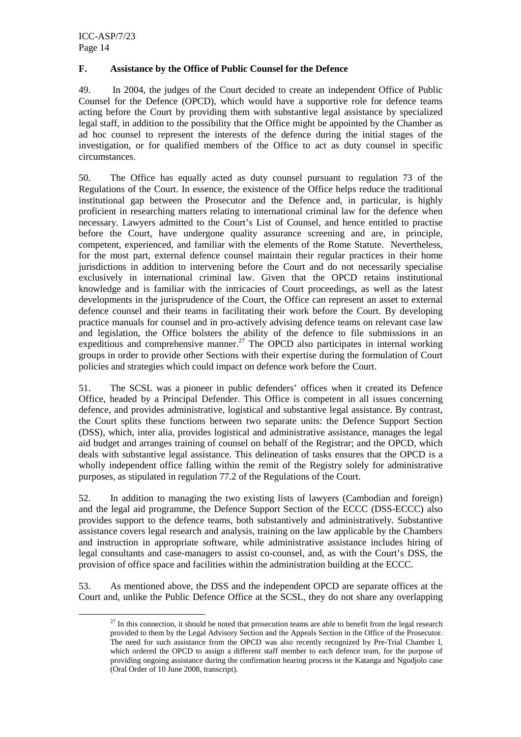### F. Assistance by the Office of Public Counsel for the Defence

49. In 2004, the judges of the Court decided to create an independent Office of Public Counsel for the Defence (OPCD), which would have a supportive role for defence teams acting before the Court by providing them with substantive legal assistance by specialized legal staff, in addition to the possibility that the Office might be appointed by the Chamber as ad hoc counsel to represent the interests of the defence during the initial stages of the investigation, or for qualified members of the Office to act as duty counsel in specific circumstances.

50. The Office has equally acted as duty counsel pursuant to regulation 73 of the Regulations of the Court. In essence, the existence of the Office helps reduce the traditional institutional gap between the Prosecutor and the Defence and, in particular, is highly proficient in researching matters relating to international criminal law for the defence when necessary. Lawyers admitted to the Court's List of Counsel, and hence entitled to practise before the Court, have undergone quality assurance screening and are, in principle, competent, experienced, and familiar with the elements of the Rome Statute. Nevertheless, for the most part, external defence counsel maintain their regular practices in their home jurisdictions in addition to intervening before the Court and do not necessarily specialise exclusively in international criminal law. Given that the OPCD retains institutional knowledge and is familiar with the intricacies of Court proceedings, as well as the latest developments in the jurisprudence of the Court, the Office can represent an asset to external defence counsel and their teams in facilitating their work before the Court. By developing practice manuals for counsel and in pro-actively advising defence teams on relevant case law and legislation, the Office bolsters the ability of the defence to file submissions in an expeditious and comprehensive manner.[27] The OPCD also participates in internal working groups in order to provide other Sections with their expertise during the formulation of Court policies and strategies which could impact on defence work before the Court.

51. The SCSL was a pioneer in public defenders' offices when it created its Defence Office, headed by a Principal Defender. This Office is competent in all issues concerning defence, and provides administrative, logistical and substantive legal assistance. By contrast, the Court splits these functions between two separate units: the Defence Support Section (DSS), which, inter alia, provides logistical and administrative assistance, manages the legal aid budget and arranges training of counsel on behalf of the Registrar; and the OPCD, which deals with substantive legal assistance. This delineation of tasks ensures that the OPCD is a wholly independent office falling within the remit of the Registry solely for administrative purposes, as stipulated in regulation 77.2 of the Regulations of the Court.

52. In addition to managing the two existing lists of lawyers (Cambodian and foreign) and the legal aid programme, the Defence Support Section of the ECCC (DSS-ECCC) also provides support to the defence teams, both substantively and administratively. Substantive assistance covers legal research and analysis, training on the law applicable by the Chambers and instruction in appropriate software, while administrative assistance includes hiring of legal consultants and case-managers to assist co-counsel, and, as with the Court's DSS, the provision of office space and facilities within the administration building at the ECCC.

53. As mentioned above, the DSS and the independent OPCD are separate offices at the Court and, unlike the Public Defence Office at the SCSL, they do not share any overlapping

---

[27] In this connection, it should be noted that prosecution teams are able to benefit from the legal research provided to them by the Legal Advisory Section and the Appeals Section in the Office of the Prosecutor. The need for such assistance from the OPCD was also recently recognized by Pre-Trial Chamber I, which ordered the OPCD to assign a different staff member to each defence team, for the purpose of providing ongoing assistance during the confirmation hearing process in the Katanga and Ngudjolo case (Oral Order of 10 June 2008, transcript).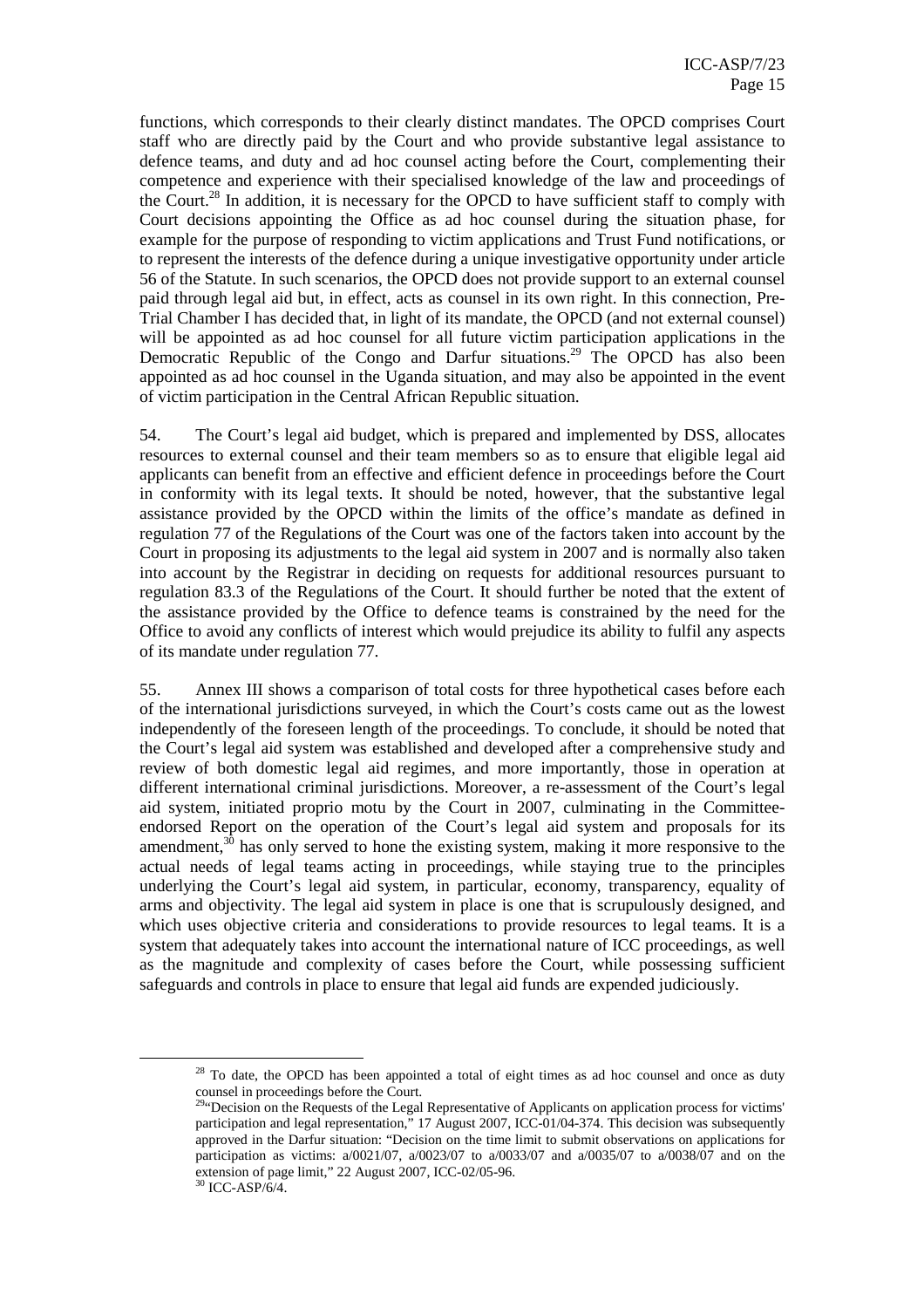functions, which corresponds to their clearly distinct mandates. The OPCD comprises Court staff who are directly paid by the Court and who provide substantive legal assistance to defence teams, and duty and ad hoc counsel acting before the Court, complementing their competence and experience with their specialised knowledge of the law and proceedings of the Court.[28] In addition, it is necessary for the OPCD to have sufficient staff to comply with Court decisions appointing the Office as ad hoc counsel during the situation phase, for example for the purpose of responding to victim applications and Trust Fund notifications, or to represent the interests of the defence during a unique investigative opportunity under article 56 of the Statute. In such scenarios, the OPCD does not provide support to an external counsel paid through legal aid but, in effect, acts as counsel in its own right. In this connection, Pre-Trial Chamber I has decided that, in light of its mandate, the OPCD (and not external counsel) will be appointed as ad hoc counsel for all future victim participation applications in the Democratic Republic of the Congo and Darfur situations.[29] The OPCD has also been appointed as ad hoc counsel in the Uganda situation, and may also be appointed in the event of victim participation in the Central African Republic situation.

54. The Court's legal aid budget, which is prepared and implemented by DSS, allocates resources to external counsel and their team members so as to ensure that eligible legal aid applicants can benefit from an effective and efficient defence in proceedings before the Court in conformity with its legal texts. It should be noted, however, that the substantive legal assistance provided by the OPCD within the limits of the office's mandate as defined in regulation 77 of the Regulations of the Court was one of the factors taken into account by the Court in proposing its adjustments to the legal aid system in 2007 and is normally also taken into account by the Registrar in deciding on requests for additional resources pursuant to regulation 83.3 of the Regulations of the Court. It should further be noted that the extent of the assistance provided by the Office to defence teams is constrained by the need for the Office to avoid any conflicts of interest which would prejudice its ability to fulfil any aspects of its mandate under regulation 77.

55. Annex III shows a comparison of total costs for three hypothetical cases before each of the international jurisdictions surveyed, in which the Court's costs came out as the lowest independently of the foreseen length of the proceedings. To conclude, it should be noted that the Court's legal aid system was established and developed after a comprehensive study and review of both domestic legal aid regimes, and more importantly, those in operation at different international criminal jurisdictions. Moreover, a re-assessment of the Court's legal aid system, initiated proprio motu by the Court in 2007, culminating in the Committee-endorsed Report on the operation of the Court's legal aid system and proposals for its amendment,[30] has only served to hone the existing system, making it more responsive to the actual needs of legal teams acting in proceedings, while staying true to the principles underlying the Court's legal aid system, in particular, economy, transparency, equality of arms and objectivity. The legal aid system in place is one that is scrupulously designed, and which uses objective criteria and considerations to provide resources to legal teams. It is a system that adequately takes into account the international nature of ICC proceedings, as well as the magnitude and complexity of cases before the Court, while possessing sufficient safeguards and controls in place to ensure that legal aid funds are expended judiciously.

---

[28] To date, the OPCD has been appointed a total of eight times as ad hoc counsel and once as duty counsel in proceedings before the Court.

[29] "Decision on the Requests of the Legal Representative of Applicants on application process for victims' participation and legal representation," 17 August 2007, ICC-01/04-374. This decision was subsequently approved in the Darfur situation: "Decision on the time limit to submit observations on applications for participation as victims: a/0021/07, a/0023/07 to a/0033/07 and a/0035/07 to a/0038/07 and on the extension of page limit," 22 August 2007, ICC-02/05-96.

[30] ICC-ASP/6/4.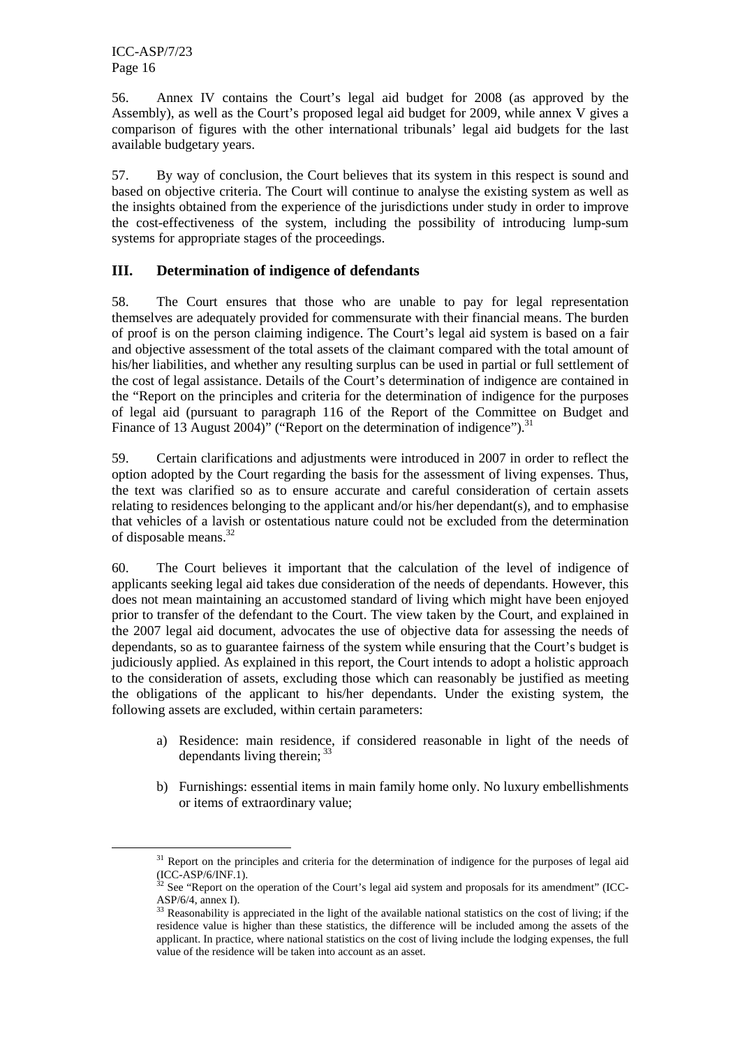56. Annex IV contains the Court's legal aid budget for 2008 (as approved by the Assembly), as well as the Court's proposed legal aid budget for 2009, while annex V gives a comparison of figures with the other international tribunals' legal aid budgets for the last available budgetary years.

57. By way of conclusion, the Court believes that its system in this respect is sound and based on objective criteria. The Court will continue to analyse the existing system as well as the insights obtained from the experience of the jurisdictions under study in order to improve the cost-effectiveness of the system, including the possibility of introducing lump-sum systems for appropriate stages of the proceedings.

## III. Determination of indigence of defendants

58. The Court ensures that those who are unable to pay for legal representation themselves are adequately provided for commensurate with their financial means. The burden of proof is on the person claiming indigence. The Court's legal aid system is based on a fair and objective assessment of the total assets of the claimant compared with the total amount of his/her liabilities, and whether any resulting surplus can be used in partial or full settlement of the cost of legal assistance. Details of the Court's determination of indigence are contained in the "Report on the principles and criteria for the determination of indigence for the purposes of legal aid (pursuant to paragraph 116 of the Report of the Committee on Budget and Finance of 13 August 2004)" ("Report on the determination of indigence").[31]

59. Certain clarifications and adjustments were introduced in 2007 in order to reflect the option adopted by the Court regarding the basis for the assessment of living expenses. Thus, the text was clarified so as to ensure accurate and careful consideration of certain assets relating to residences belonging to the applicant and/or his/her dependant(s), and to emphasise that vehicles of a lavish or ostentatious nature could not be excluded from the determination of disposable means.[32]

60. The Court believes it important that the calculation of the level of indigence of applicants seeking legal aid takes due consideration of the needs of dependants. However, this does not mean maintaining an accustomed standard of living which might have been enjoyed prior to transfer of the defendant to the Court. The view taken by the Court, and explained in the 2007 legal aid document, advocates the use of objective data for assessing the needs of dependants, so as to guarantee fairness of the system while ensuring that the Court's budget is judiciously applied. As explained in this report, the Court intends to adopt a holistic approach to the consideration of assets, excluding those which can reasonably be justified as meeting the obligations of the applicant to his/her dependants. Under the existing system, the following assets are excluded, within certain parameters:

a) Residence: main residence, if considered reasonable in light of the needs of dependants living therein; [33]

b) Furnishings: essential items in main family home only. No luxury embellishments or items of extraordinary value;

---

[31] Report on the principles and criteria for the determination of indigence for the purposes of legal aid (ICC-ASP/6/INF.1).

[32] See "Report on the operation of the Court's legal aid system and proposals for its amendment" (ICC-ASP/6/4, annex I).

[33] Reasonability is appreciated in the light of the available national statistics on the cost of living; if the residence value is higher than these statistics, the difference will be included among the assets of the applicant. In practice, where national statistics on the cost of living include the lodging expenses, the full value of the residence will be taken into account as an asset.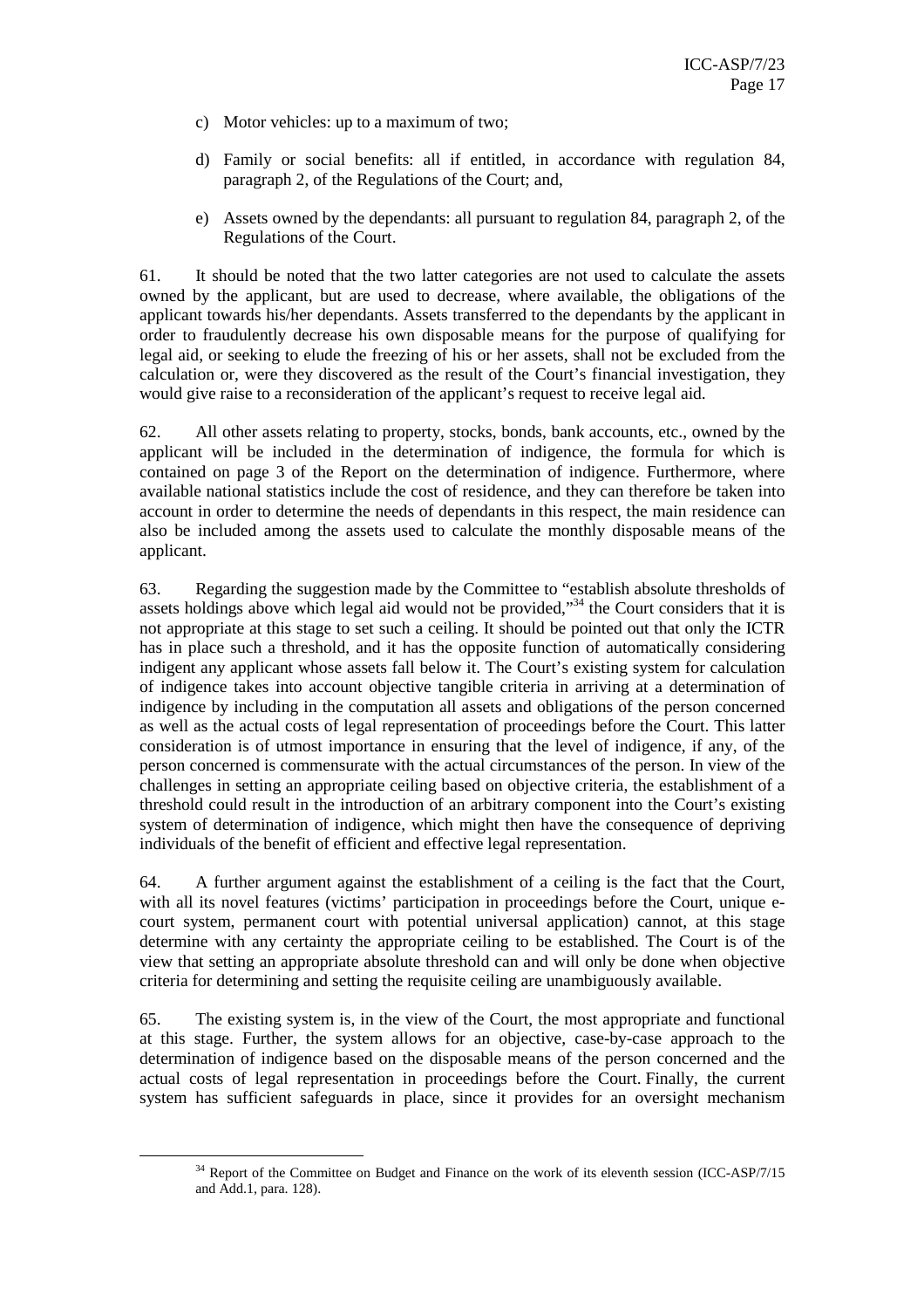c) Motor vehicles: up to a maximum of two;

d) Family or social benefits: all if entitled, in accordance with regulation 84, paragraph 2, of the Regulations of the Court; and,

e) Assets owned by the dependants: all pursuant to regulation 84, paragraph 2, of the Regulations of the Court.

61. It should be noted that the two latter categories are not used to calculate the assets owned by the applicant, but are used to decrease, where available, the obligations of the applicant towards his/her dependants. Assets transferred to the dependants by the applicant in order to fraudulently decrease his own disposable means for the purpose of qualifying for legal aid, or seeking to elude the freezing of his or her assets, shall not be excluded from the calculation or, were they discovered as the result of the Court's financial investigation, they would give raise to a reconsideration of the applicant's request to receive legal aid.

62. All other assets relating to property, stocks, bonds, bank accounts, etc., owned by the applicant will be included in the determination of indigence, the formula for which is contained on page 3 of the Report on the determination of indigence. Furthermore, where available national statistics include the cost of residence, and they can therefore be taken into account in order to determine the needs of dependants in this respect, the main residence can also be included among the assets used to calculate the monthly disposable means of the applicant.

63. Regarding the suggestion made by the Committee to "establish absolute thresholds of assets holdings above which legal aid would not be provided,"[34] the Court considers that it is not appropriate at this stage to set such a ceiling. It should be pointed out that only the ICTR has in place such a threshold, and it has the opposite function of automatically considering indigent any applicant whose assets fall below it. The Court's existing system for calculation of indigence takes into account objective tangible criteria in arriving at a determination of indigence by including in the computation all assets and obligations of the person concerned as well as the actual costs of legal representation of proceedings before the Court. This latter consideration is of utmost importance in ensuring that the level of indigence, if any, of the person concerned is commensurate with the actual circumstances of the person. In view of the challenges in setting an appropriate ceiling based on objective criteria, the establishment of a threshold could result in the introduction of an arbitrary component into the Court's existing system of determination of indigence, which might then have the consequence of depriving individuals of the benefit of efficient and effective legal representation.

64. A further argument against the establishment of a ceiling is the fact that the Court, with all its novel features (victims' participation in proceedings before the Court, unique e-court system, permanent court with potential universal application) cannot, at this stage determine with any certainty the appropriate ceiling to be established. The Court is of the view that setting an appropriate absolute threshold can and will only be done when objective criteria for determining and setting the requisite ceiling are unambiguously available.

65. The existing system is, in the view of the Court, the most appropriate and functional at this stage. Further, the system allows for an objective, case-by-case approach to the determination of indigence based on the disposable means of the person concerned and the actual costs of legal representation in proceedings before the Court. Finally, the current system has sufficient safeguards in place, since it provides for an oversight mechanism

---

[34] Report of the Committee on Budget and Finance on the work of its eleventh session (ICC-ASP/7/15 and Add.1, para. 128).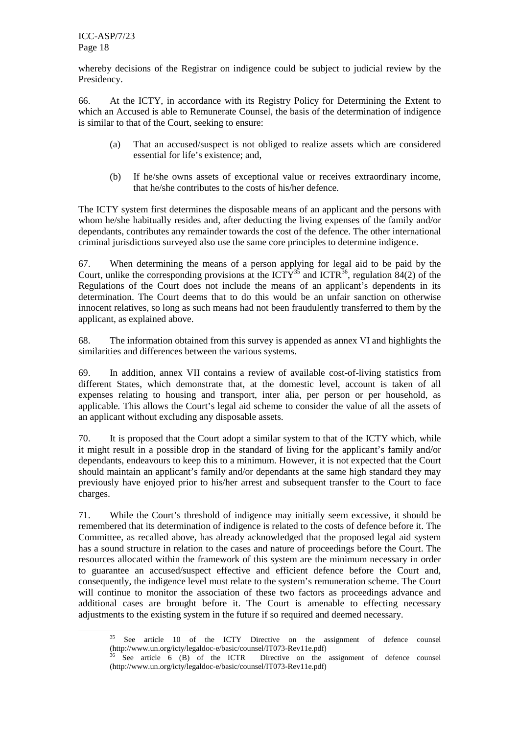whereby decisions of the Registrar on indigence could be subject to judicial review by the Presidency.

66. At the ICTY, in accordance with its Registry Policy for Determining the Extent to which an Accused is able to Remunerate Counsel, the basis of the determination of indigence is similar to that of the Court, seeking to ensure:

(a) That an accused/suspect is not obliged to realize assets which are considered essential for life's existence; and,

(b) If he/she owns assets of exceptional value or receives extraordinary income, that he/she contributes to the costs of his/her defence.

The ICTY system first determines the disposable means of an applicant and the persons with whom he/she habitually resides and, after deducting the living expenses of the family and/or dependants, contributes any remainder towards the cost of the defence. The other international criminal jurisdictions surveyed also use the same core principles to determine indigence.

67. When determining the means of a person applying for legal aid to be paid by the Court, unlike the corresponding provisions at the ICTY[35] and ICTR[36], regulation 84(2) of the Regulations of the Court does not include the means of an applicant's dependents in its determination. The Court deems that to do this would be an unfair sanction on otherwise innocent relatives, so long as such means had not been fraudulently transferred to them by the applicant, as explained above.

68. The information obtained from this survey is appended as annex VI and highlights the similarities and differences between the various systems.

69. In addition, annex VII contains a review of available cost-of-living statistics from different States, which demonstrate that, at the domestic level, account is taken of all expenses relating to housing and transport, inter alia, per person or per household, as applicable. This allows the Court's legal aid scheme to consider the value of all the assets of an applicant without excluding any disposable assets.

70. It is proposed that the Court adopt a similar system to that of the ICTY which, while it might result in a possible drop in the standard of living for the applicant's family and/or dependants, endeavours to keep this to a minimum. However, it is not expected that the Court should maintain an applicant's family and/or dependants at the same high standard they may previously have enjoyed prior to his/her arrest and subsequent transfer to the Court to face charges.

71. While the Court's threshold of indigence may initially seem excessive, it should be remembered that its determination of indigence is related to the costs of defence before it. The Committee, as recalled above, has already acknowledged that the proposed legal aid system has a sound structure in relation to the cases and nature of proceedings before the Court. The resources allocated within the framework of this system are the minimum necessary in order to guarantee an accused/suspect effective and efficient defence before the Court and, consequently, the indigence level must relate to the system's remuneration scheme. The Court will continue to monitor the association of these two factors as proceedings advance and additional cases are brought before it. The Court is amenable to effecting necessary adjustments to the existing system in the future if so required and deemed necessary.

[35] See article 10 of the ICTY Directive on the assignment of defence counsel (http://www.un.org/icty/legaldoc-e/basic/counsel/IT073-Rev11e.pdf)

[36] See article 6 (B) of the ICTR Directive on the assignment of defence counsel (http://www.un.org/icty/legaldoc-e/basic/counsel/IT073-Rev11e.pdf)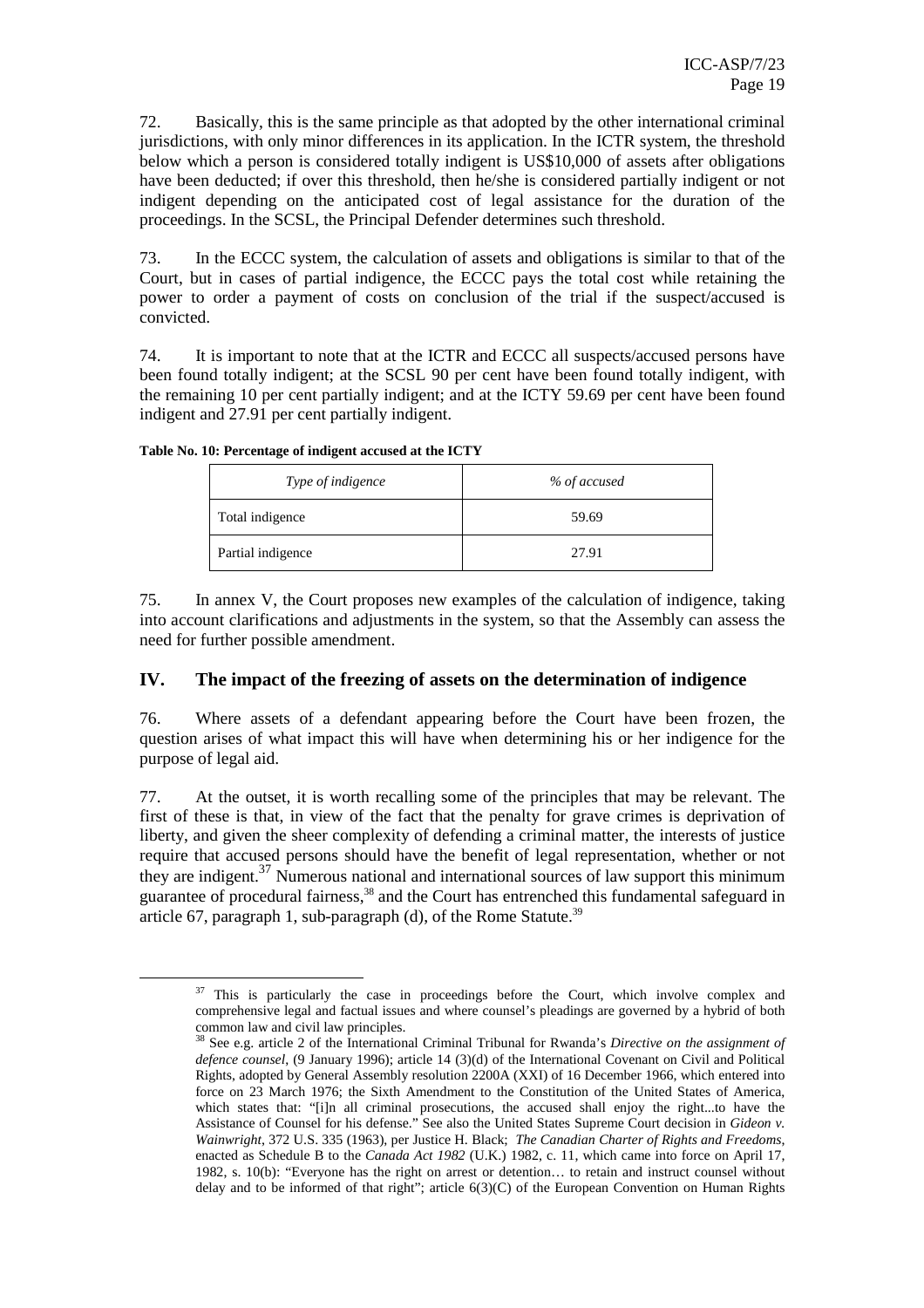72. Basically, this is the same principle as that adopted by the other international criminal jurisdictions, with only minor differences in its application. In the ICTR system, the threshold below which a person is considered totally indigent is US$10,000 of assets after obligations have been deducted; if over this threshold, then he/she is considered partially indigent or not indigent depending on the anticipated cost of legal assistance for the duration of the proceedings. In the SCSL, the Principal Defender determines such threshold.

73. In the ECCC system, the calculation of assets and obligations is similar to that of the Court, but in cases of partial indigence, the ECCC pays the total cost while retaining the power to order a payment of costs on conclusion of the trial if the suspect/accused is convicted.

74. It is important to note that at the ICTR and ECCC all suspects/accused persons have been found totally indigent; at the SCSL 90 per cent have been found totally indigent, with the remaining 10 per cent partially indigent; and at the ICTY 59.69 per cent have been found indigent and 27.91 per cent partially indigent.

**Table No. 10: Percentage of indigent accused at the ICTY**

| *Type of indigence* | *% of accused* |
|---|---|
| Total indigence | 59.69 |
| Partial indigence | 27.91 |

75. In annex V, the Court proposes new examples of the calculation of indigence, taking into account clarifications and adjustments in the system, so that the Assembly can assess the need for further possible amendment.

## IV. The impact of the freezing of assets on the determination of indigence

76. Where assets of a defendant appearing before the Court have been frozen, the question arises of what impact this will have when determining his or her indigence for the purpose of legal aid.

77. At the outset, it is worth recalling some of the principles that may be relevant. The first of these is that, in view of the fact that the penalty for grave crimes is deprivation of liberty, and given the sheer complexity of defending a criminal matter, the interests of justice require that accused persons should have the benefit of legal representation, whether or not they are indigent.[37] Numerous national and international sources of law support this minimum guarantee of procedural fairness,[38] and the Court has entrenched this fundamental safeguard in article 67, paragraph 1, sub-paragraph (d), of the Rome Statute.[39]

[37] This is particularly the case in proceedings before the Court, which involve complex and comprehensive legal and factual issues and where counsel's pleadings are governed by a hybrid of both common law and civil law principles.

[38] See e.g. article 2 of the International Criminal Tribunal for Rwanda's *Directive on the assignment of defence counsel*, (9 January 1996); article 14 (3)(d) of the International Covenant on Civil and Political Rights, adopted by General Assembly resolution 2200A (XXI) of 16 December 1966, which entered into force on 23 March 1976; the Sixth Amendment to the Constitution of the United States of America, which states that: "[i]n all criminal prosecutions, the accused shall enjoy the right...to have the Assistance of Counsel for his defense." See also the United States Supreme Court decision in *Gideon v. Wainwright*, 372 U.S. 335 (1963), per Justice H. Black; *The Canadian Charter of Rights and Freedoms*, enacted as Schedule B to the *Canada Act 1982* (U.K.) 1982, c. 11, which came into force on April 17, 1982, s. 10(b): "Everyone has the right on arrest or detention… to retain and instruct counsel without delay and to be informed of that right"; article 6(3)(C) of the European Convention on Human Rights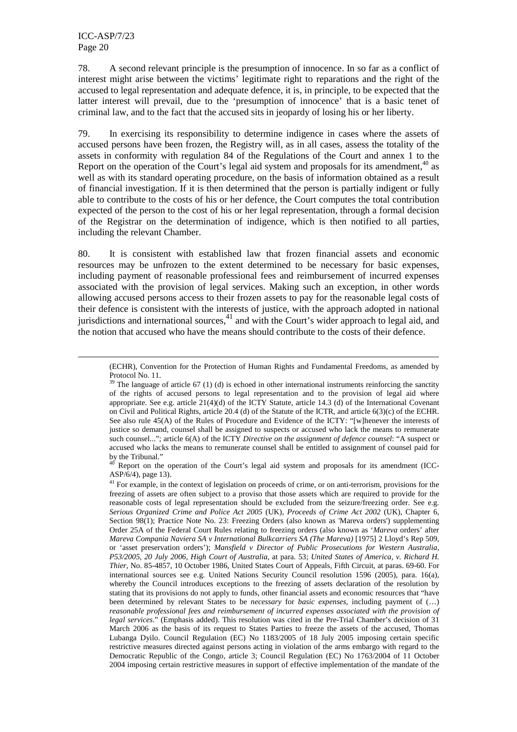78. A second relevant principle is the presumption of innocence. In so far as a conflict of interest might arise between the victims' legitimate right to reparations and the right of the accused to legal representation and adequate defence, it is, in principle, to be expected that the latter interest will prevail, due to the 'presumption of innocence' that is a basic tenet of criminal law, and to the fact that the accused sits in jeopardy of losing his or her liberty.

79. In exercising its responsibility to determine indigence in cases where the assets of accused persons have been frozen, the Registry will, as in all cases, assess the totality of the assets in conformity with regulation 84 of the Regulations of the Court and annex 1 to the Report on the operation of the Court's legal aid system and proposals for its amendment,[40] as well as with its standard operating procedure, on the basis of information obtained as a result of financial investigation. If it is then determined that the person is partially indigent or fully able to contribute to the costs of his or her defence, the Court computes the total contribution expected of the person to the cost of his or her legal representation, through a formal decision of the Registrar on the determination of indigence, which is then notified to all parties, including the relevant Chamber.

80. It is consistent with established law that frozen financial assets and economic resources may be unfrozen to the extent determined to be necessary for basic expenses, including payment of reasonable professional fees and reimbursement of incurred expenses associated with the provision of legal services. Making such an exception, in other words allowing accused persons access to their frozen assets to pay for the reasonable legal costs of their defence is consistent with the interests of justice, with the approach adopted in national jurisdictions and international sources,[41] and with the Court's wider approach to legal aid, and the notion that accused who have the means should contribute to the costs of their defence.

---

(ECHR), Convention for the Protection of Human Rights and Fundamental Freedoms, as amended by Protocol No. 11.

[39] The language of article 67 (1) (d) is echoed in other international instruments reinforcing the sanctity of the rights of accused persons to legal representation and to the provision of legal aid where appropriate. See e.g. article 21(4)(d) of the ICTY Statute, article 14.3 (d) of the International Covenant on Civil and Political Rights, article 20.4 (d) of the Statute of the ICTR, and article 6(3)(c) of the ECHR. See also rule 45(A) of the Rules of Procedure and Evidence of the ICTY: "[w]henever the interests of justice so demand, counsel shall be assigned to suspects or accused who lack the means to remunerate such counsel..."; article 6(A) of the ICTY *Directive on the assignment of defence counsel*: "A suspect or accused who lacks the means to remunerate counsel shall be entitled to assignment of counsel paid for by the Tribunal."

[40] Report on the operation of the Court's legal aid system and proposals for its amendment (ICC-ASP/6/4), page 13).

[41] For example, in the context of legislation on proceeds of crime, or on anti-terrorism, provisions for the freezing of assets are often subject to a proviso that those assets which are required to provide for the reasonable costs of legal representation should be excluded from the seizure/freezing order. See e.g. *Serious Organized Crime and Police Act 2005* (UK), *Proceeds of Crime Act 2002* (UK), Chapter 6, Section 98(1); Practice Note No. 23: Freezing Orders (also known as 'Mareva orders') supplementing Order 25A of the Federal Court Rules relating to freezing orders (also known as '*Mareva* orders' after *Mareva Compania Naviera SA v International Bulkcarriers SA (The Mareva)* [1975] 2 Lloyd's Rep 509, or 'asset preservation orders'); *Mansfield v Director of Public Prosecutions for Western Australia, P53/2005, 20 July 2006, High Court of Australia*, at para. 53; *United States of America, v. Richard H. Thier*, No. 85-4857, 10 October 1986, United States Court of Appeals, Fifth Circuit, at paras. 69-60. For international sources see e.g. United Nations Security Council resolution 1596 (2005), para. 16(a), whereby the Council introduces exceptions to the freezing of assets declaration of the resolution by stating that its provisions do not apply to funds, other financial assets and economic resources that "have been determined by relevant States to be *necessary* for *basic expenses*, including payment of (…) *reasonable professional fees and reimbursement of incurred expenses associated with the provision of legal services*." (Emphasis added). This resolution was cited in the Pre-Trial Chamber's decision of 31 March 2006 as the basis of its request to States Parties to freeze the assets of the accused, Thomas Lubanga Dyilo. Council Regulation (EC) No 1183/2005 of 18 July 2005 imposing certain specific restrictive measures directed against persons acting in violation of the arms embargo with regard to the Democratic Republic of the Congo, article 3; Council Regulation (EC) No 1763/2004 of 11 October 2004 imposing certain restrictive measures in support of effective implementation of the mandate of the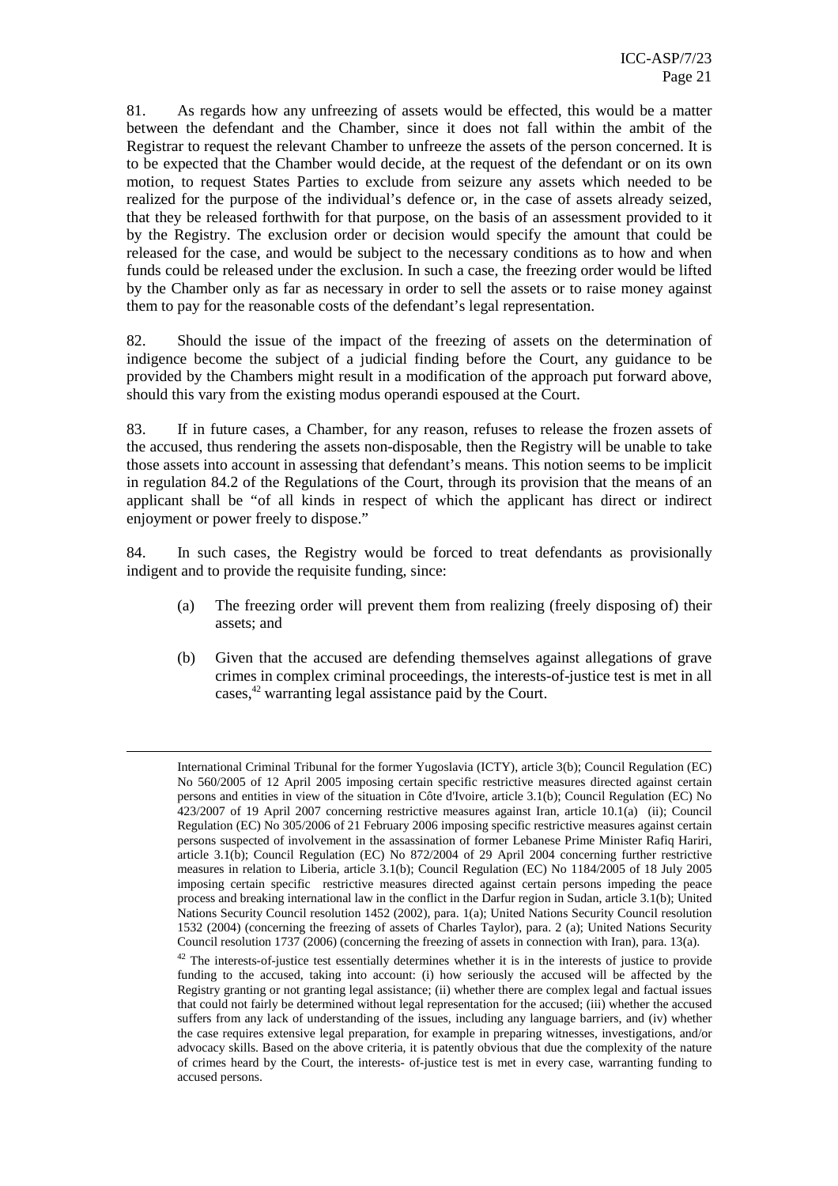81. As regards how any unfreezing of assets would be effected, this would be a matter between the defendant and the Chamber, since it does not fall within the ambit of the Registrar to request the relevant Chamber to unfreeze the assets of the person concerned. It is to be expected that the Chamber would decide, at the request of the defendant or on its own motion, to request States Parties to exclude from seizure any assets which needed to be realized for the purpose of the individual's defence or, in the case of assets already seized, that they be released forthwith for that purpose, on the basis of an assessment provided to it by the Registry. The exclusion order or decision would specify the amount that could be released for the case, and would be subject to the necessary conditions as to how and when funds could be released under the exclusion. In such a case, the freezing order would be lifted by the Chamber only as far as necessary in order to sell the assets or to raise money against them to pay for the reasonable costs of the defendant's legal representation.

82. Should the issue of the impact of the freezing of assets on the determination of indigence become the subject of a judicial finding before the Court, any guidance to be provided by the Chambers might result in a modification of the approach put forward above, should this vary from the existing modus operandi espoused at the Court.

83. If in future cases, a Chamber, for any reason, refuses to release the frozen assets of the accused, thus rendering the assets non-disposable, then the Registry will be unable to take those assets into account in assessing that defendant's means. This notion seems to be implicit in regulation 84.2 of the Regulations of the Court, through its provision that the means of an applicant shall be "of all kinds in respect of which the applicant has direct or indirect enjoyment or power freely to dispose."

84. In such cases, the Registry would be forced to treat defendants as provisionally indigent and to provide the requisite funding, since:

(a) The freezing order will prevent them from realizing (freely disposing of) their assets; and

(b) Given that the accused are defending themselves against allegations of grave crimes in complex criminal proceedings, the interests-of-justice test is met in all cases,[42] warranting legal assistance paid by the Court.

---

International Criminal Tribunal for the former Yugoslavia (ICTY), article 3(b); Council Regulation (EC) No 560/2005 of 12 April 2005 imposing certain specific restrictive measures directed against certain persons and entities in view of the situation in Côte d'Ivoire, article 3.1(b); Council Regulation (EC) No 423/2007 of 19 April 2007 concerning restrictive measures against Iran, article 10.1(a) (ii); Council Regulation (EC) No 305/2006 of 21 February 2006 imposing specific restrictive measures against certain persons suspected of involvement in the assassination of former Lebanese Prime Minister Rafiq Hariri, article 3.1(b); Council Regulation (EC) No 872/2004 of 29 April 2004 concerning further restrictive measures in relation to Liberia, article 3.1(b); Council Regulation (EC) No 1184/2005 of 18 July 2005 imposing certain specific restrictive measures directed against certain persons impeding the peace process and breaking international law in the conflict in the Darfur region in Sudan, article 3.1(b); United Nations Security Council resolution 1452 (2002), para. 1(a); United Nations Security Council resolution 1532 (2004) (concerning the freezing of assets of Charles Taylor), para. 2 (a); United Nations Security Council resolution 1737 (2006) (concerning the freezing of assets in connection with Iran), para. 13(a).

[42] The interests-of-justice test essentially determines whether it is in the interests of justice to provide funding to the accused, taking into account: (i) how seriously the accused will be affected by the Registry granting or not granting legal assistance; (ii) whether there are complex legal and factual issues that could not fairly be determined without legal representation for the accused; (iii) whether the accused suffers from any lack of understanding of the issues, including any language barriers, and (iv) whether the case requires extensive legal preparation, for example in preparing witnesses, investigations, and/or advocacy skills. Based on the above criteria, it is patently obvious that due the complexity of the nature of crimes heard by the Court, the interests- of-justice test is met in every case, warranting funding to accused persons.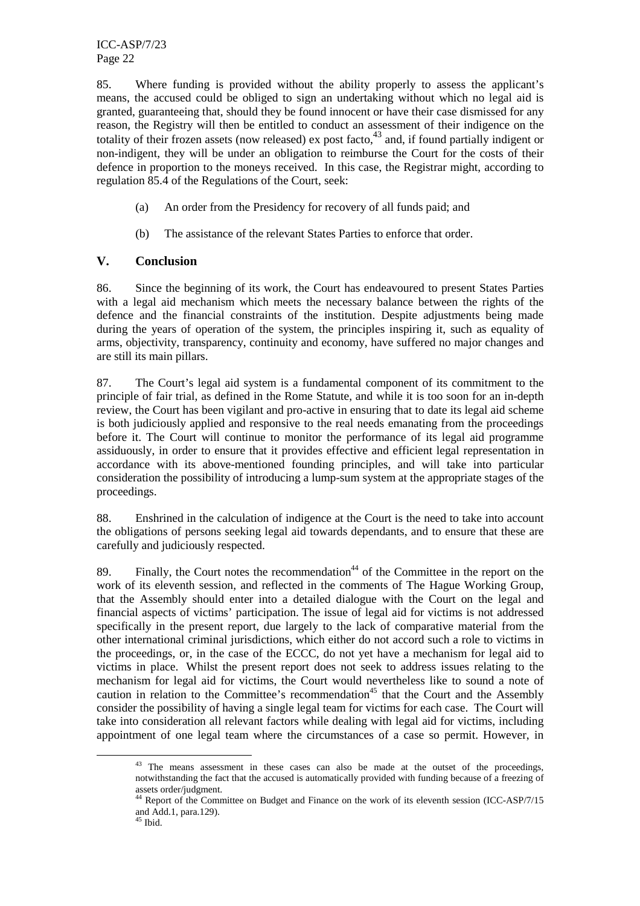85. Where funding is provided without the ability properly to assess the applicant's means, the accused could be obliged to sign an undertaking without which no legal aid is granted, guaranteeing that, should they be found innocent or have their case dismissed for any reason, the Registry will then be entitled to conduct an assessment of their indigence on the totality of their frozen assets (now released) ex post facto,[43] and, if found partially indigent or non-indigent, they will be under an obligation to reimburse the Court for the costs of their defence in proportion to the moneys received. In this case, the Registrar might, according to regulation 85.4 of the Regulations of the Court, seek:

(a) An order from the Presidency for recovery of all funds paid; and

(b) The assistance of the relevant States Parties to enforce that order.

## V. Conclusion

86. Since the beginning of its work, the Court has endeavoured to present States Parties with a legal aid mechanism which meets the necessary balance between the rights of the defence and the financial constraints of the institution. Despite adjustments being made during the years of operation of the system, the principles inspiring it, such as equality of arms, objectivity, transparency, continuity and economy, have suffered no major changes and are still its main pillars.

87. The Court's legal aid system is a fundamental component of its commitment to the principle of fair trial, as defined in the Rome Statute, and while it is too soon for an in-depth review, the Court has been vigilant and pro-active in ensuring that to date its legal aid scheme is both judiciously applied and responsive to the real needs emanating from the proceedings before it. The Court will continue to monitor the performance of its legal aid programme assiduously, in order to ensure that it provides effective and efficient legal representation in accordance with its above-mentioned founding principles, and will take into particular consideration the possibility of introducing a lump-sum system at the appropriate stages of the proceedings.

88. Enshrined in the calculation of indigence at the Court is the need to take into account the obligations of persons seeking legal aid towards dependants, and to ensure that these are carefully and judiciously respected.

89. Finally, the Court notes the recommendation[44] of the Committee in the report on the work of its eleventh session, and reflected in the comments of The Hague Working Group, that the Assembly should enter into a detailed dialogue with the Court on the legal and financial aspects of victims' participation. The issue of legal aid for victims is not addressed specifically in the present report, due largely to the lack of comparative material from the other international criminal jurisdictions, which either do not accord such a role to victims in the proceedings, or, in the case of the ECCC, do not yet have a mechanism for legal aid to victims in place. Whilst the present report does not seek to address issues relating to the mechanism for legal aid for victims, the Court would nevertheless like to sound a note of caution in relation to the Committee's recommendation[45] that the Court and the Assembly consider the possibility of having a single legal team for victims for each case. The Court will take into consideration all relevant factors while dealing with legal aid for victims, including appointment of one legal team where the circumstances of a case so permit. However, in

---

[43] The means assessment in these cases can also be made at the outset of the proceedings, notwithstanding the fact that the accused is automatically provided with funding because of a freezing of assets order/judgment.

[44] Report of the Committee on Budget and Finance on the work of its eleventh session (ICC-ASP/7/15 and Add.1, para.129).

[45] Ibid.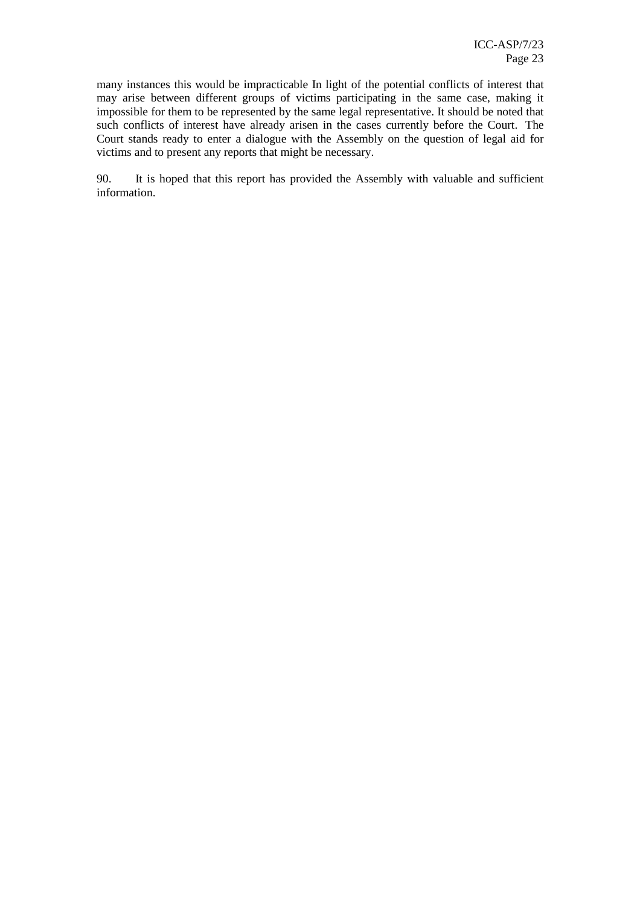many instances this would be impracticable In light of the potential conflicts of interest that may arise between different groups of victims participating in the same case, making it impossible for them to be represented by the same legal representative. It should be noted that such conflicts of interest have already arisen in the cases currently before the Court. The Court stands ready to enter a dialogue with the Assembly on the question of legal aid for victims and to present any reports that might be necessary.

90. It is hoped that this report has provided the Assembly with valuable and sufficient information.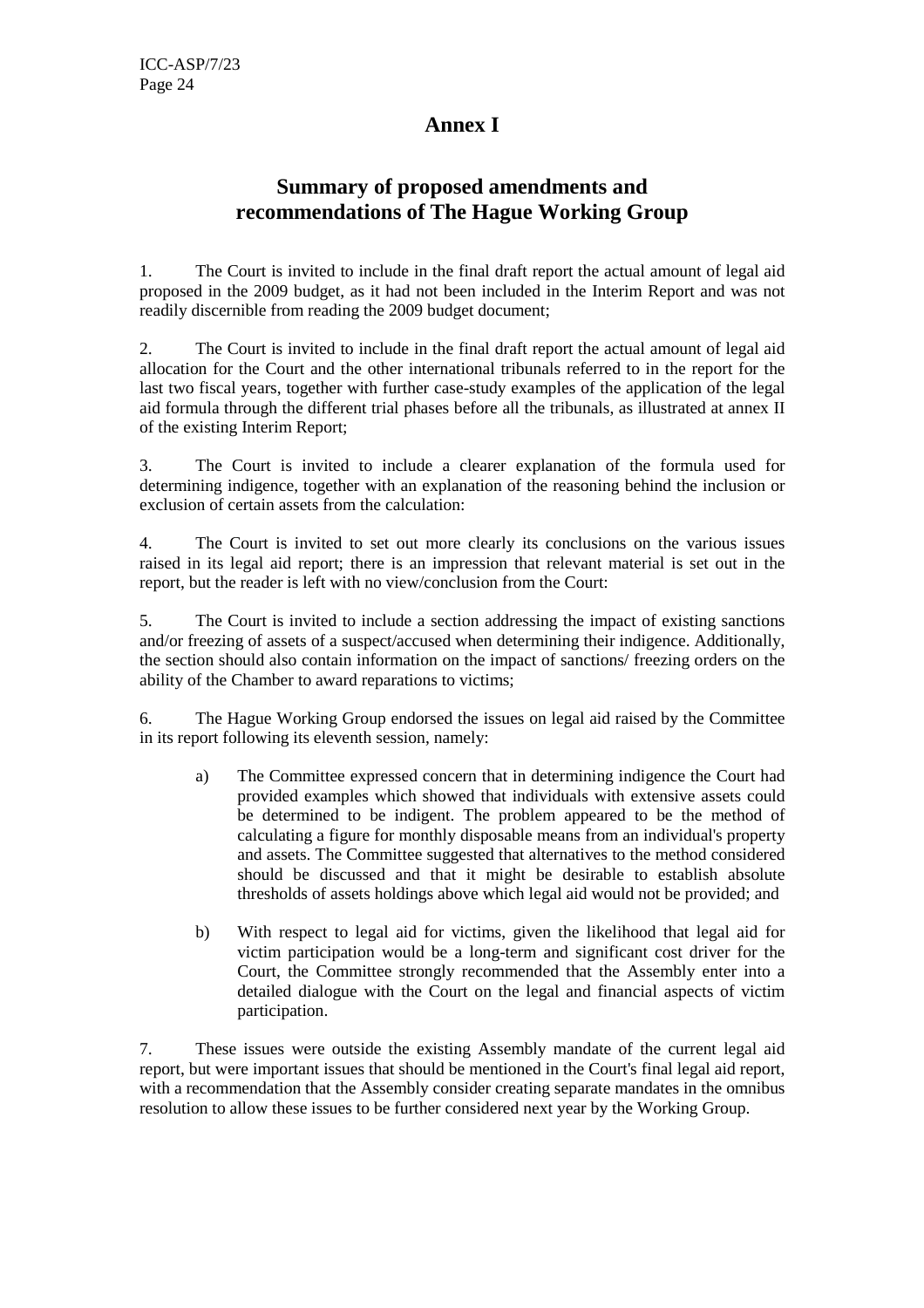# Annex I

## Summary of proposed amendments and recommendations of The Hague Working Group

1. The Court is invited to include in the final draft report the actual amount of legal aid proposed in the 2009 budget, as it had not been included in the Interim Report and was not readily discernible from reading the 2009 budget document;

2. The Court is invited to include in the final draft report the actual amount of legal aid allocation for the Court and the other international tribunals referred to in the report for the last two fiscal years, together with further case-study examples of the application of the legal aid formula through the different trial phases before all the tribunals, as illustrated at annex II of the existing Interim Report;

3. The Court is invited to include a clearer explanation of the formula used for determining indigence, together with an explanation of the reasoning behind the inclusion or exclusion of certain assets from the calculation:

4. The Court is invited to set out more clearly its conclusions on the various issues raised in its legal aid report; there is an impression that relevant material is set out in the report, but the reader is left with no view/conclusion from the Court:

5. The Court is invited to include a section addressing the impact of existing sanctions and/or freezing of assets of a suspect/accused when determining their indigence. Additionally, the section should also contain information on the impact of sanctions/ freezing orders on the ability of the Chamber to award reparations to victims;

6. The Hague Working Group endorsed the issues on legal aid raised by the Committee in its report following its eleventh session, namely:

   a) The Committee expressed concern that in determining indigence the Court had provided examples which showed that individuals with extensive assets could be determined to be indigent. The problem appeared to be the method of calculating a figure for monthly disposable means from an individual's property and assets. The Committee suggested that alternatives to the method considered should be discussed and that it might be desirable to establish absolute thresholds of assets holdings above which legal aid would not be provided; and

   b) With respect to legal aid for victims, given the likelihood that legal aid for victim participation would be a long-term and significant cost driver for the Court, the Committee strongly recommended that the Assembly enter into a detailed dialogue with the Court on the legal and financial aspects of victim participation.

7. These issues were outside the existing Assembly mandate of the current legal aid report, but were important issues that should be mentioned in the Court's final legal aid report, with a recommendation that the Assembly consider creating separate mandates in the omnibus resolution to allow these issues to be further considered next year by the Working Group.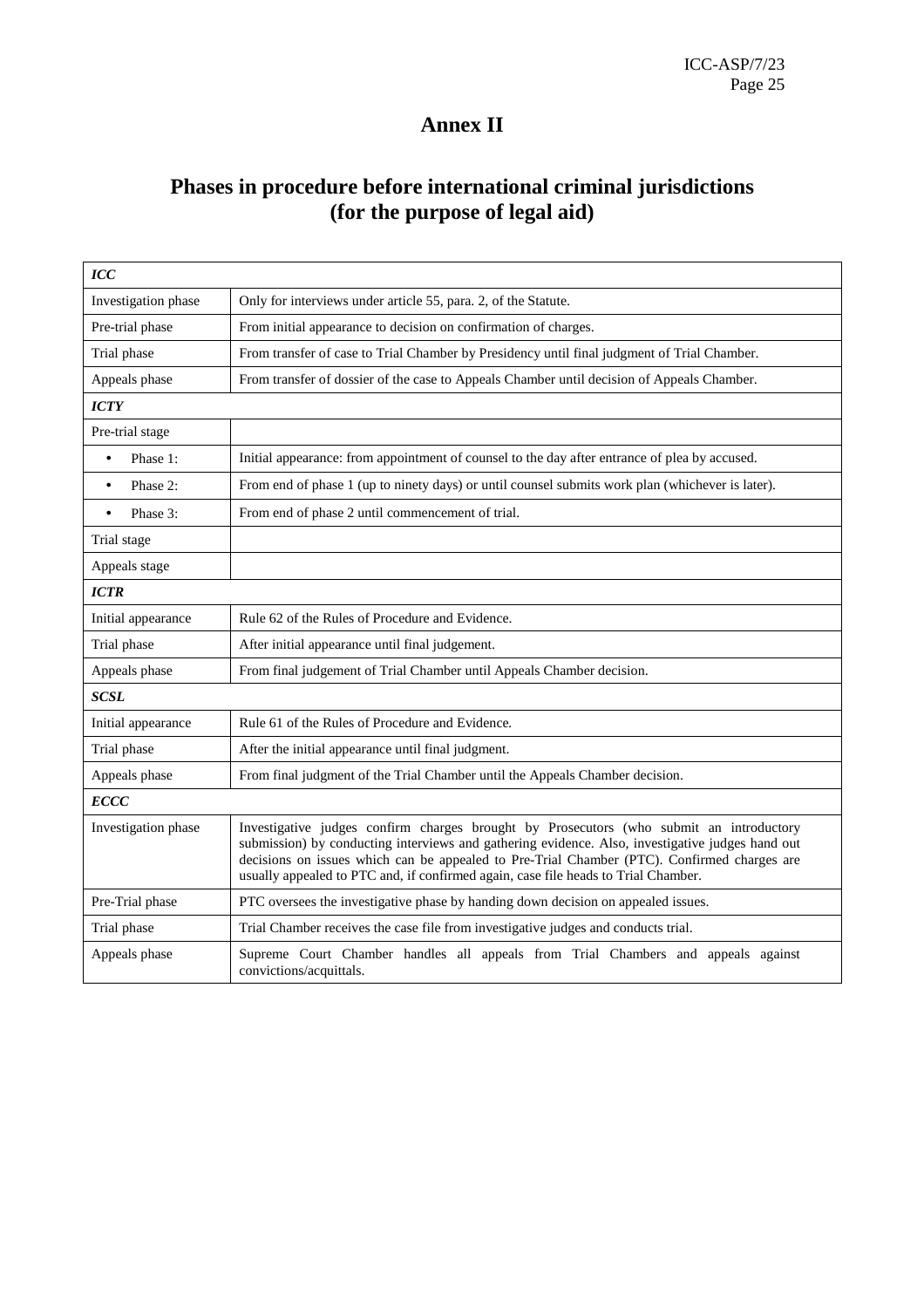# Annex II

## Phases in procedure before international criminal jurisdictions (for the purpose of legal aid)

| ***ICC*** | |
|---|---|
| Investigation phase | Only for interviews under article 55, para. 2, of the Statute. |
| Pre-trial phase | From initial appearance to decision on confirmation of charges. |
| Trial phase | From transfer of case to Trial Chamber by Presidency until final judgment of Trial Chamber. |
| Appeals phase | From transfer of dossier of the case to Appeals Chamber until decision of Appeals Chamber. |
| ***ICTY*** | |
| Pre-trial stage | |
| • Phase 1: | Initial appearance: from appointment of counsel to the day after entrance of plea by accused. |
| • Phase 2: | From end of phase 1 (up to ninety days) or until counsel submits work plan (whichever is later). |
| • Phase 3: | From end of phase 2 until commencement of trial. |
| Trial stage | |
| Appeals stage | |
| ***ICTR*** | |
| Initial appearance | Rule 62 of the Rules of Procedure and Evidence. |
| Trial phase | After initial appearance until final judgement. |
| Appeals phase | From final judgement of Trial Chamber until Appeals Chamber decision. |
| ***SCSL*** | |
| Initial appearance | Rule 61 of the Rules of Procedure and Evidence. |
| Trial phase | After the initial appearance until final judgment. |
| Appeals phase | From final judgment of the Trial Chamber until the Appeals Chamber decision. |
| ***ECCC*** | |
| Investigation phase | Investigative judges confirm charges brought by Prosecutors (who submit an introductory submission) by conducting interviews and gathering evidence. Also, investigative judges hand out decisions on issues which can be appealed to Pre-Trial Chamber (PTC). Confirmed charges are usually appealed to PTC and, if confirmed again, case file heads to Trial Chamber. |
| Pre-Trial phase | PTC oversees the investigative phase by handing down decision on appealed issues. |
| Trial phase | Trial Chamber receives the case file from investigative judges and conducts trial. |
| Appeals phase | Supreme Court Chamber handles all appeals from Trial Chambers and appeals against convictions/acquittals. |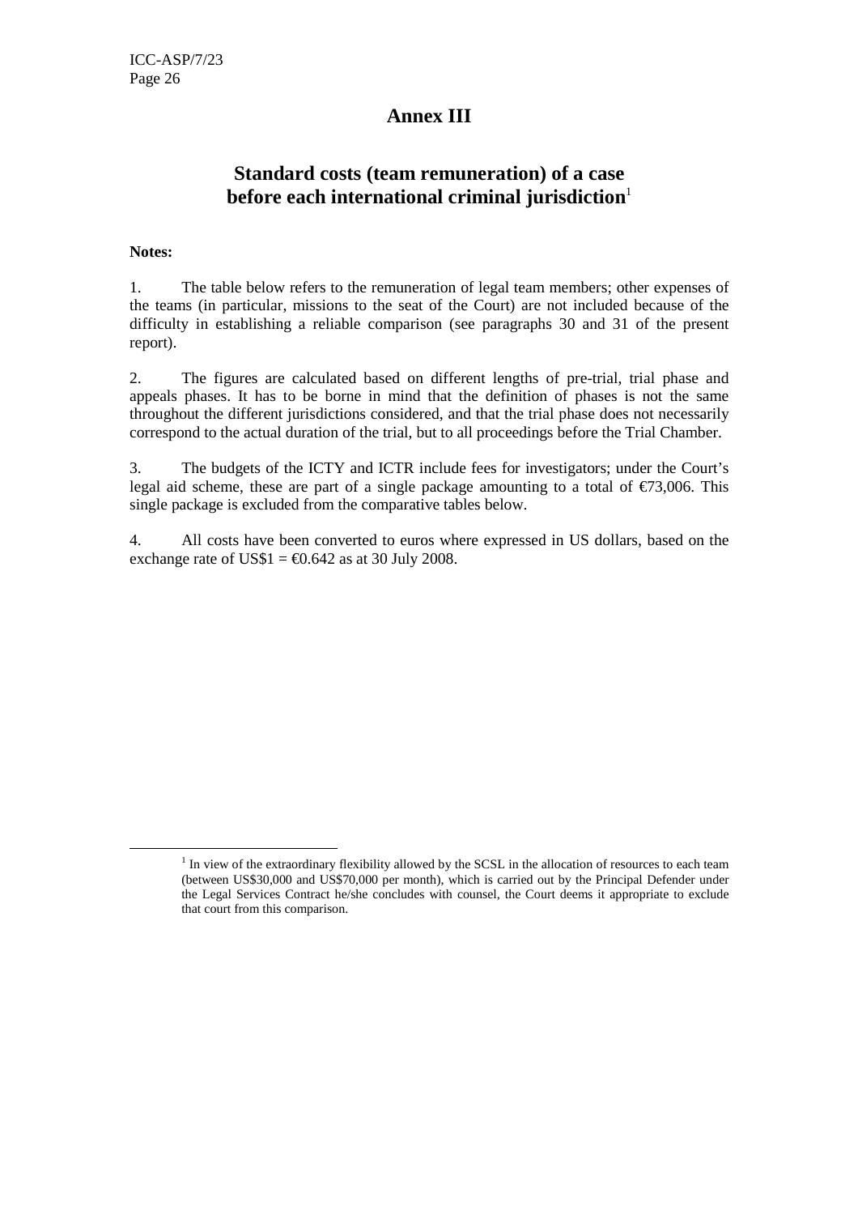# Annex III

## Standard costs (team remuneration) of a case before each international criminal jurisdiction[1]

**Notes:**

1. The table below refers to the remuneration of legal team members; other expenses of the teams (in particular, missions to the seat of the Court) are not included because of the difficulty in establishing a reliable comparison (see paragraphs 30 and 31 of the present report).

2. The figures are calculated based on different lengths of pre-trial, trial phase and appeals phases. It has to be borne in mind that the definition of phases is not the same throughout the different jurisdictions considered, and that the trial phase does not necessarily correspond to the actual duration of the trial, but to all proceedings before the Trial Chamber.

3. The budgets of the ICTY and ICTR include fees for investigators; under the Court's legal aid scheme, these are part of a single package amounting to a total of €73,006. This single package is excluded from the comparative tables below.

4. All costs have been converted to euros where expressed in US dollars, based on the exchange rate of US$1 = €0.642 as at 30 July 2008.

---

[1] In view of the extraordinary flexibility allowed by the SCSL in the allocation of resources to each team (between US$30,000 and US$70,000 per month), which is carried out by the Principal Defender under the Legal Services Contract he/she concludes with counsel, the Court deems it appropriate to exclude that court from this comparison.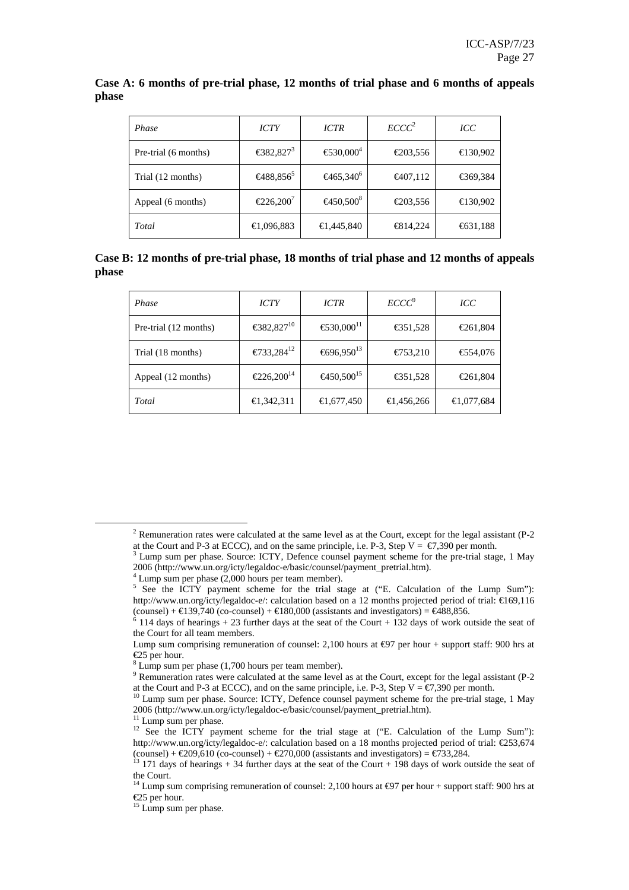**Case A: 6 months of pre-trial phase, 12 months of trial phase and 6 months of appeals phase**

| *Phase* | *ICTY* | *ICTR* | *ECCC*[2] | *ICC* |
|---|---|---|---|---|
| Pre-trial (6 months) | €382,827[3] | €530,000[4] | €203,556 | €130,902 |
| Trial (12 months) | €488,856[5] | €465,340[6] | €407,112 | €369,384 |
| Appeal (6 months) | €226,200[7] | €450,500[8] | €203,556 | €130,902 |
| *Total* | €1,096,883 | €1,445,840 | €814,224 | €631,188 |

**Case B: 12 months of pre-trial phase, 18 months of trial phase and 12 months of appeals phase**

| *Phase* | *ICTY* | *ICTR* | *ECCC*[9] | *ICC* |
|---|---|---|---|---|
| Pre-trial (12 months) | €382,827[10] | €530,000[11] | €351,528 | €261,804 |
| Trial (18 months) | €733,284[12] | €696,950[13] | €753,210 | €554,076 |
| Appeal (12 months) | €226,200[14] | €450,500[15] | €351,528 | €261,804 |
| *Total* | €1,342,311 | €1,677,450 | €1,456,266 | €1,077,684 |

[2] Remuneration rates were calculated at the same level as at the Court, except for the legal assistant (P-2 at the Court and P-3 at ECCC), and on the same principle, i.e. P-3, Step V = €7,390 per month.

[3] Lump sum per phase. Source: ICTY, Defence counsel payment scheme for the pre-trial stage, 1 May 2006 (http://www.un.org/icty/legaldoc-e/basic/counsel/payment_pretrial.htm).

[4] Lump sum per phase (2,000 hours per team member).

[5] See the ICTY payment scheme for the trial stage at ("E. Calculation of the Lump Sum"): http://www.un.org/icty/legaldoc-e/: calculation based on a 12 months projected period of trial: €169,116 (counsel) + €139,740 (co-counsel) + €180,000 (assistants and investigators) = €488,856.

[6] 114 days of hearings + 23 further days at the seat of the Court + 132 days of work outside the seat of the Court for all team members.

Lump sum comprising remuneration of counsel: 2,100 hours at €97 per hour + support staff: 900 hrs at €25 per hour.

[8] Lump sum per phase (1,700 hours per team member).

[9] Remuneration rates were calculated at the same level as at the Court, except for the legal assistant (P-2 at the Court and P-3 at ECCC), and on the same principle, i.e. P-3, Step V = €7,390 per month.

[10] Lump sum per phase. Source: ICTY, Defence counsel payment scheme for the pre-trial stage, 1 May 2006 (http://www.un.org/icty/legaldoc-e/basic/counsel/payment_pretrial.htm).

[11] Lump sum per phase.

[12] See the ICTY payment scheme for the trial stage at ("E. Calculation of the Lump Sum"): http://www.un.org/icty/legaldoc-e/: calculation based on a 18 months projected period of trial: €253,674 (counsel) + €209,610 (co-counsel) + €270,000 (assistants and investigators) = €733,284.

[13] 171 days of hearings + 34 further days at the seat of the Court + 198 days of work outside the seat of the Court.

[14] Lump sum comprising remuneration of counsel: 2,100 hours at €97 per hour + support staff: 900 hrs at €25 per hour.

[15] Lump sum per phase.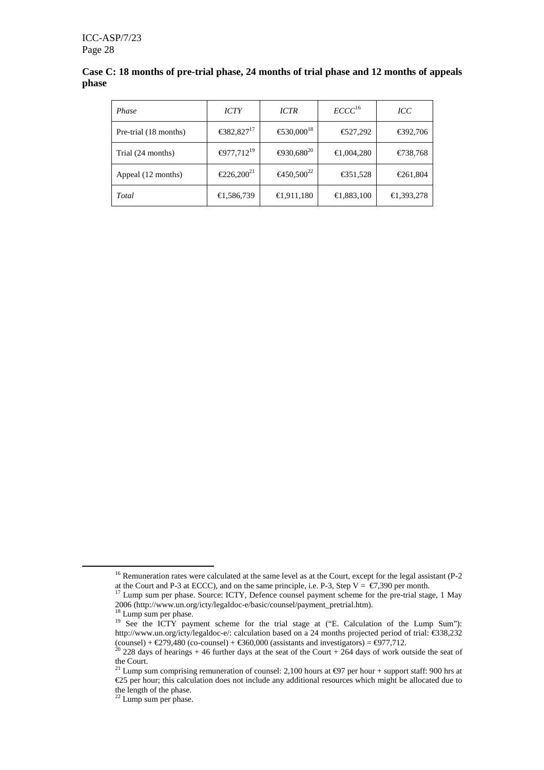**Case C: 18 months of pre-trial phase, 24 months of trial phase and 12 months of appeals phase**

| *Phase* | *ICTY* | *ICTR* | *ECCC*[16] | *ICC* |
|---|---|---|---|---|
| Pre-trial (18 months) | €382,827[17] | €530,000[18] | €527,292 | €392,706 |
| Trial (24 months) | €977,712[19] | €930,680[20] | €1,004,280 | €738,768 |
| Appeal (12 months) | €226,200[21] | €450,500[22] | €351,528 | €261,804 |
| *Total* | €1,586,739 | €1,911,180 | €1,883,100 | €1,393,278 |

---

[16] Remuneration rates were calculated at the same level as at the Court, except for the legal assistant (P-2 at the Court and P-3 at ECCC), and on the same principle, i.e. P-3, Step V = €7,390 per month.

[17] Lump sum per phase. Source: ICTY, Defence counsel payment scheme for the pre-trial stage, 1 May 2006 (http://www.un.org/icty/legaldoc-e/basic/counsel/payment_pretrial.htm).

[18] Lump sum per phase.

[19] See the ICTY payment scheme for the trial stage at ("E. Calculation of the Lump Sum"): http://www.un.org/icty/legaldoc-e/: calculation based on a 24 months projected period of trial: €338,232 (counsel) + €279,480 (co-counsel) + €360,000 (assistants and investigators) = €977,712.

[20] 228 days of hearings + 46 further days at the seat of the Court + 264 days of work outside the seat of the Court.

[21] Lump sum comprising remuneration of counsel: 2,100 hours at €97 per hour + support staff: 900 hrs at €25 per hour; this calculation does not include any additional resources which might be allocated due to the length of the phase.

[22] Lump sum per phase.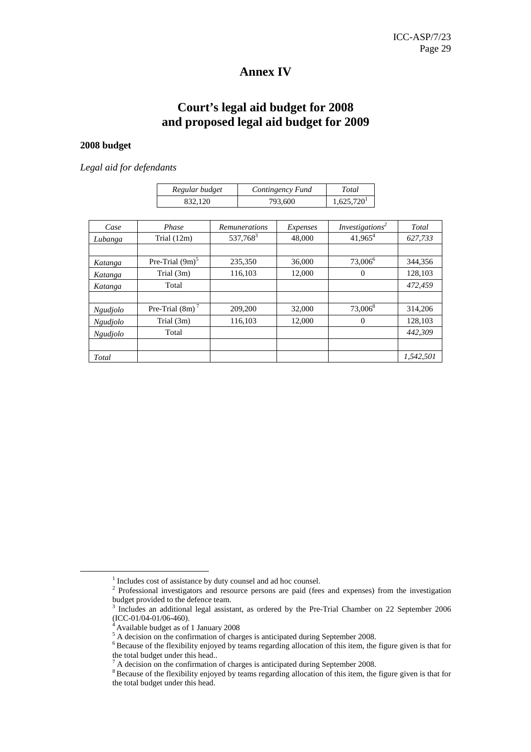# Annex IV

## Court's legal aid budget for 2008 and proposed legal aid budget for 2009

### 2008 budget

*Legal aid for defendants*

| *Regular budget* | *Contingency Fund* | *Total* |
|---|---|---|
| 832,120 | 793,600 | 1,625,720[1] |

| *Case* | *Phase* | *Remunerations* | *Expenses* | *Investigations*[2] | *Total* |
|---|---|---|---|---|---|
| *Lubanga* | Trial (12m) | 537,768[3] | 48,000 | 41,965[4] | *627,733* |
| | | | | | |
| *Katanga* | Pre-Trial (9m)[5] | 235,350 | 36,000 | 73,006[6] | 344,356 |
| *Katanga* | Trial (3m) | 116,103 | 12,000 | 0 | 128,103 |
| *Katanga* | Total | | | | *472,459* |
| | | | | | |
| *Ngudjolo* | Pre-Trial (8m)[7] | 209,200 | 32,000 | 73,006[8] | 314,206 |
| *Ngudjolo* | Trial (3m) | 116,103 | 12,000 | 0 | 128,103 |
| *Ngudjolo* | Total | | | | *442,309* |
| | | | | | |
| *Total* | | | | | *1,542,501* |

[1] Includes cost of assistance by duty counsel and ad hoc counsel.

[2] Professional investigators and resource persons are paid (fees and expenses) from the investigation budget provided to the defence team.

[3] Includes an additional legal assistant, as ordered by the Pre-Trial Chamber on 22 September 2006 (ICC-01/04-01/06-460).

[4] Available budget as of 1 January 2008

[5] A decision on the confirmation of charges is anticipated during September 2008.

[6] Because of the flexibility enjoyed by teams regarding allocation of this item, the figure given is that for the total budget under this head..

[7] A decision on the confirmation of charges is anticipated during September 2008.

[8] Because of the flexibility enjoyed by teams regarding allocation of this item, the figure given is that for the total budget under this head.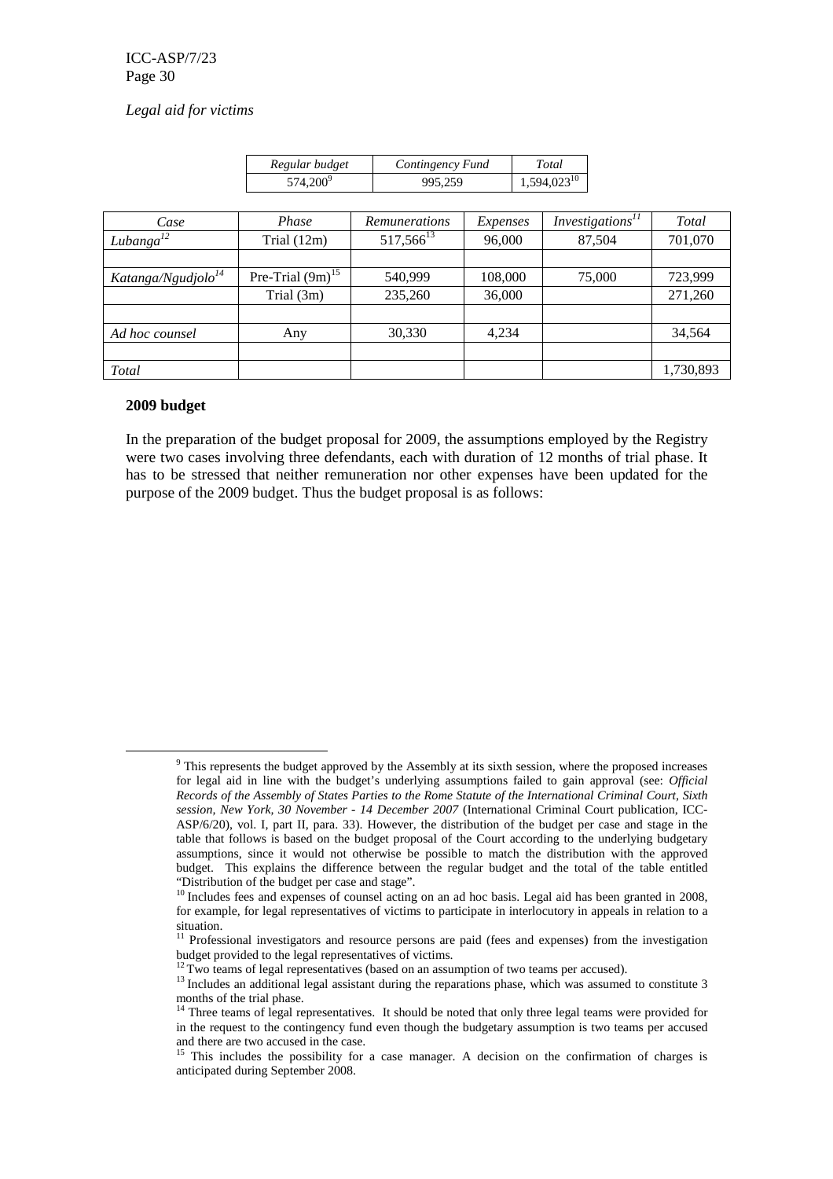*Legal aid for victims*

| *Regular budget* | *Contingency Fund* | *Total* |
|---|---|---|
| 574,200[9] | 995,259 | 1,594,023[10] |

| *Case* | *Phase* | *Remunerations* | *Expenses* | *Investigations*[11] | *Total* |
|---|---|---|---|---|---|
| *Lubanga*[12] | Trial (12m) | 517,566[13] | 96,000 | 87,504 | 701,070 |
| | | | | | |
| *Katanga/Ngudjolo*[14] | Pre-Trial (9m)[15] | 540,999 | 108,000 | 75,000 | 723,999 |
| | Trial (3m) | 235,260 | 36,000 | | 271,260 |
| | | | | | |
| *Ad hoc counsel* | Any | 30,330 | 4,234 | | 34,564 |
| | | | | | |
| *Total* | | | | | 1,730,893 |

**2009 budget**

In the preparation of the budget proposal for 2009, the assumptions employed by the Registry were two cases involving three defendants, each with duration of 12 months of trial phase. It has to be stressed that neither remuneration nor other expenses have been updated for the purpose of the 2009 budget. Thus the budget proposal is as follows:

---

[9] This represents the budget approved by the Assembly at its sixth session, where the proposed increases for legal aid in line with the budget's underlying assumptions failed to gain approval (see: *Official Records of the Assembly of States Parties to the Rome Statute of the International Criminal Court, Sixth session, New York, 30 November - 14 December 2007* (International Criminal Court publication, ICC-ASP/6/20), vol. I, part II, para. 33). However, the distribution of the budget per case and stage in the table that follows is based on the budget proposal of the Court according to the underlying budgetary assumptions, since it would not otherwise be possible to match the distribution with the approved budget. This explains the difference between the regular budget and the total of the table entitled "Distribution of the budget per case and stage".

[10] Includes fees and expenses of counsel acting on an ad hoc basis. Legal aid has been granted in 2008, for example, for legal representatives of victims to participate in interlocutory in appeals in relation to a situation.

[11] Professional investigators and resource persons are paid (fees and expenses) from the investigation budget provided to the legal representatives of victims.

[12] Two teams of legal representatives (based on an assumption of two teams per accused).

[13] Includes an additional legal assistant during the reparations phase, which was assumed to constitute 3 months of the trial phase.

[14] Three teams of legal representatives. It should be noted that only three legal teams were provided for in the request to the contingency fund even though the budgetary assumption is two teams per accused and there are two accused in the case.

[15] This includes the possibility for a case manager. A decision on the confirmation of charges is anticipated during September 2008.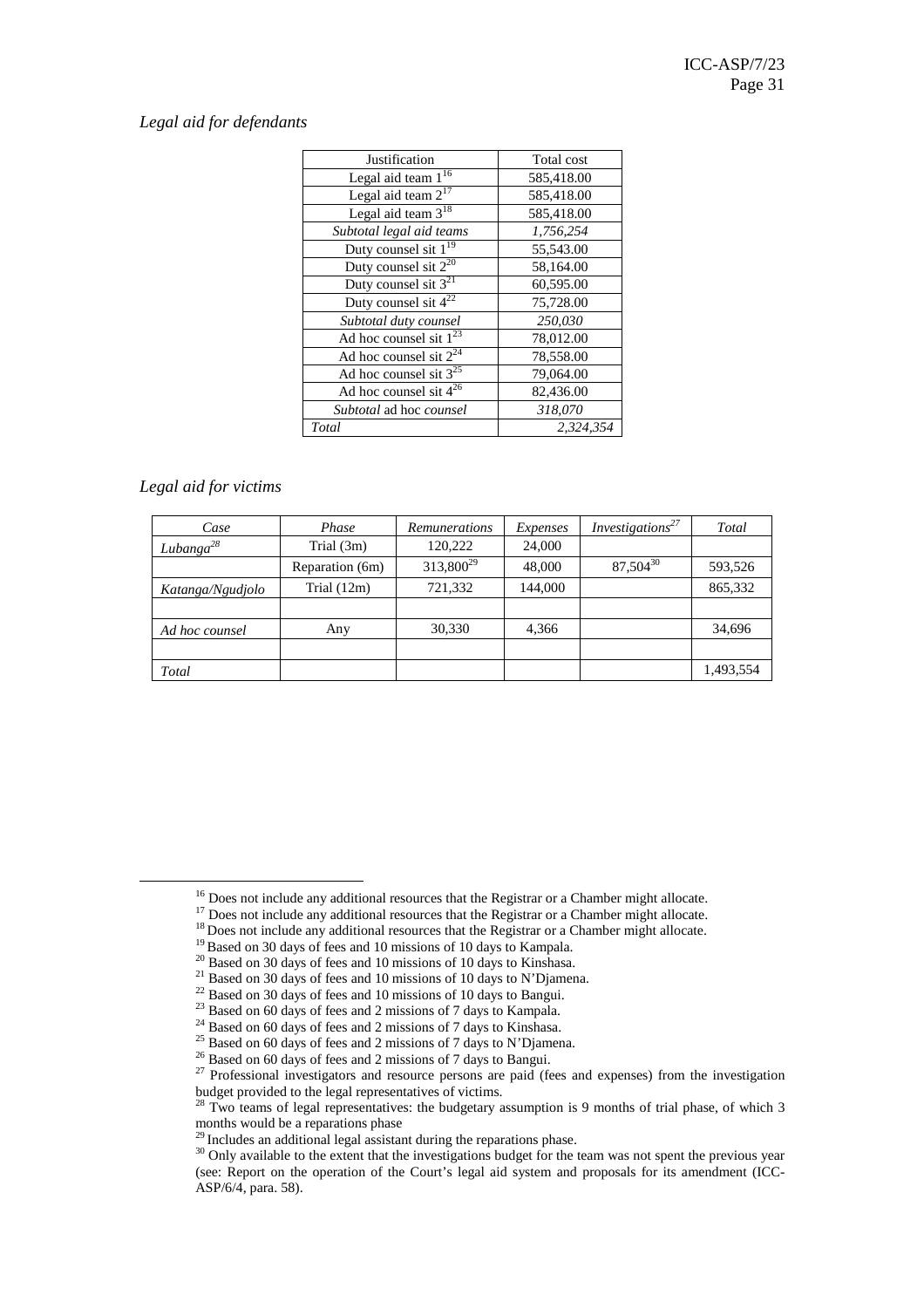*Legal aid for defendants*

| Justification | Total cost |
|---|---|
| Legal aid team 1[16] | 585,418.00 |
| Legal aid team 2[17] | 585,418.00 |
| Legal aid team 3[18] | 585,418.00 |
| *Subtotal legal aid teams* | *1,756,254* |
| Duty counsel sit 1[19] | 55,543.00 |
| Duty counsel sit 2[20] | 58,164.00 |
| Duty counsel sit 3[21] | 60,595.00 |
| Duty counsel sit 4[22] | 75,728.00 |
| *Subtotal duty counsel* | *250,030* |
| Ad hoc counsel sit 1[23] | 78,012.00 |
| Ad hoc counsel sit 2[24] | 78,558.00 |
| Ad hoc counsel sit 3[25] | 79,064.00 |
| Ad hoc counsel sit 4[26] | 82,436.00 |
| *Subtotal* ad hoc *counsel* | *318,070* |
| *Total* | *2,324,354* |

*Legal aid for victims*

| *Case* | *Phase* | *Remunerations* | *Expenses* | *Investigations[27]* | *Total* |
|---|---|---|---|---|---|
| *Lubanga[28]* | Trial (3m) | 120,222 | 24,000 | | |
| | Reparation (6m) | 313,800[29] | 48,000 | 87,504[30] | 593,526 |
| *Katanga/Ngudjolo* | Trial (12m) | 721,332 | 144,000 | | 865,332 |
| | | | | | |
| *Ad hoc counsel* | Any | 30,330 | 4,366 | | 34,696 |
| | | | | | |
| *Total* | | | | | 1,493,554 |

[16] Does not include any additional resources that the Registrar or a Chamber might allocate.
[17] Does not include any additional resources that the Registrar or a Chamber might allocate.
[18] Does not include any additional resources that the Registrar or a Chamber might allocate.
[19] Based on 30 days of fees and 10 missions of 10 days to Kampala.
[20] Based on 30 days of fees and 10 missions of 10 days to Kinshasa.
[21] Based on 30 days of fees and 10 missions of 10 days to N'Djamena.
[22] Based on 30 days of fees and 10 missions of 10 days to Bangui.
[23] Based on 60 days of fees and 2 missions of 7 days to Kampala.
[24] Based on 60 days of fees and 2 missions of 7 days to Kinshasa.
[25] Based on 60 days of fees and 2 missions of 7 days to N'Djamena.
[26] Based on 60 days of fees and 2 missions of 7 days to Bangui.
[27] Professional investigators and resource persons are paid (fees and expenses) from the investigation budget provided to the legal representatives of victims.
[28] Two teams of legal representatives: the budgetary assumption is 9 months of trial phase, of which 3 months would be a reparations phase
[29] Includes an additional legal assistant during the reparations phase.
[30] Only available to the extent that the investigations budget for the team was not spent the previous year (see: Report on the operation of the Court's legal aid system and proposals for its amendment (ICC-ASP/6/4, para. 58).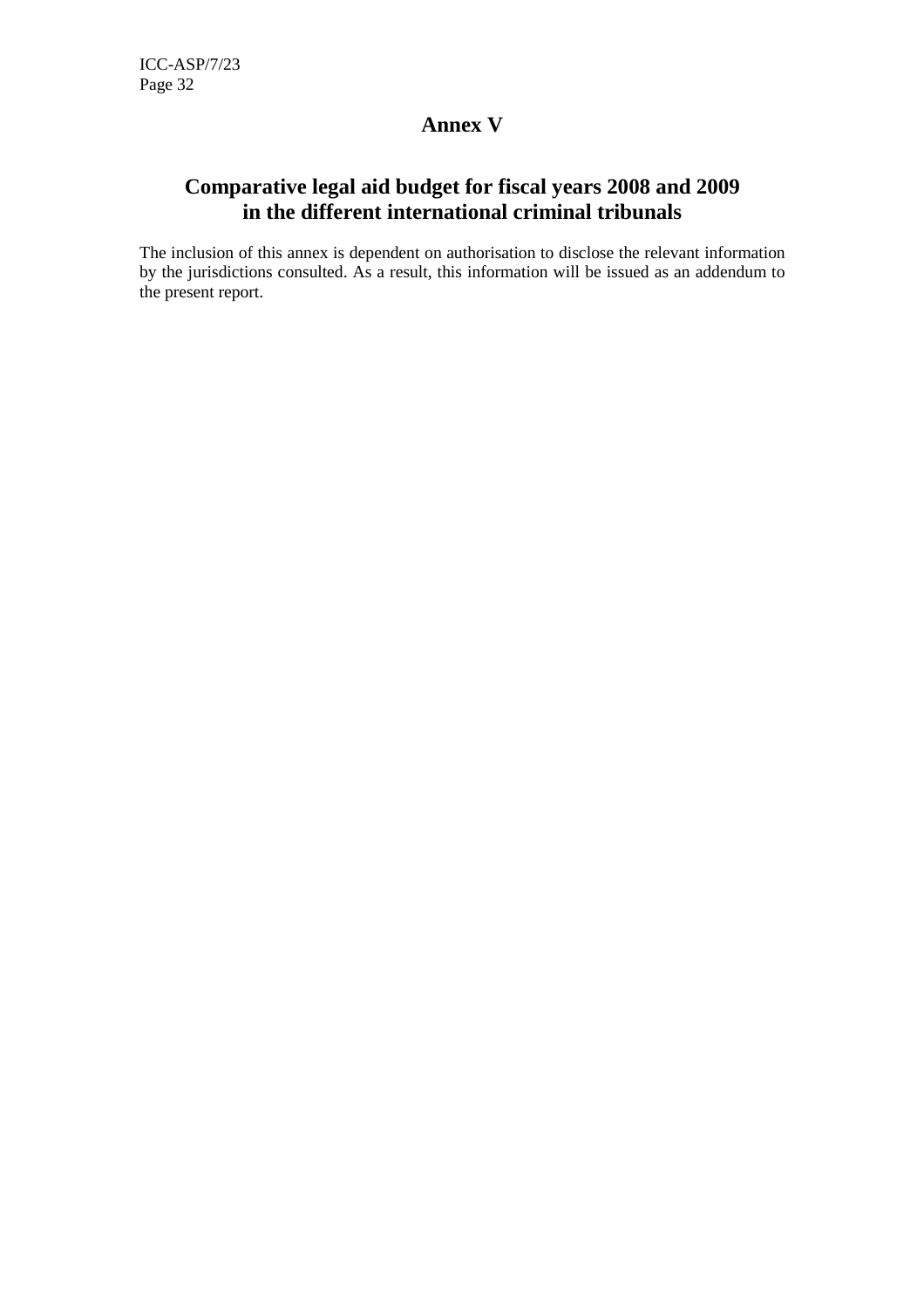# Annex V

## Comparative legal aid budget for fiscal years 2008 and 2009 in the different international criminal tribunals

The inclusion of this annex is dependent on authorisation to disclose the relevant information by the jurisdictions consulted. As a result, this information will be issued as an addendum to the present report.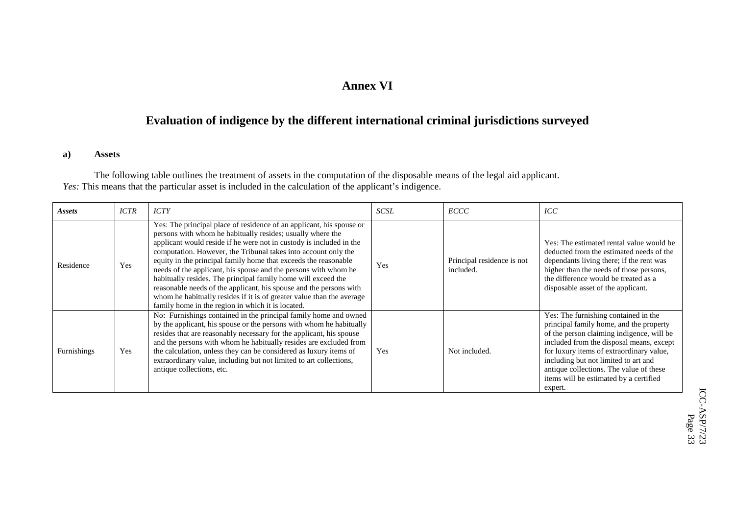# Annex VI

## Evaluation of indigence by the different international criminal jurisdictions surveyed

### a) Assets

The following table outlines the treatment of assets in the computation of the disposable means of the legal aid applicant.
*Yes:* This means that the particular asset is included in the calculation of the applicant's indigence.

| ***Assets*** | *ICTR* | *ICTY* | *SCSL* | *ECCC* | *ICC* |
|---|---|---|---|---|---|
| Residence | Yes | Yes: The principal place of residence of an applicant, his spouse or persons with whom he habitually resides; usually where the applicant would reside if he were not in custody is included in the computation. However, the Tribunal takes into account only the equity in the principal family home that exceeds the reasonable needs of the applicant, his spouse and the persons with whom he habitually resides. The principal family home will exceed the reasonable needs of the applicant, his spouse and the persons with whom he habitually resides if it is of greater value than the average family home in the region in which it is located. | Yes | Principal residence is not included. | Yes: The estimated rental value would be deducted from the estimated needs of the dependants living there; if the rent was higher than the needs of those persons, the difference would be treated as a disposable asset of the applicant. |
| Furnishings | Yes | No: Furnishings contained in the principal family home and owned by the applicant, his spouse or the persons with whom he habitually resides that are reasonably necessary for the applicant, his spouse and the persons with whom he habitually resides are excluded from the calculation, unless they can be considered as luxury items of extraordinary value, including but not limited to art collections, antique collections, etc. | Yes | Not included. | Yes: The furnishing contained in the principal family home, and the property of the person claiming indigence, will be included from the disposal means, except for luxury items of extraordinary value, including but not limited to art and antique collections. The value of these items will be estimated by a certified expert. |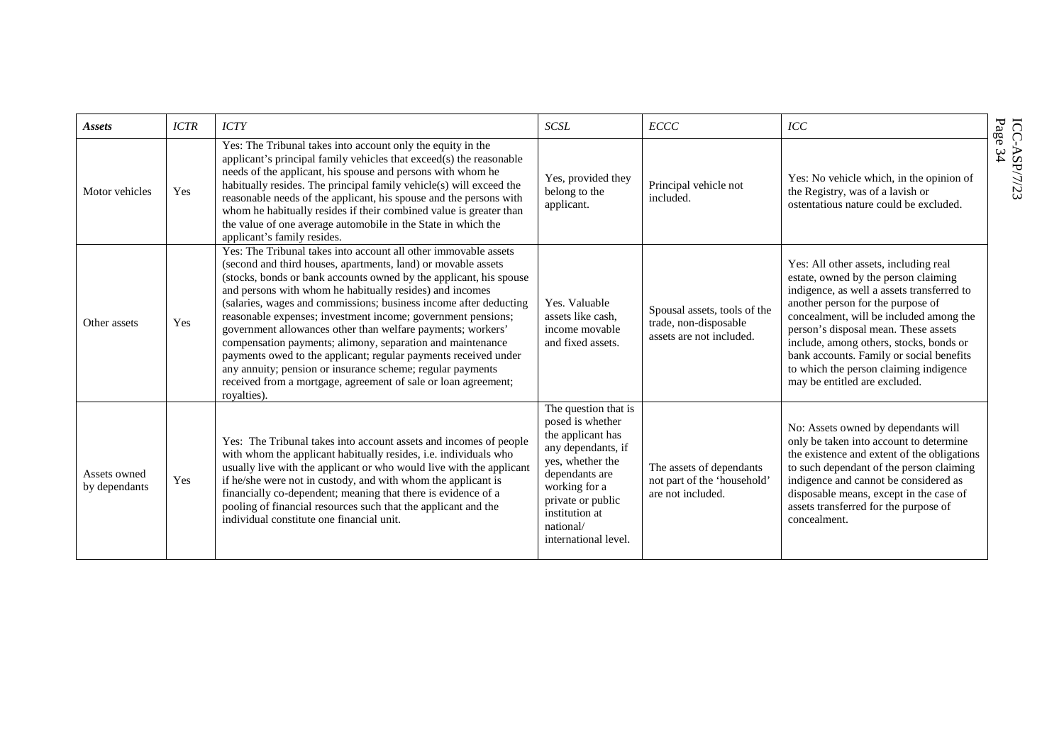| *Assets* | *ICTR* | *ICTY* | *SCSL* | *ECCC* | *ICC* |
|---|---|---|---|---|---|
| Motor vehicles | Yes | Yes: The Tribunal takes into account only the equity in the applicant's principal family vehicles that exceed(s) the reasonable needs of the applicant, his spouse and persons with whom he habitually resides. The principal family vehicle(s) will exceed the reasonable needs of the applicant, his spouse and the persons with whom he habitually resides if their combined value is greater than the value of one average automobile in the State in which the applicant's family resides. | Yes, provided they belong to the applicant. | Principal vehicle not included. | Yes: No vehicle which, in the opinion of the Registry, was of a lavish or ostentatious nature could be excluded. |
| Other assets | Yes | Yes: The Tribunal takes into account all other immovable assets (second and third houses, apartments, land) or movable assets (stocks, bonds or bank accounts owned by the applicant, his spouse and persons with whom he habitually resides) and incomes (salaries, wages and commissions; business income after deducting reasonable expenses; investment income; government pensions; government allowances other than welfare payments; workers' compensation payments; alimony, separation and maintenance payments owed to the applicant; regular payments received under any annuity; pension or insurance scheme; regular payments received from a mortgage, agreement of sale or loan agreement; royalties). | Yes. Valuable assets like cash, income movable and fixed assets. | Spousal assets, tools of the trade, non-disposable assets are not included. | Yes: All other assets, including real estate, owned by the person claiming indigence, as well a assets transferred to another person for the purpose of concealment, will be included among the person's disposal mean. These assets include, among others, stocks, bonds or bank accounts. Family or social benefits to which the person claiming indigence may be entitled are excluded. |
| Assets owned by dependants | Yes | Yes: The Tribunal takes into account assets and incomes of people with whom the applicant habitually resides, i.e. individuals who usually live with the applicant or who would live with the applicant if he/she were not in custody, and with whom the applicant is financially co-dependent; meaning that there is evidence of a pooling of financial resources such that the applicant and the individual constitute one financial unit. | The question that is posed is whether the applicant has any dependants, if yes, whether the dependants are working for a private or public institution at national/ international level. | The assets of dependants not part of the 'household' are not included. | No: Assets owned by dependants will only be taken into account to determine the existence and extent of the obligations to such dependant of the person claiming indigence and cannot be considered as disposable means, except in the case of assets transferred for the purpose of concealment. |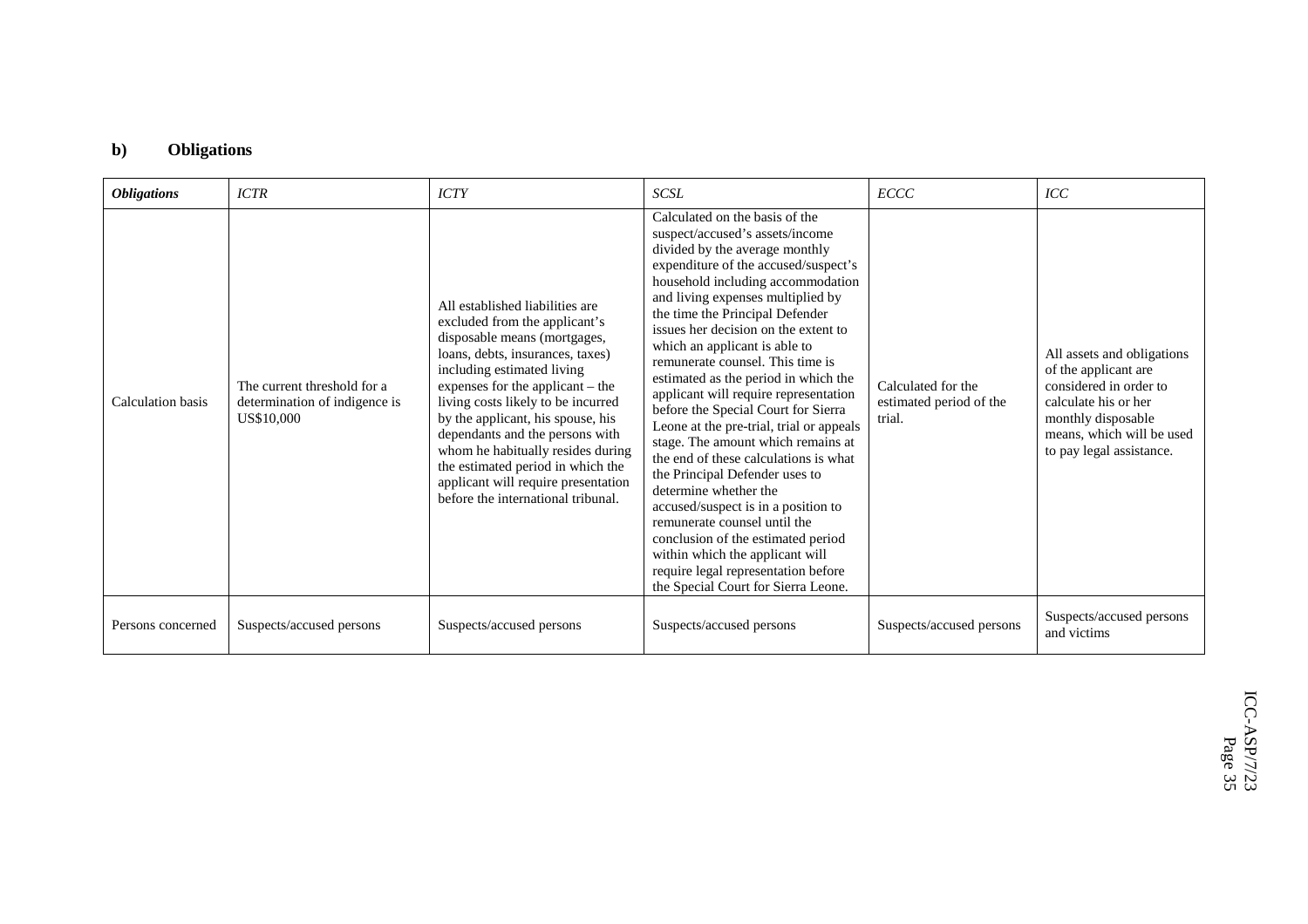### b) Obligations

| *Obligations* | *ICTR* | *ICTY* | *SCSL* | *ECCC* | *ICC* |
|---|---|---|---|---|---|
| Calculation basis | The current threshold for a determination of indigence is US$10,000 | All established liabilities are excluded from the applicant's disposable means (mortgages, loans, debts, insurances, taxes) including estimated living expenses for the applicant – the living costs likely to be incurred by the applicant, his spouse, his dependants and the persons with whom he habitually resides during the estimated period in which the applicant will require presentation before the international tribunal. | Calculated on the basis of the suspect/accused's assets/income divided by the average monthly expenditure of the accused/suspect's household including accommodation and living expenses multiplied by the time the Principal Defender issues her decision on the extent to which an applicant is able to remunerate counsel. This time is estimated as the period in which the applicant will require representation before the Special Court for Sierra Leone at the pre-trial, trial or appeals stage. The amount which remains at the end of these calculations is what the Principal Defender uses to determine whether the accused/suspect is in a position to remunerate counsel until the conclusion of the estimated period within which the applicant will require legal representation before the Special Court for Sierra Leone. | Calculated for the estimated period of the trial. | All assets and obligations of the applicant are considered in order to calculate his or her monthly disposable means, which will be used to pay legal assistance. |
| Persons concerned | Suspects/accused persons | Suspects/accused persons | Suspects/accused persons | Suspects/accused persons | Suspects/accused persons and victims |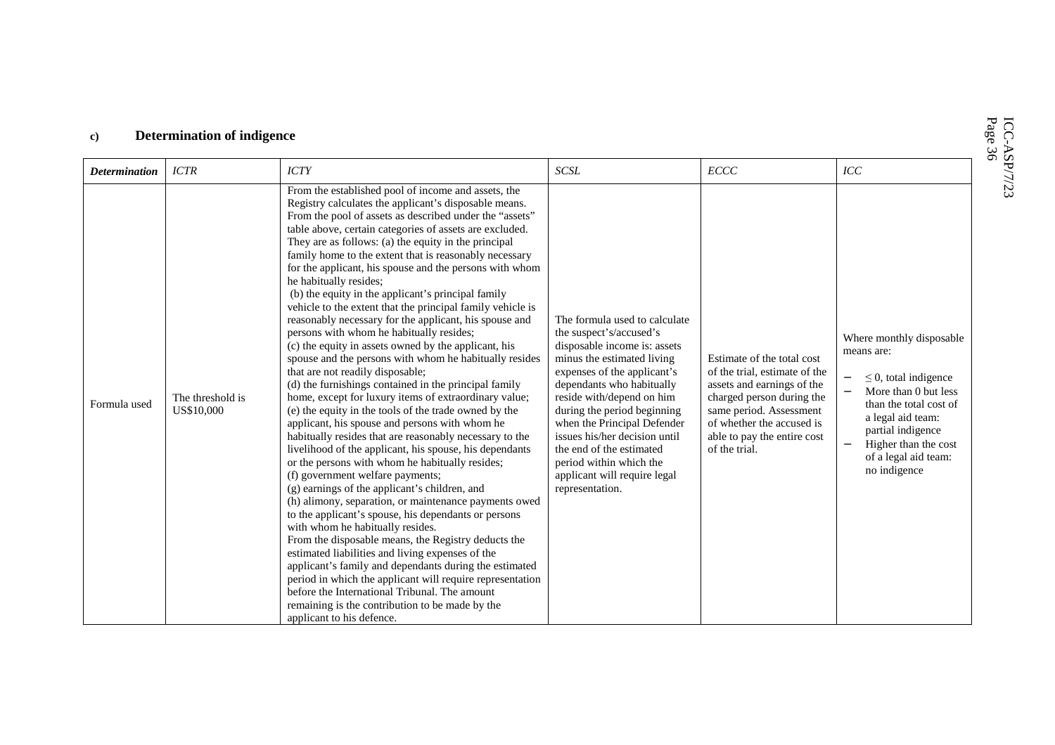#### c) Determination of indigence

| *Determination* | *ICTR* | *ICTY* | *SCSL* | *ECCC* | *ICC* |
|---|---|---|---|---|---|
| Formula used | The threshold is US$10,000 | From the established pool of income and assets, the Registry calculates the applicant's disposable means. From the pool of assets as described under the "assets" table above, certain categories of assets are excluded. They are as follows: (a) the equity in the principal family home to the extent that is reasonably necessary for the applicant, his spouse and the persons with whom he habitually resides; (b) the equity in the applicant's principal family vehicle to the extent that the principal family vehicle is reasonably necessary for the applicant, his spouse and persons with whom he habitually resides; (c) the equity in assets owned by the applicant, his spouse and the persons with whom he habitually resides that are not readily disposable; (d) the furnishings contained in the principal family home, except for luxury items of extraordinary value; (e) the equity in the tools of the trade owned by the applicant, his spouse and persons with whom he habitually resides that are reasonably necessary to the livelihood of the applicant, his spouse, his dependants or the persons with whom he habitually resides; (f) government welfare payments; (g) earnings of the applicant's children, and (h) alimony, separation, or maintenance payments owed to the applicant's spouse, his dependants or persons with whom he habitually resides. From the disposable means, the Registry deducts the estimated liabilities and living expenses of the applicant's family and dependants during the estimated period in which the applicant will require representation before the International Tribunal. The amount remaining is the contribution to be made by the applicant to his defence. | The formula used to calculate the suspect's/accused's disposable income is: assets minus the estimated living expenses of the applicant's dependants who habitually reside with/depend on him during the period beginning when the Principal Defender issues his/her decision until the end of the estimated period within which the applicant will require legal representation. | Estimate of the total cost of the trial, estimate of the assets and earnings of the charged person during the same period. Assessment of whether the accused is able to pay the entire cost of the trial. | Where monthly disposable means are: <br>– $\leq 0$, total indigence <br>– More than 0 but less than the total cost of a legal aid team: partial indigence <br>– Higher than the cost of a legal aid team: no indigence |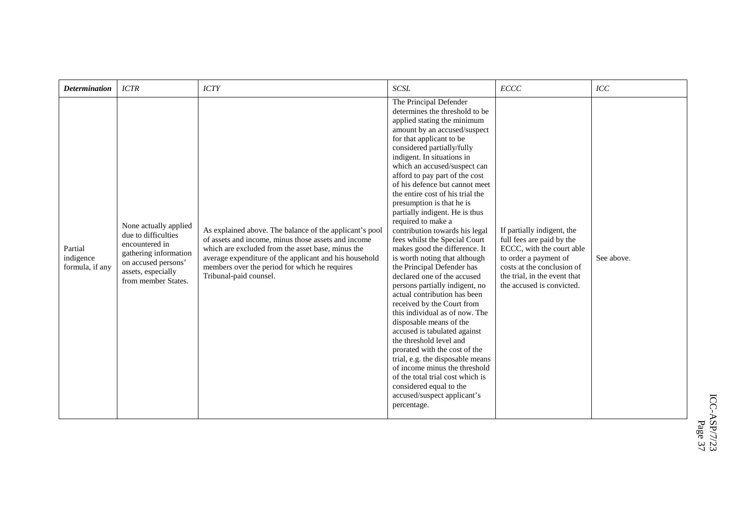| *Determination* | *ICTR* | *ICTY* | *SCSL* | *ECCC* | *ICC* |
|---|---|---|---|---|---|
| Partial indigence formula, if any | None actually applied due to difficulties encountered in gathering information on accused persons' assets, especially from member States. | As explained above. The balance of the applicant's pool of assets and income, minus those assets and income which are excluded from the asset base, minus the average expenditure of the applicant and his household members over the period for which he requires Tribunal-paid counsel. | The Principal Defender determines the threshold to be applied stating the minimum amount by an accused/suspect for that applicant to be considered partially/fully indigent. In situations in which an accused/suspect can afford to pay part of the cost of his defence but cannot meet the entire cost of his trial the presumption is that he is partially indigent. He is thus required to make a contribution towards his legal fees whilst the Special Court makes good the difference. It is worth noting that although the Principal Defender has declared one of the accused persons partially indigent, no actual contribution has been received by the Court from this individual as of now. The disposable means of the accused is tabulated against the threshold level and prorated with the cost of the trial, e.g. the disposable means of income minus the threshold of the total trial cost which is considered equal to the accused/suspect applicant's percentage. | If partially indigent, the full fees are paid by the ECCC, with the court able to order a payment of costs at the conclusion of the trial, in the event that the accused is convicted. | See above. |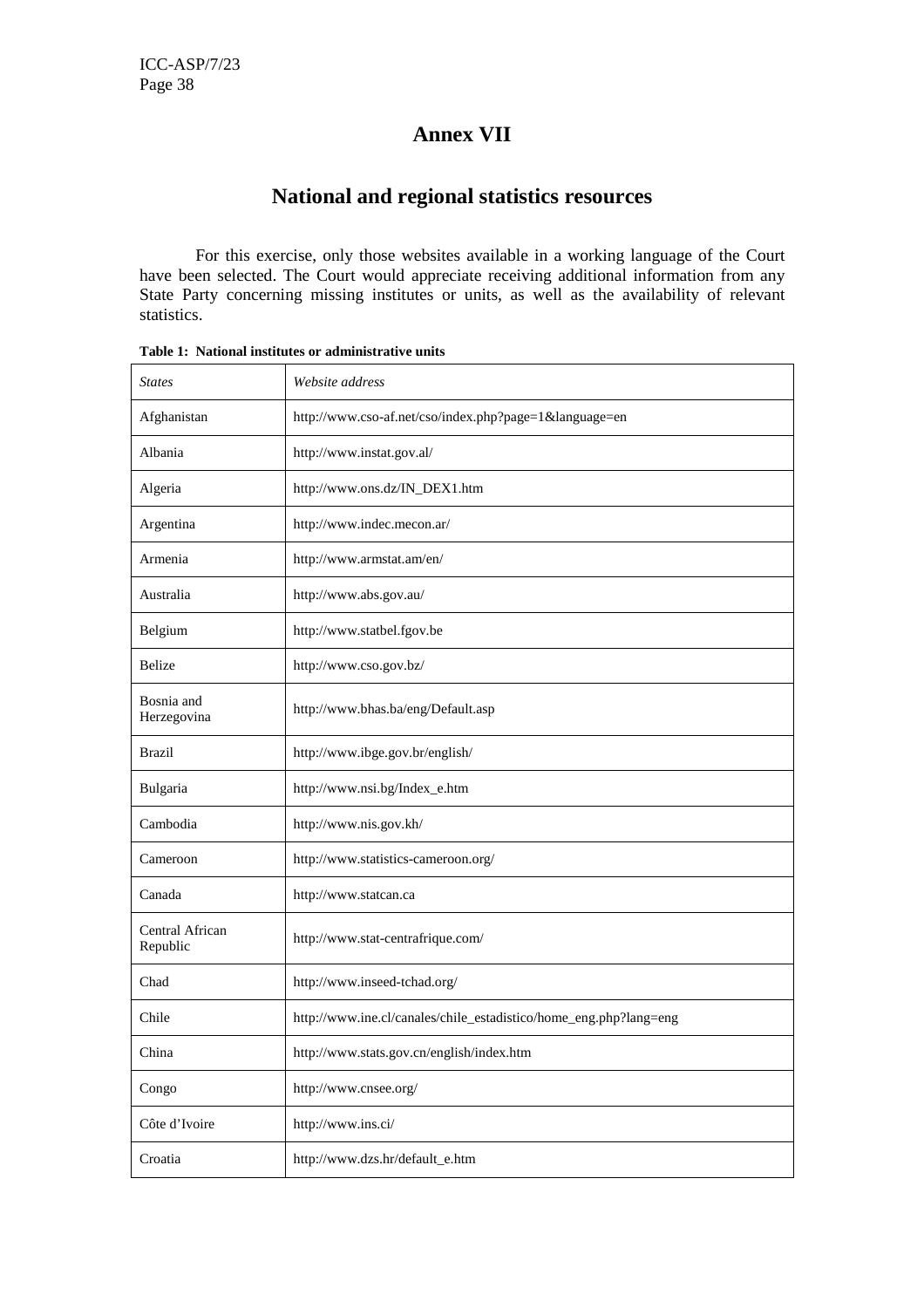# Annex VII

## National and regional statistics resources

For this exercise, only those websites available in a working language of the Court have been selected. The Court would appreciate receiving additional information from any State Party concerning missing institutes or units, as well as the availability of relevant statistics.

**Table 1: National institutes or administrative units**

| *States* | *Website address* |
|---|---|
| Afghanistan | http://www.cso-af.net/cso/index.php?page=1&language=en |
| Albania | http://www.instat.gov.al/ |
| Algeria | http://www.ons.dz/IN_DEX1.htm |
| Argentina | http://www.indec.mecon.ar/ |
| Armenia | http://www.armstat.am/en/ |
| Australia | http://www.abs.gov.au/ |
| Belgium | http://www.statbel.fgov.be |
| Belize | http://www.cso.gov.bz/ |
| Bosnia and Herzegovina | http://www.bhas.ba/eng/Default.asp |
| Brazil | http://www.ibge.gov.br/english/ |
| Bulgaria | http://www.nsi.bg/Index_e.htm |
| Cambodia | http://www.nis.gov.kh/ |
| Cameroon | http://www.statistics-cameroon.org/ |
| Canada | http://www.statcan.ca |
| Central African Republic | http://www.stat-centrafrique.com/ |
| Chad | http://www.inseed-tchad.org/ |
| Chile | http://www.ine.cl/canales/chile_estadistico/home_eng.php?lang=eng |
| China | http://www.stats.gov.cn/english/index.htm |
| Congo | http://www.cnsee.org/ |
| Côte d'Ivoire | http://www.ins.ci/ |
| Croatia | http://www.dzs.hr/default_e.htm |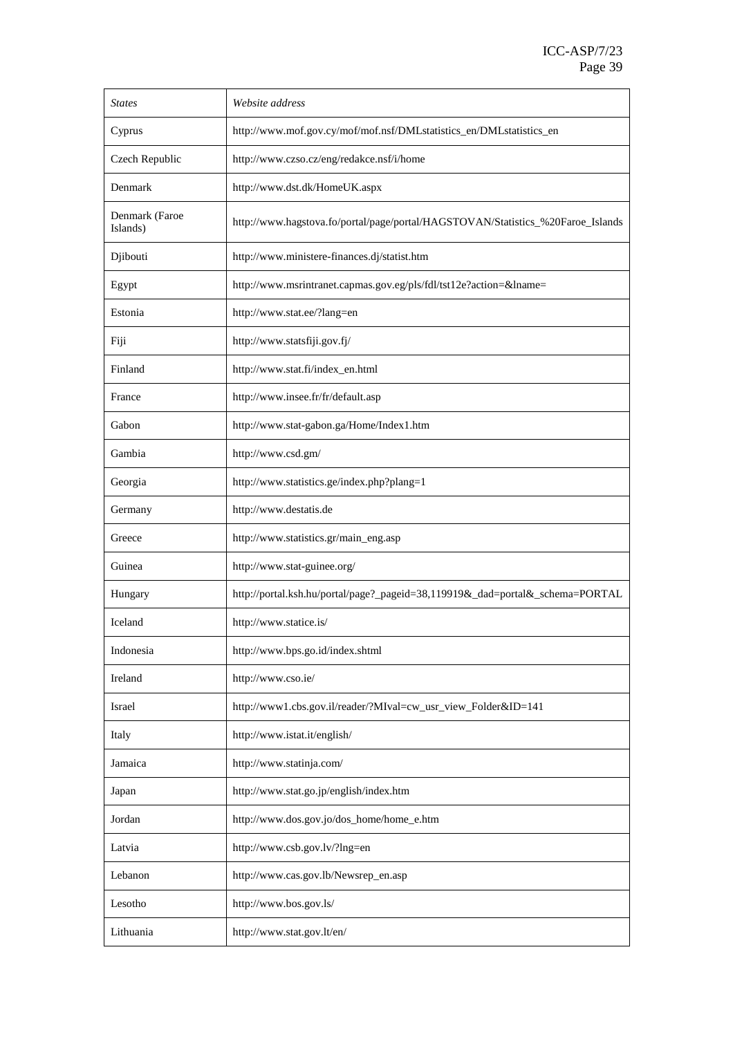| *States* | *Website address* |
|---|---|
| Cyprus | http://www.mof.gov.cy/mof/mof.nsf/DMLstatistics_en/DMLstatistics_en |
| Czech Republic | http://www.czso.cz/eng/redakce.nsf/i/home |
| Denmark | http://www.dst.dk/HomeUK.aspx |
| Denmark (Faroe Islands) | http://www.hagstova.fo/portal/page/portal/HAGSTOVAN/Statistics_%20Faroe_Islands |
| Djibouti | http://www.ministere-finances.dj/statist.htm |
| Egypt | http://www.msrintranet.capmas.gov.eg/pls/fdl/tst12e?action=&lname= |
| Estonia | http://www.stat.ee/?lang=en |
| Fiji | http://www.statsfiji.gov.fj/ |
| Finland | http://www.stat.fi/index_en.html |
| France | http://www.insee.fr/fr/default.asp |
| Gabon | http://www.stat-gabon.ga/Home/Index1.htm |
| Gambia | http://www.csd.gm/ |
| Georgia | http://www.statistics.ge/index.php?plang=1 |
| Germany | http://www.destatis.de |
| Greece | http://www.statistics.gr/main_eng.asp |
| Guinea | http://www.stat-guinee.org/ |
| Hungary | http://portal.ksh.hu/portal/page?_pageid=38,119919&_dad=portal&_schema=PORTAL |
| Iceland | http://www.statice.is/ |
| Indonesia | http://www.bps.go.id/index.shtml |
| Ireland | http://www.cso.ie/ |
| Israel | http://www1.cbs.gov.il/reader/?MIval=cw_usr_view_Folder&ID=141 |
| Italy | http://www.istat.it/english/ |
| Jamaica | http://www.statinja.com/ |
| Japan | http://www.stat.go.jp/english/index.htm |
| Jordan | http://www.dos.gov.jo/dos_home/home_e.htm |
| Latvia | http://www.csb.gov.lv/?lng=en |
| Lebanon | http://www.cas.gov.lb/Newsrep_en.asp |
| Lesotho | http://www.bos.gov.ls/ |
| Lithuania | http://www.stat.gov.lt/en/ |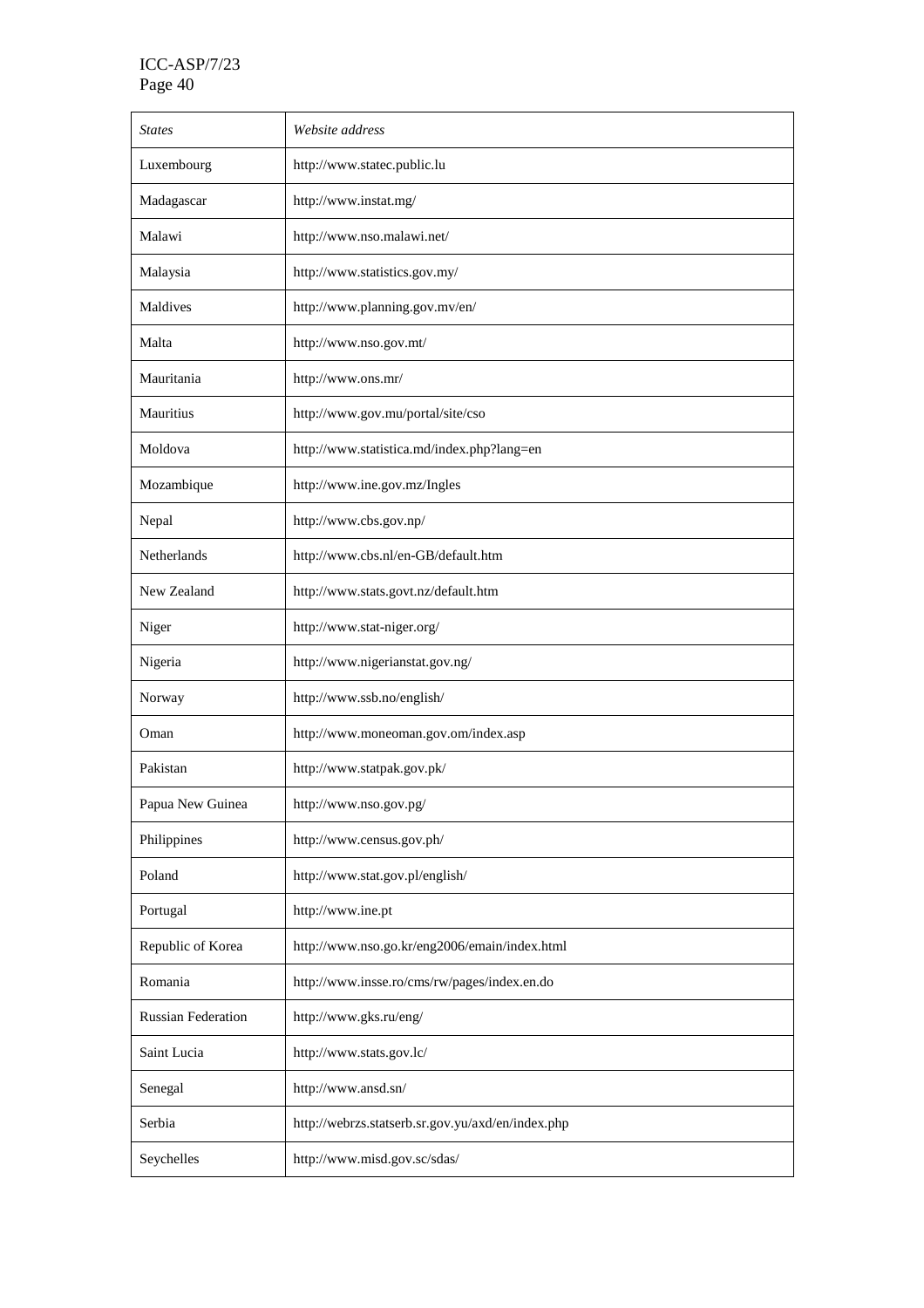| *States* | *Website address* |
|---|---|
| Luxembourg | http://www.statec.public.lu |
| Madagascar | http://www.instat.mg/ |
| Malawi | http://www.nso.malawi.net/ |
| Malaysia | http://www.statistics.gov.my/ |
| Maldives | http://www.planning.gov.mv/en/ |
| Malta | http://www.nso.gov.mt/ |
| Mauritania | http://www.ons.mr/ |
| Mauritius | http://www.gov.mu/portal/site/cso |
| Moldova | http://www.statistica.md/index.php?lang=en |
| Mozambique | http://www.ine.gov.mz/Ingles |
| Nepal | http://www.cbs.gov.np/ |
| Netherlands | http://www.cbs.nl/en-GB/default.htm |
| New Zealand | http://www.stats.govt.nz/default.htm |
| Niger | http://www.stat-niger.org/ |
| Nigeria | http://www.nigerianstat.gov.ng/ |
| Norway | http://www.ssb.no/english/ |
| Oman | http://www.moneoman.gov.om/index.asp |
| Pakistan | http://www.statpak.gov.pk/ |
| Papua New Guinea | http://www.nso.gov.pg/ |
| Philippines | http://www.census.gov.ph/ |
| Poland | http://www.stat.gov.pl/english/ |
| Portugal | http://www.ine.pt |
| Republic of Korea | http://www.nso.go.kr/eng2006/emain/index.html |
| Romania | http://www.insse.ro/cms/rw/pages/index.en.do |
| Russian Federation | http://www.gks.ru/eng/ |
| Saint Lucia | http://www.stats.gov.lc/ |
| Senegal | http://www.ansd.sn/ |
| Serbia | http://webrzs.statserb.sr.gov.yu/axd/en/index.php |
| Seychelles | http://www.misd.gov.sc/sdas/ |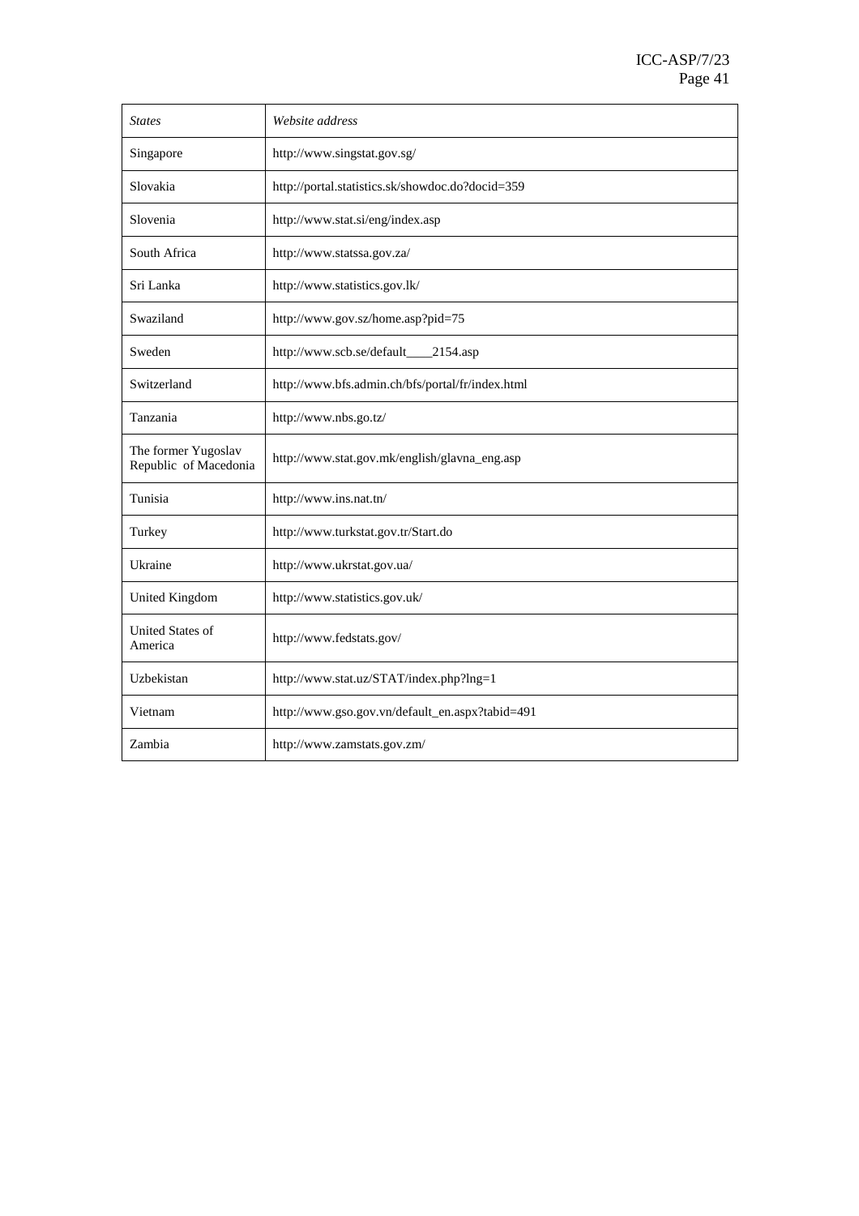| *States* | *Website address* |
|---|---|
| Singapore | http://www.singstat.gov.sg/ |
| Slovakia | http://portal.statistics.sk/showdoc.do?docid=359 |
| Slovenia | http://www.stat.si/eng/index.asp |
| South Africa | http://www.statssa.gov.za/ |
| Sri Lanka | http://www.statistics.gov.lk/ |
| Swaziland | http://www.gov.sz/home.asp?pid=75 |
| Sweden | http://www.scb.se/default____2154.asp |
| Switzerland | http://www.bfs.admin.ch/bfs/portal/fr/index.html |
| Tanzania | http://www.nbs.go.tz/ |
| The former Yugoslav Republic of Macedonia | http://www.stat.gov.mk/english/glavna_eng.asp |
| Tunisia | http://www.ins.nat.tn/ |
| Turkey | http://www.turkstat.gov.tr/Start.do |
| Ukraine | http://www.ukrstat.gov.ua/ |
| United Kingdom | http://www.statistics.gov.uk/ |
| United States of America | http://www.fedstats.gov/ |
| Uzbekistan | http://www.stat.uz/STAT/index.php?lng=1 |
| Vietnam | http://www.gso.gov.vn/default_en.aspx?tabid=491 |
| Zambia | http://www.zamstats.gov.zm/ |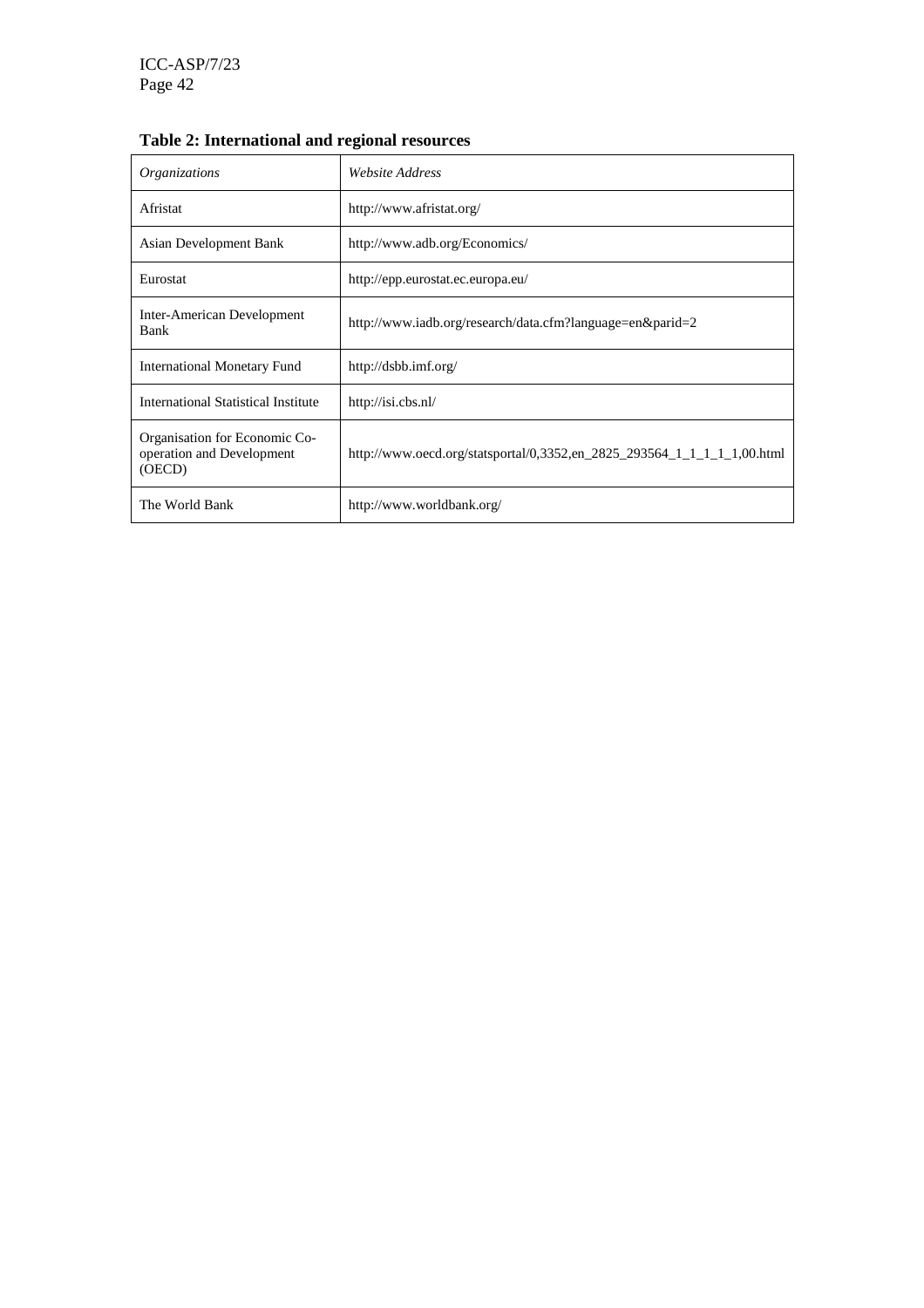**Table 2: International and regional resources**

| *Organizations* | *Website Address* |
|---|---|
| Afristat | http://www.afristat.org/ |
| Asian Development Bank | http://www.adb.org/Economics/ |
| Eurostat | http://epp.eurostat.ec.europa.eu/ |
| Inter-American Development Bank | http://www.iadb.org/research/data.cfm?language=en&parid=2 |
| International Monetary Fund | http://dsbb.imf.org/ |
| International Statistical Institute | http://isi.cbs.nl/ |
| Organisation for Economic Co-operation and Development (OECD) | http://www.oecd.org/statsportal/0,3352,en_2825_293564_1_1_1_1_1,00.html |
| The World Bank | http://www.worldbank.org/ |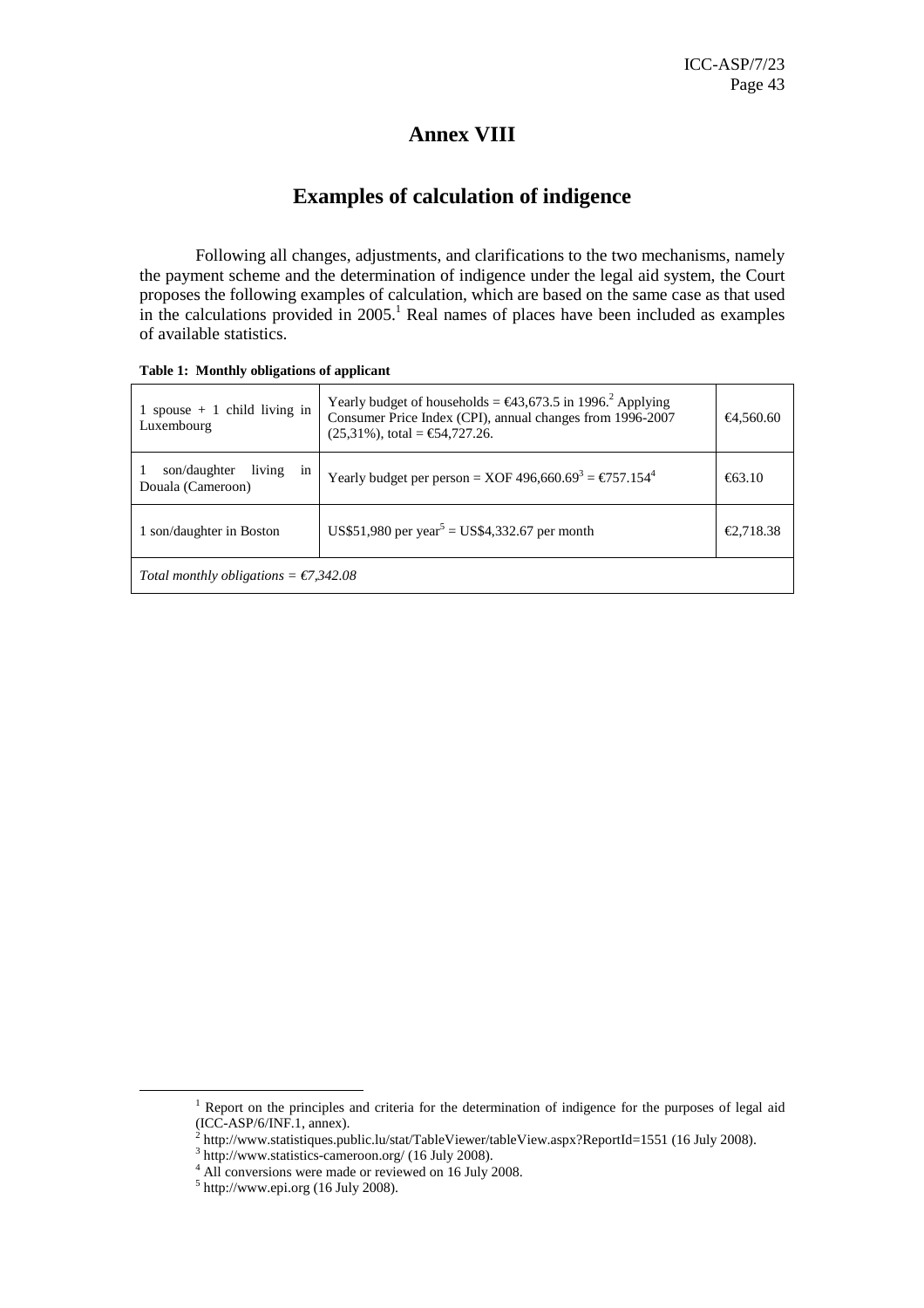# Annex VIII

## Examples of calculation of indigence

Following all changes, adjustments, and clarifications to the two mechanisms, namely the payment scheme and the determination of indigence under the legal aid system, the Court proposes the following examples of calculation, which are based on the same case as that used in the calculations provided in 2005.[1] Real names of places have been included as examples of available statistics.

**Table 1: Monthly obligations of applicant**

| | | |
|---|---|---|
| 1 spouse + 1 child living in Luxembourg | Yearly budget of households = €43,673.5 in 1996.[2] Applying Consumer Price Index (CPI), annual changes from 1996-2007 (25,31%), total = €54,727.26. | €4,560.60 |
| 1 son/daughter living in Douala (Cameroon) | Yearly budget per person = XOF 496,660.69[3] = €757.154[4] | €63.10 |
| 1 son/daughter in Boston | US$51,980 per year[5] = US$4,332.67 per month | €2,718.38 |
| *Total monthly obligations = €7,342.08* | | |

[1] Report on the principles and criteria for the determination of indigence for the purposes of legal aid (ICC-ASP/6/INF.1, annex).

[2] http://www.statistiques.public.lu/stat/TableViewer/tableView.aspx?ReportId=1551 (16 July 2008).

[3] http://www.statistics-cameroon.org/ (16 July 2008).

[4] All conversions were made or reviewed on 16 July 2008.

[5] http://www.epi.org (16 July 2008).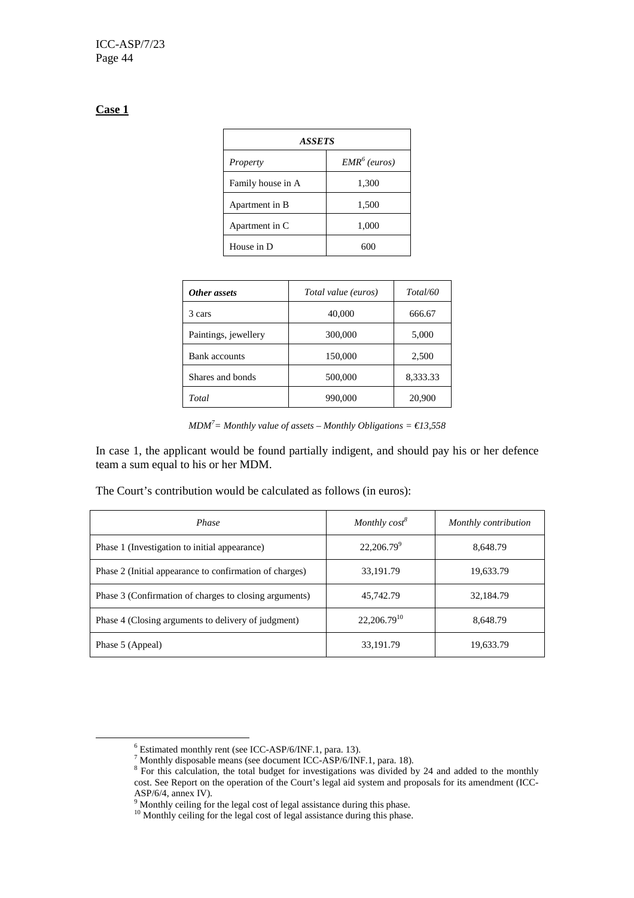**Case 1**

| *ASSETS* | |
|---|---|
| *Property* | *EMR*[6] *(euros)* |
| Family house in A | 1,300 |
| Apartment in B | 1,500 |
| Apartment in C | 1,000 |
| House in D | 600 |

| *Other assets* | *Total value (euros)* | *Total/60* |
|---|---|---|
| 3 cars | 40,000 | 666.67 |
| Paintings, jewellery | 300,000 | 5,000 |
| Bank accounts | 150,000 | 2,500 |
| Shares and bonds | 500,000 | 8,333.33 |
| *Total* | 990,000 | 20,900 |

*MDM*[7] *= Monthly value of assets – Monthly Obligations = €13,558*

In case 1, the applicant would be found partially indigent, and should pay his or her defence team a sum equal to his or her MDM.

The Court's contribution would be calculated as follows (in euros):

| *Phase* | *Monthly cost*[8] | *Monthly contribution* |
|---|---|---|
| Phase 1 (Investigation to initial appearance) | 22,206.79[9] | 8,648.79 |
| Phase 2 (Initial appearance to confirmation of charges) | 33,191.79 | 19,633.79 |
| Phase 3 (Confirmation of charges to closing arguments) | 45,742.79 | 32,184.79 |
| Phase 4 (Closing arguments to delivery of judgment) | 22,206.79[10] | 8,648.79 |
| Phase 5 (Appeal) | 33,191.79 | 19,633.79 |

[6] Estimated monthly rent (see ICC-ASP/6/INF.1, para. 13).

[7] Monthly disposable means (see document ICC-ASP/6/INF.1, para. 18).

[8] For this calculation, the total budget for investigations was divided by 24 and added to the monthly cost. See Report on the operation of the Court's legal aid system and proposals for its amendment (ICC-ASP/6/4, annex IV).

[9] Monthly ceiling for the legal cost of legal assistance during this phase.

[10] Monthly ceiling for the legal cost of legal assistance during this phase.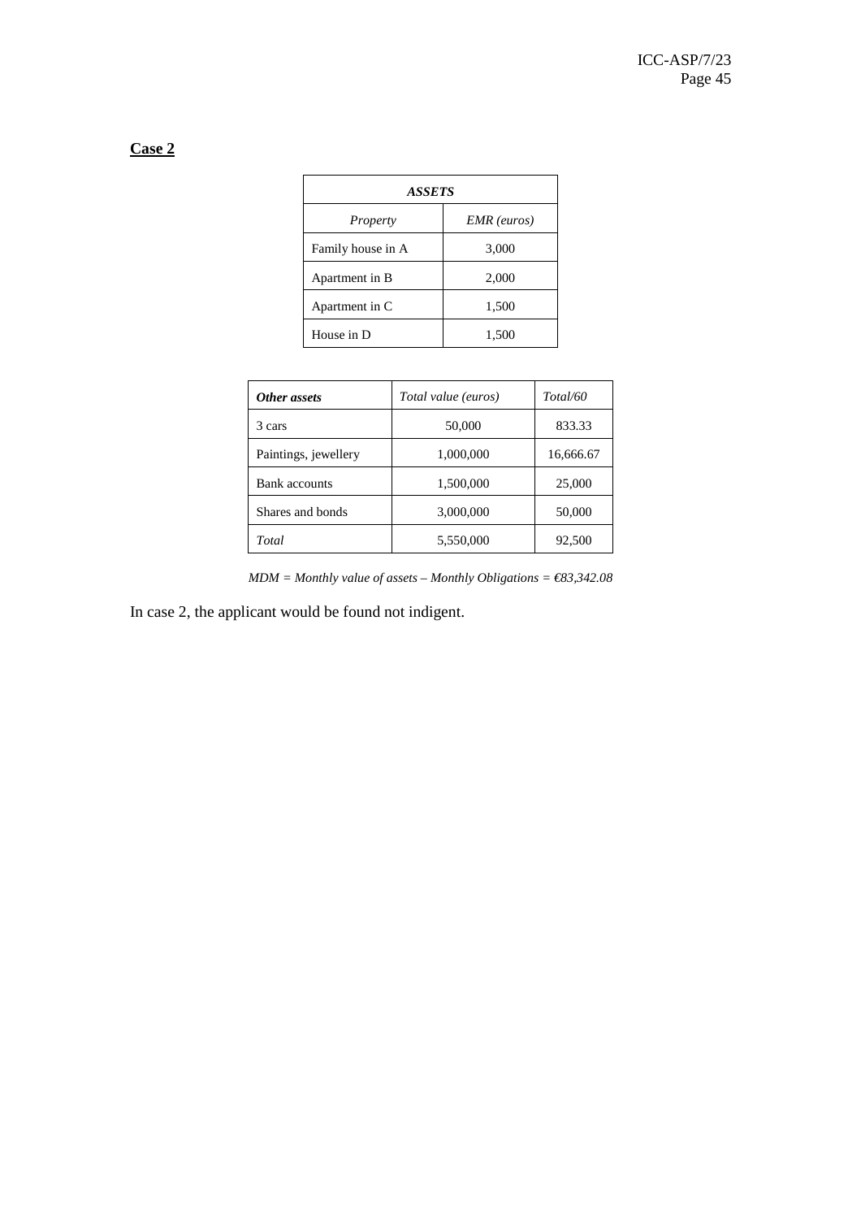**Case 2**

| *ASSETS* | |
|---|---|
| *Property* | *EMR (euros)* |
| Family house in A | 3,000 |
| Apartment in B | 2,000 |
| Apartment in C | 1,500 |
| House in D | 1,500 |

| ***Other assets*** | *Total value (euros)* | *Total/60* |
|---|---|---|
| 3 cars | 50,000 | 833.33 |
| Paintings, jewellery | 1,000,000 | 16,666.67 |
| Bank accounts | 1,500,000 | 25,000 |
| Shares and bonds | 3,000,000 | 50,000 |
| *Total* | 5,550,000 | 92,500 |

*MDM = Monthly value of assets – Monthly Obligations = €83,342.08*

In case 2, the applicant would be found not indigent.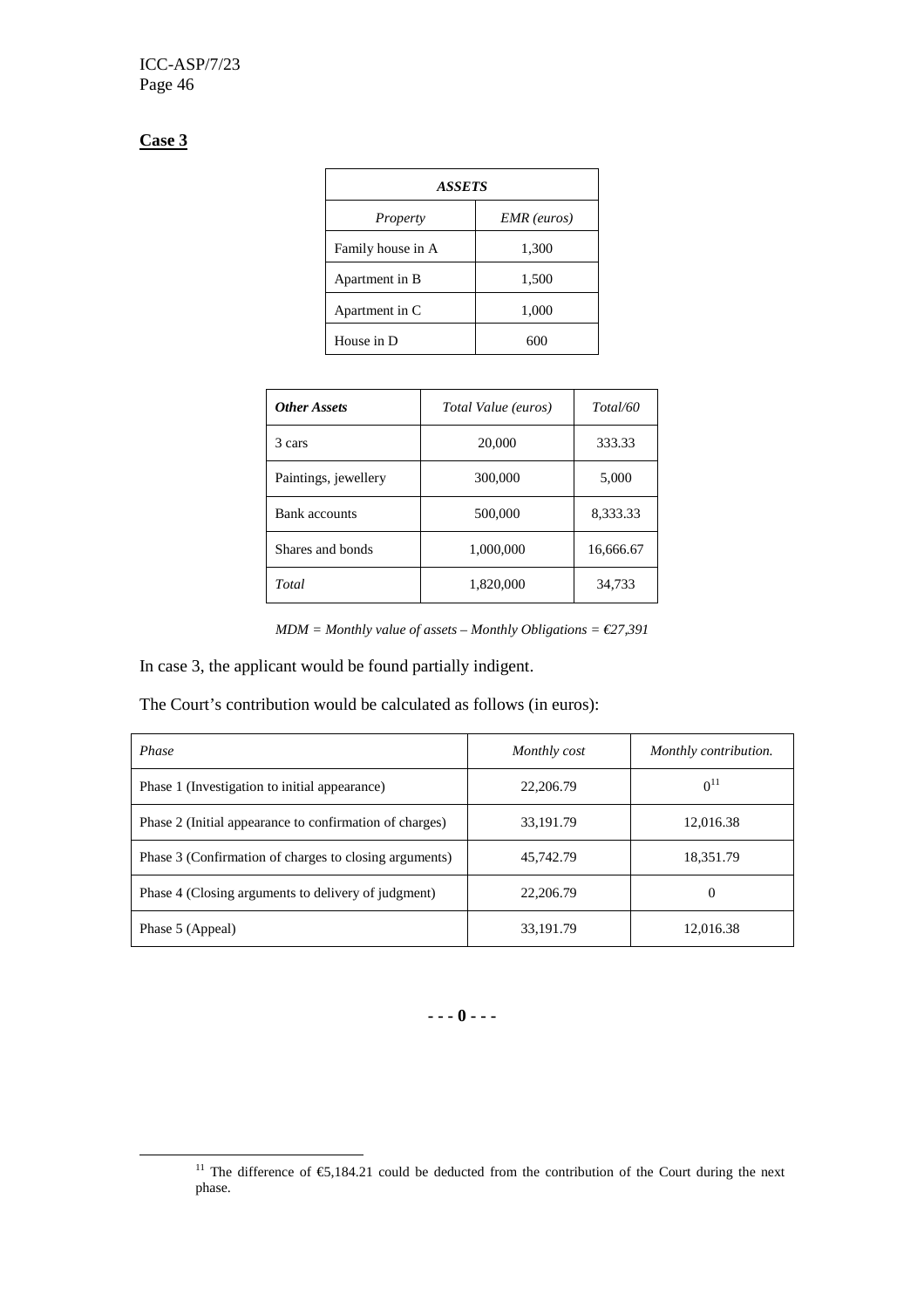**Case 3**

| *ASSETS* | |
|---|---|
| *Property* | *EMR (euros)* |
| Family house in A | 1,300 |
| Apartment in B | 1,500 |
| Apartment in C | 1,000 |
| House in D | 600 |

| ***Other Assets*** | *Total Value (euros)* | *Total/60* |
|---|---|---|
| 3 cars | 20,000 | 333.33 |
| Paintings, jewellery | 300,000 | 5,000 |
| Bank accounts | 500,000 | 8,333.33 |
| Shares and bonds | 1,000,000 | 16,666.67 |
| *Total* | 1,820,000 | 34,733 |

*MDM = Monthly value of assets – Monthly Obligations = €27,391*

In case 3, the applicant would be found partially indigent.

The Court's contribution would be calculated as follows (in euros):

| *Phase* | *Monthly cost* | *Monthly contribution.* |
|---|---|---|
| Phase 1 (Investigation to initial appearance) | 22,206.79 | 0[11] |
| Phase 2 (Initial appearance to confirmation of charges) | 33,191.79 | 12,016.38 |
| Phase 3 (Confirmation of charges to closing arguments) | 45,742.79 | 18,351.79 |
| Phase 4 (Closing arguments to delivery of judgment) | 22,206.79 | 0 |
| Phase 5 (Appeal) | 33,191.79 | 12,016.38 |

**- - - 0 - - -**

[11] The difference of €5,184.21 could be deducted from the contribution of the Court during the next phase.